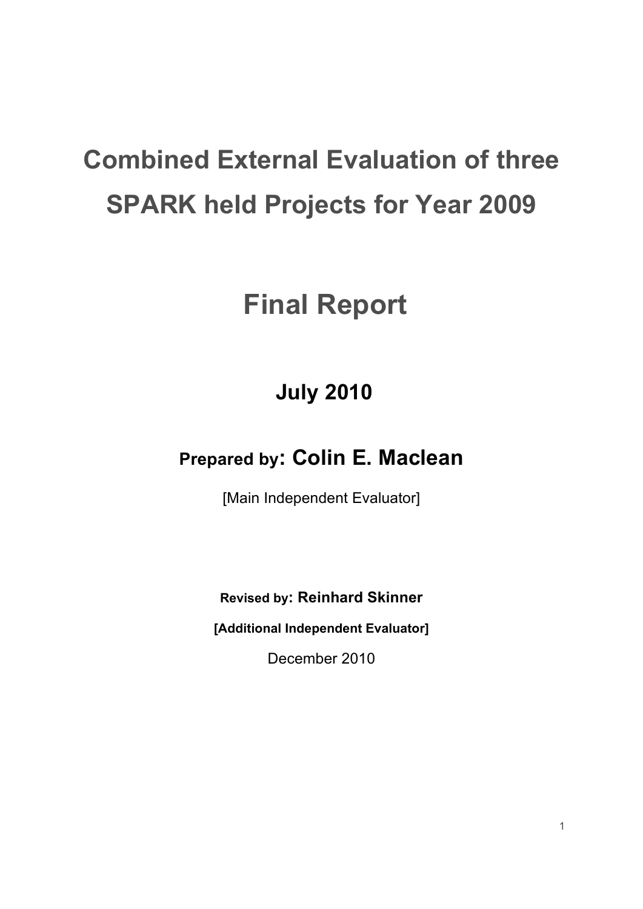# Combined External Evaluation of three SPARK held Projects for Year 2009

# Final Report

## July 2010

**Prepared by: Colin E. Maclean**

[Main Independent Evaluator]

**Revised by: Reinhard Skinner**

**[Additional Independent Evaluator]**

December 2010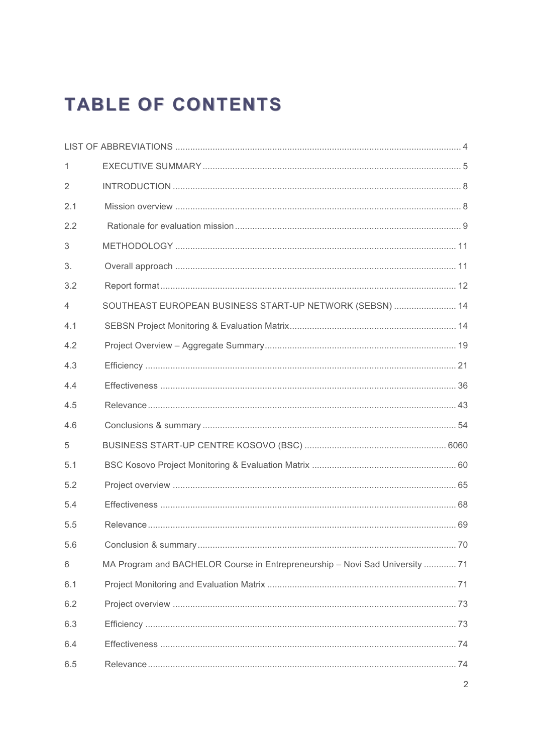# TABLE OF CONTENTS

LIST OF ABBREVIATIONS ........................................................................................................ 4

1 EXECUTIVE SUMMARY ........................................................................................................ 5

2 INTRODUCTION ........................................................................................................ 8

2.1 Mission overview ........................................................................................................ 8

2.2 Rationale for evaluation mission ........................................................................................................ 9

3 METHODOLOGY ........................................................................................................ 11

3. Overall approach ........................................................................................................ 11

3.2 Report format ........................................................................................................ 12

4 SOUTHEAST EUROPEAN BUSINESS START-UP NETWORK (SEBSN) ........................................ 14

4.1 SEBSN Project Monitoring & Evaluation Matrix ........................................................................ 14

4.2 Project Overview – Aggregate Summary ........................................................................ 19

4.3 Efficiency ........................................................................................................ 21

4.4 Effectiveness ........................................................................................................ 36

4.5 Relevance ........................................................................................................ 43

4.6 Conclusions & summary ........................................................................................................ 54

5 BUSINESS START-UP CENTRE KOSOVO (BSC) ........................................................ 6060

5.1 BSC Kosovo Project Monitoring & Evaluation Matrix ........................................................ 60

5.2 Project overview ........................................................................................................ 65

5.4 Effectiveness ........................................................................................................ 68

5.5 Relevance ........................................................................................................ 69

5.6 Conclusion & summary ........................................................................................................ 70

6 MA Program and BACHELOR Course in Entrepreneurship – Novi Sad University ............. 71

6.1 Project Monitoring and Evaluation Matrix ........................................................................ 71

6.2 Project overview ........................................................................................................ 73

6.3 Efficiency ........................................................................................................ 73

6.4 Effectiveness ........................................................................................................ 74

6.5 Relevance ........................................................................................................ 74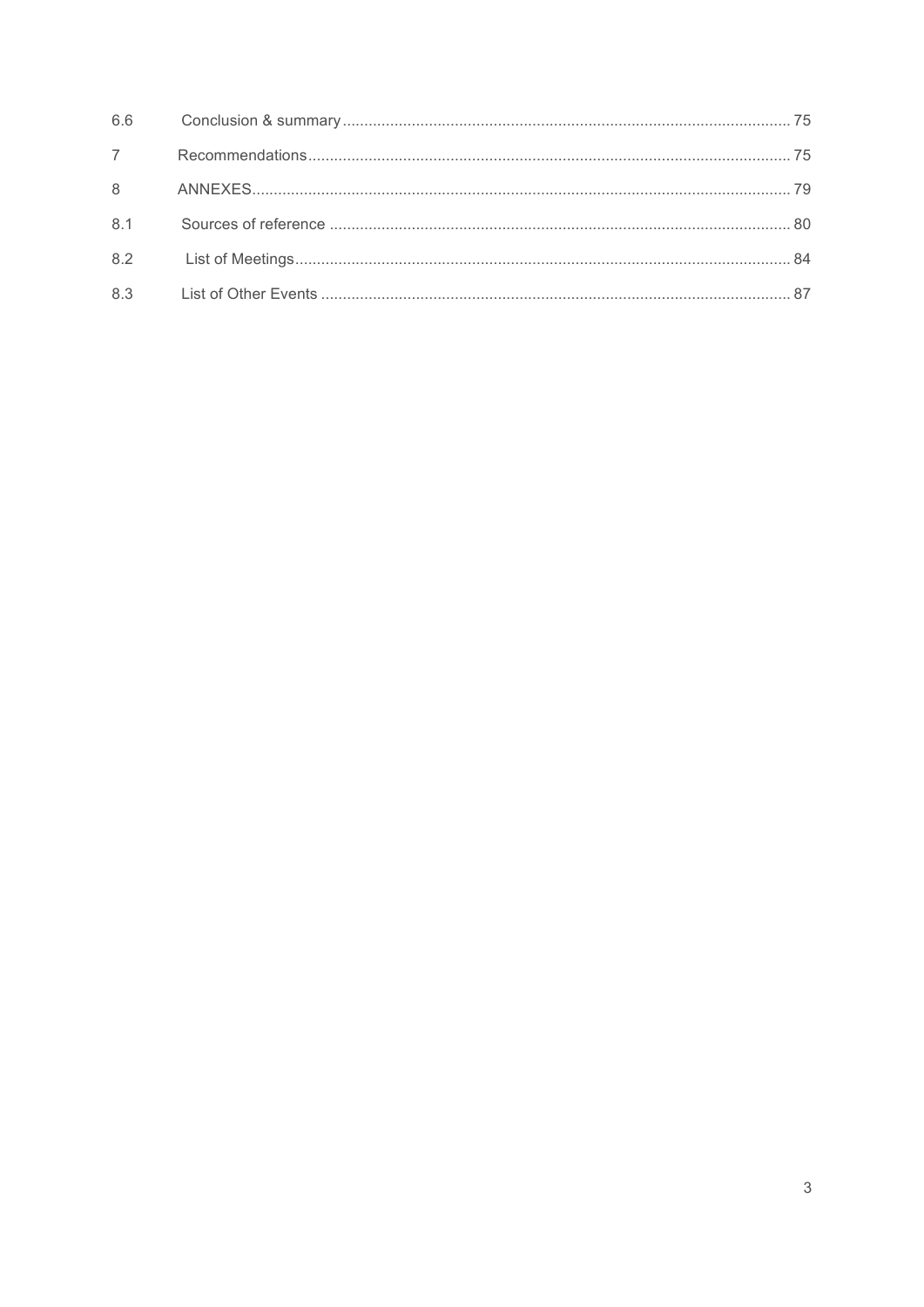| | | |
|---|---|---|
| 6.6 | Conclusion & summary | 75 |
| 7 | Recommendations | 75 |
| 8 | ANNEXES | 79 |
| 8.1 | Sources of reference | 80 |
| 8.2 | List of Meetings | 84 |
| 8.3 | List of Other Events | 87 |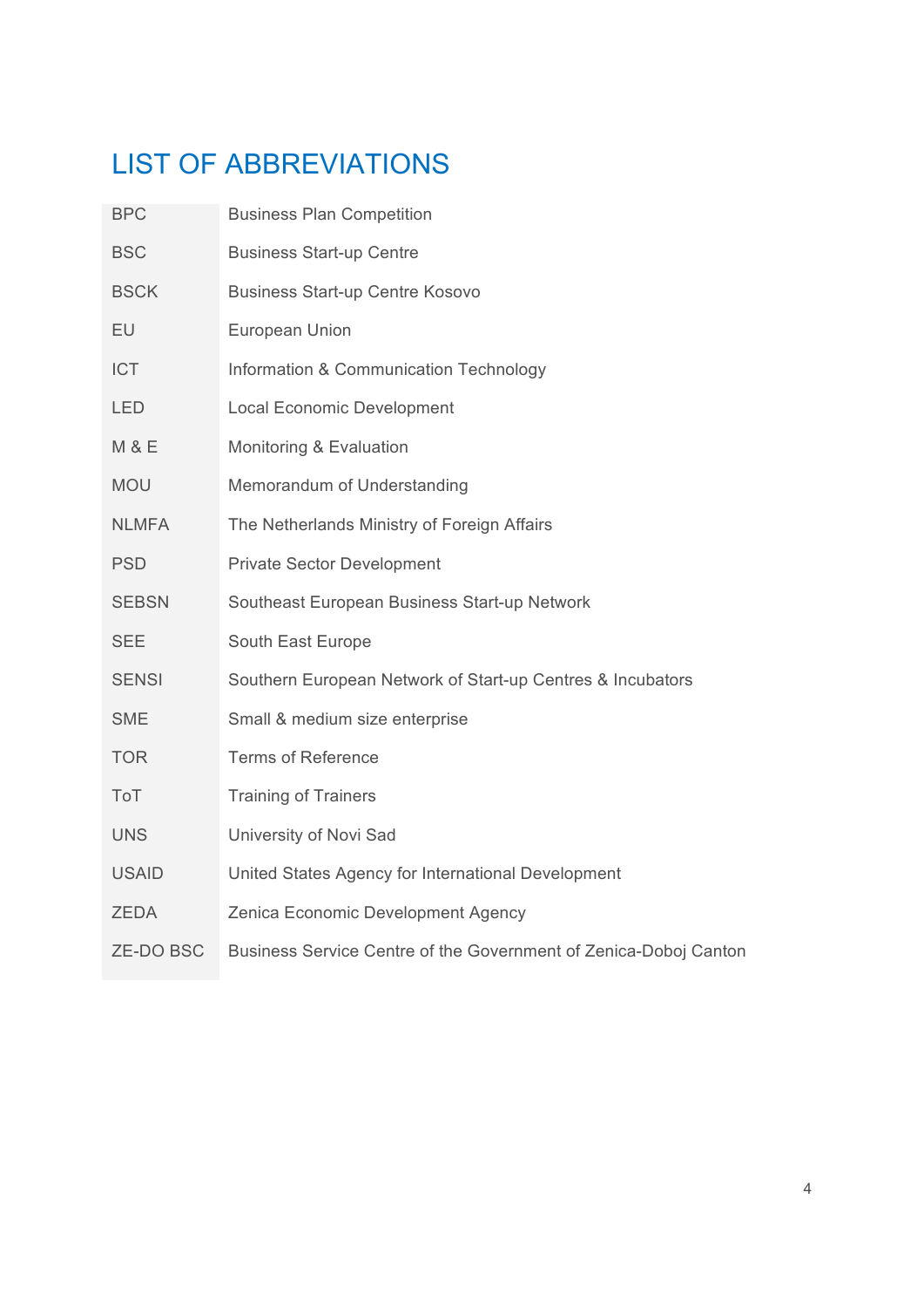# LIST OF ABBREVIATIONS

| | |
|---|---|
| BPC | Business Plan Competition |
| BSC | Business Start-up Centre |
| BSCK | Business Start-up Centre Kosovo |
| EU | European Union |
| ICT | Information & Communication Technology |
| LED | Local Economic Development |
| M & E | Monitoring & Evaluation |
| MOU | Memorandum of Understanding |
| NLMFA | The Netherlands Ministry of Foreign Affairs |
| PSD | Private Sector Development |
| SEBSN | Southeast European Business Start-up Network |
| SEE | South East Europe |
| SENSI | Southern European Network of Start-up Centres & Incubators |
| SME | Small & medium size enterprise |
| TOR | Terms of Reference |
| ToT | Training of Trainers |
| UNS | University of Novi Sad |
| USAID | United States Agency for International Development |
| ZEDA | Zenica Economic Development Agency |
| ZE-DO BSC | Business Service Centre of the Government of Zenica-Doboj Canton |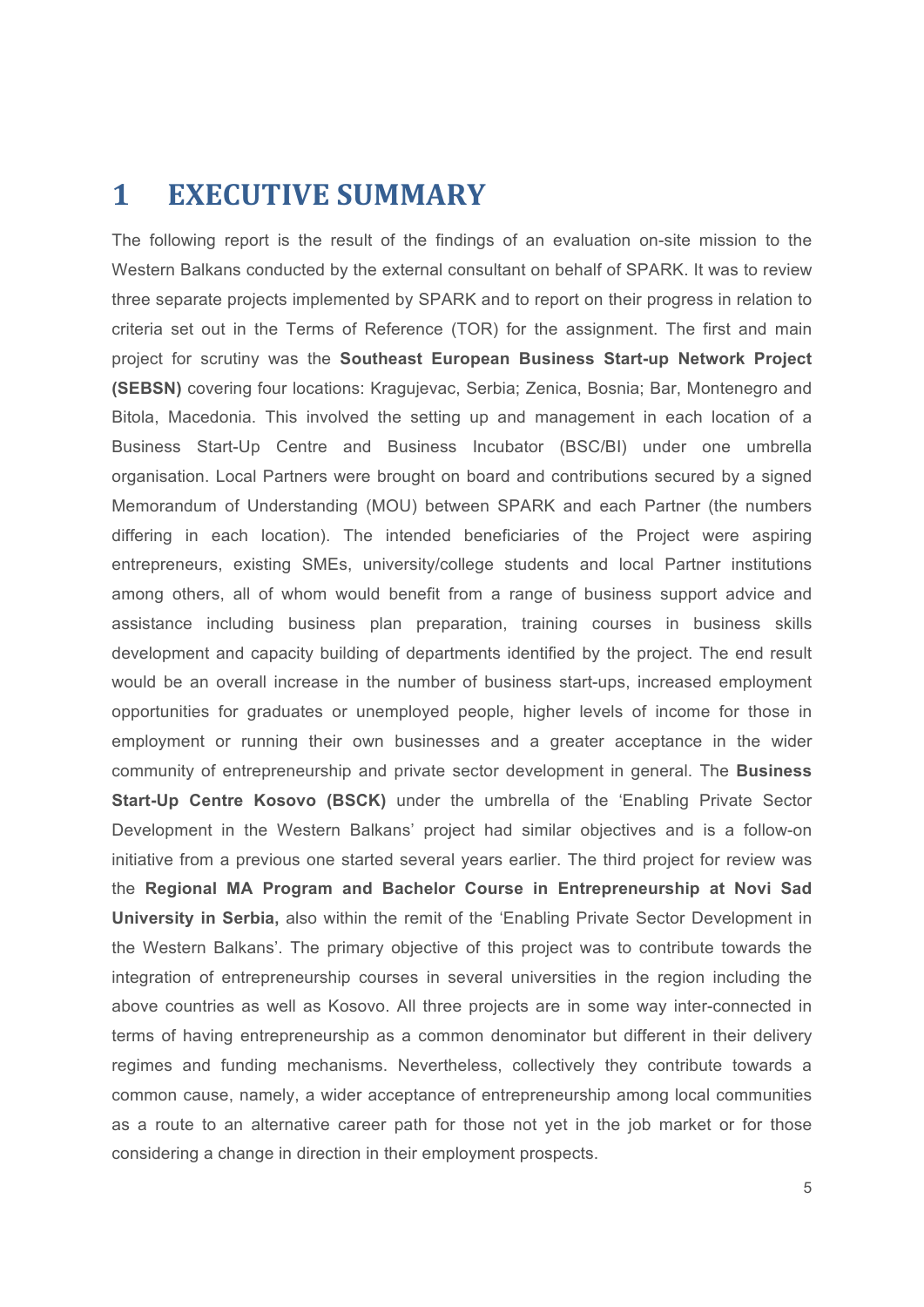# 1 EXECUTIVE SUMMARY

The following report is the result of the findings of an evaluation on-site mission to the Western Balkans conducted by the external consultant on behalf of SPARK. It was to review three separate projects implemented by SPARK and to report on their progress in relation to criteria set out in the Terms of Reference (TOR) for the assignment. The first and main project for scrutiny was the **Southeast European Business Start-up Network Project (SEBSN)** covering four locations: Kragujevac, Serbia; Zenica, Bosnia; Bar, Montenegro and Bitola, Macedonia. This involved the setting up and management in each location of a Business Start-Up Centre and Business Incubator (BSC/BI) under one umbrella organisation. Local Partners were brought on board and contributions secured by a signed Memorandum of Understanding (MOU) between SPARK and each Partner (the numbers differing in each location). The intended beneficiaries of the Project were aspiring entrepreneurs, existing SMEs, university/college students and local Partner institutions among others, all of whom would benefit from a range of business support advice and assistance including business plan preparation, training courses in business skills development and capacity building of departments identified by the project. The end result would be an overall increase in the number of business start-ups, increased employment opportunities for graduates or unemployed people, higher levels of income for those in employment or running their own businesses and a greater acceptance in the wider community of entrepreneurship and private sector development in general. The **Business Start-Up Centre Kosovo (BSCK)** under the umbrella of the 'Enabling Private Sector Development in the Western Balkans' project had similar objectives and is a follow-on initiative from a previous one started several years earlier. The third project for review was the **Regional MA Program and Bachelor Course in Entrepreneurship at Novi Sad University in Serbia,** also within the remit of the 'Enabling Private Sector Development in the Western Balkans'. The primary objective of this project was to contribute towards the integration of entrepreneurship courses in several universities in the region including the above countries as well as Kosovo. All three projects are in some way inter-connected in terms of having entrepreneurship as a common denominator but different in their delivery regimes and funding mechanisms. Nevertheless, collectively they contribute towards a common cause, namely, a wider acceptance of entrepreneurship among local communities as a route to an alternative career path for those not yet in the job market or for those considering a change in direction in their employment prospects.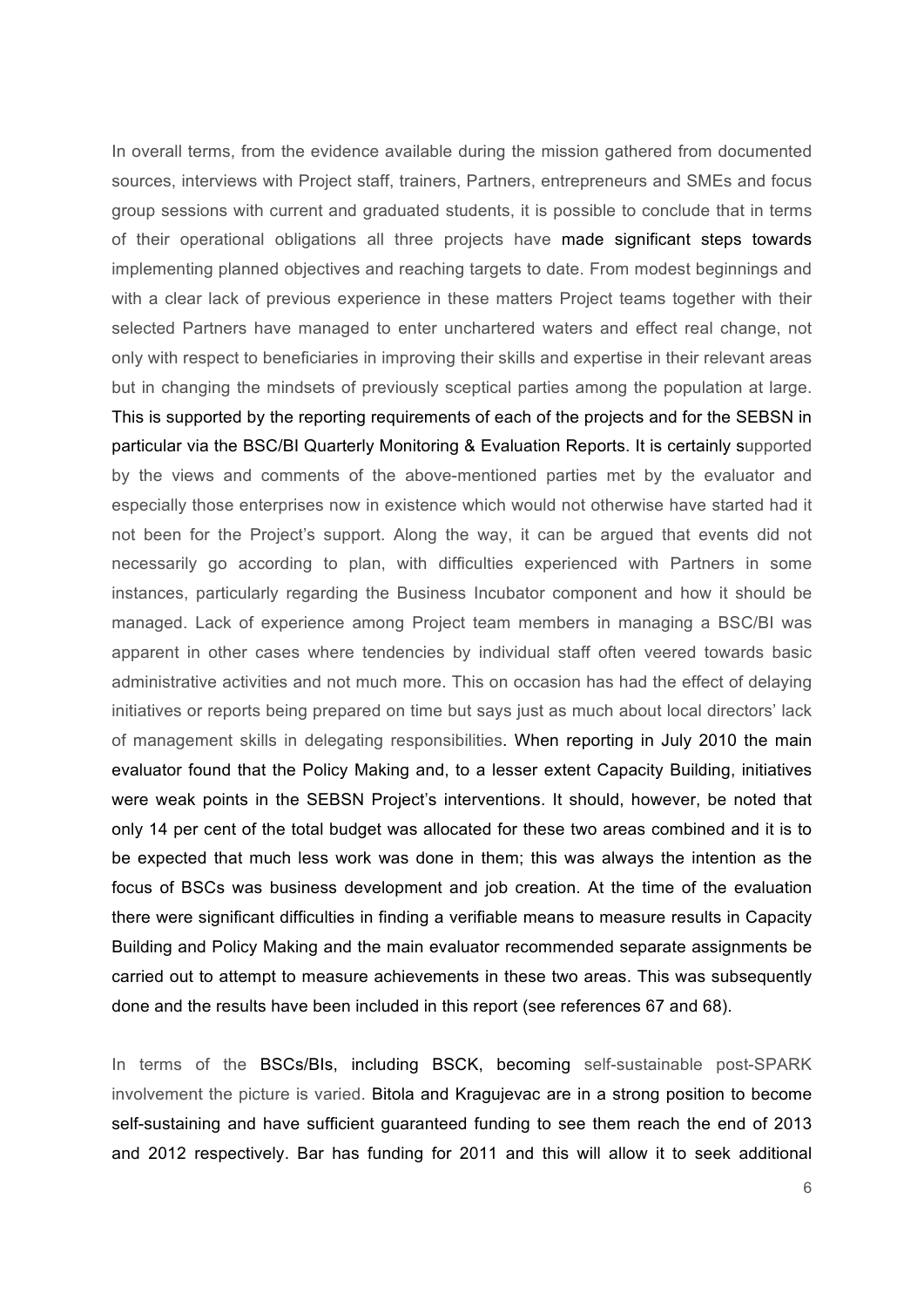In overall terms, from the evidence available during the mission gathered from documented sources, interviews with Project staff, trainers, Partners, entrepreneurs and SMEs and focus group sessions with current and graduated students, it is possible to conclude that in terms of their operational obligations all three projects have made significant steps towards implementing planned objectives and reaching targets to date. From modest beginnings and with a clear lack of previous experience in these matters Project teams together with their selected Partners have managed to enter unchartered waters and effect real change, not only with respect to beneficiaries in improving their skills and expertise in their relevant areas but in changing the mindsets of previously sceptical parties among the population at large. This is supported by the reporting requirements of each of the projects and for the SEBSN in particular via the BSC/BI Quarterly Monitoring & Evaluation Reports. It is certainly supported by the views and comments of the above-mentioned parties met by the evaluator and especially those enterprises now in existence which would not otherwise have started had it not been for the Project's support. Along the way, it can be argued that events did not necessarily go according to plan, with difficulties experienced with Partners in some instances, particularly regarding the Business Incubator component and how it should be managed. Lack of experience among Project team members in managing a BSC/BI was apparent in other cases where tendencies by individual staff often veered towards basic administrative activities and not much more. This on occasion has had the effect of delaying initiatives or reports being prepared on time but says just as much about local directors' lack of management skills in delegating responsibilities. When reporting in July 2010 the main evaluator found that the Policy Making and, to a lesser extent Capacity Building, initiatives were weak points in the SEBSN Project's interventions. It should, however, be noted that only 14 per cent of the total budget was allocated for these two areas combined and it is to be expected that much less work was done in them; this was always the intention as the focus of BSCs was business development and job creation. At the time of the evaluation there were significant difficulties in finding a verifiable means to measure results in Capacity Building and Policy Making and the main evaluator recommended separate assignments be carried out to attempt to measure achievements in these two areas. This was subsequently done and the results have been included in this report (see references 67 and 68).

In terms of the BSCs/BIs, including BSCK, becoming self-sustainable post-SPARK involvement the picture is varied. Bitola and Kragujevac are in a strong position to become self-sustaining and have sufficient guaranteed funding to see them reach the end of 2013 and 2012 respectively. Bar has funding for 2011 and this will allow it to seek additional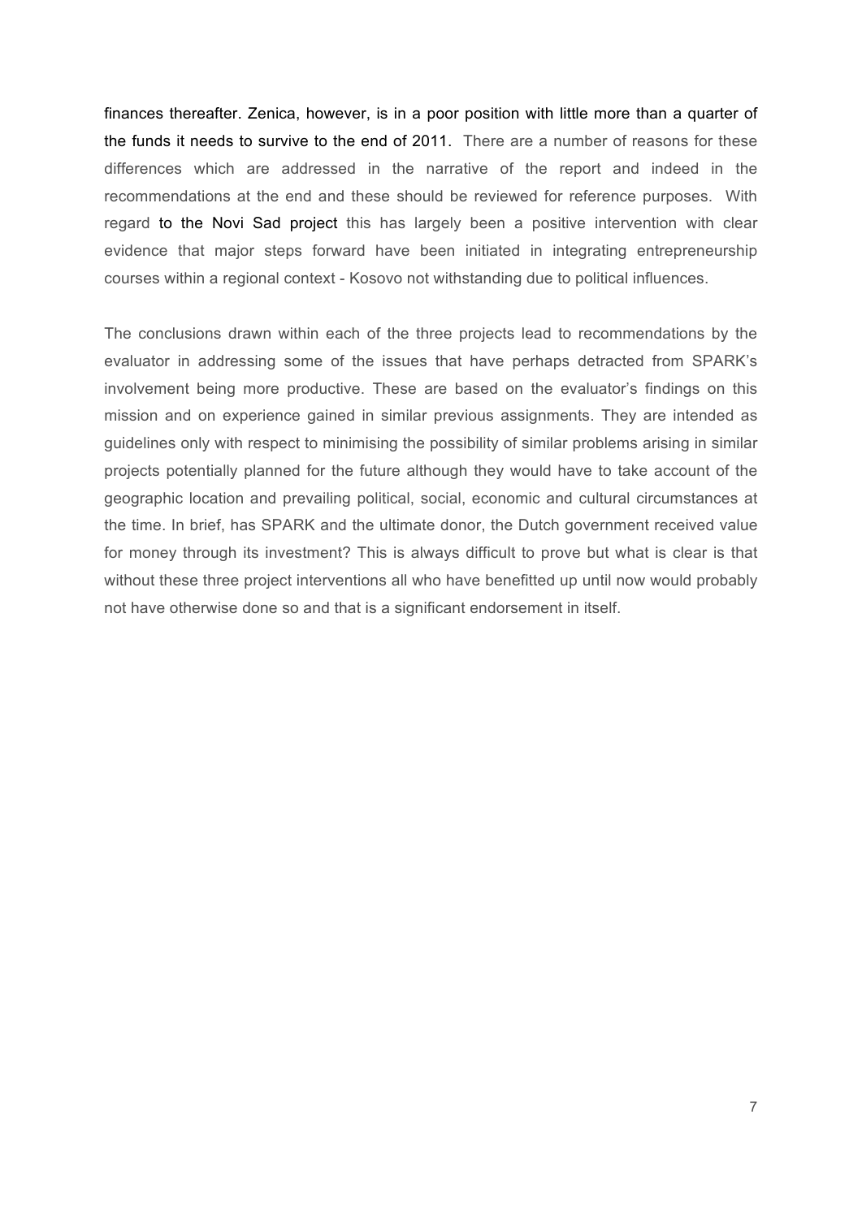finances thereafter. Zenica, however, is in a poor position with little more than a quarter of the funds it needs to survive to the end of 2011. There are a number of reasons for these differences which are addressed in the narrative of the report and indeed in the recommendations at the end and these should be reviewed for reference purposes. With regard to the Novi Sad project this has largely been a positive intervention with clear evidence that major steps forward have been initiated in integrating entrepreneurship courses within a regional context - Kosovo not withstanding due to political influences.

The conclusions drawn within each of the three projects lead to recommendations by the evaluator in addressing some of the issues that have perhaps detracted from SPARK's involvement being more productive. These are based on the evaluator's findings on this mission and on experience gained in similar previous assignments. They are intended as guidelines only with respect to minimising the possibility of similar problems arising in similar projects potentially planned for the future although they would have to take account of the geographic location and prevailing political, social, economic and cultural circumstances at the time. In brief, has SPARK and the ultimate donor, the Dutch government received value for money through its investment? This is always difficult to prove but what is clear is that without these three project interventions all who have benefitted up until now would probably not have otherwise done so and that is a significant endorsement in itself.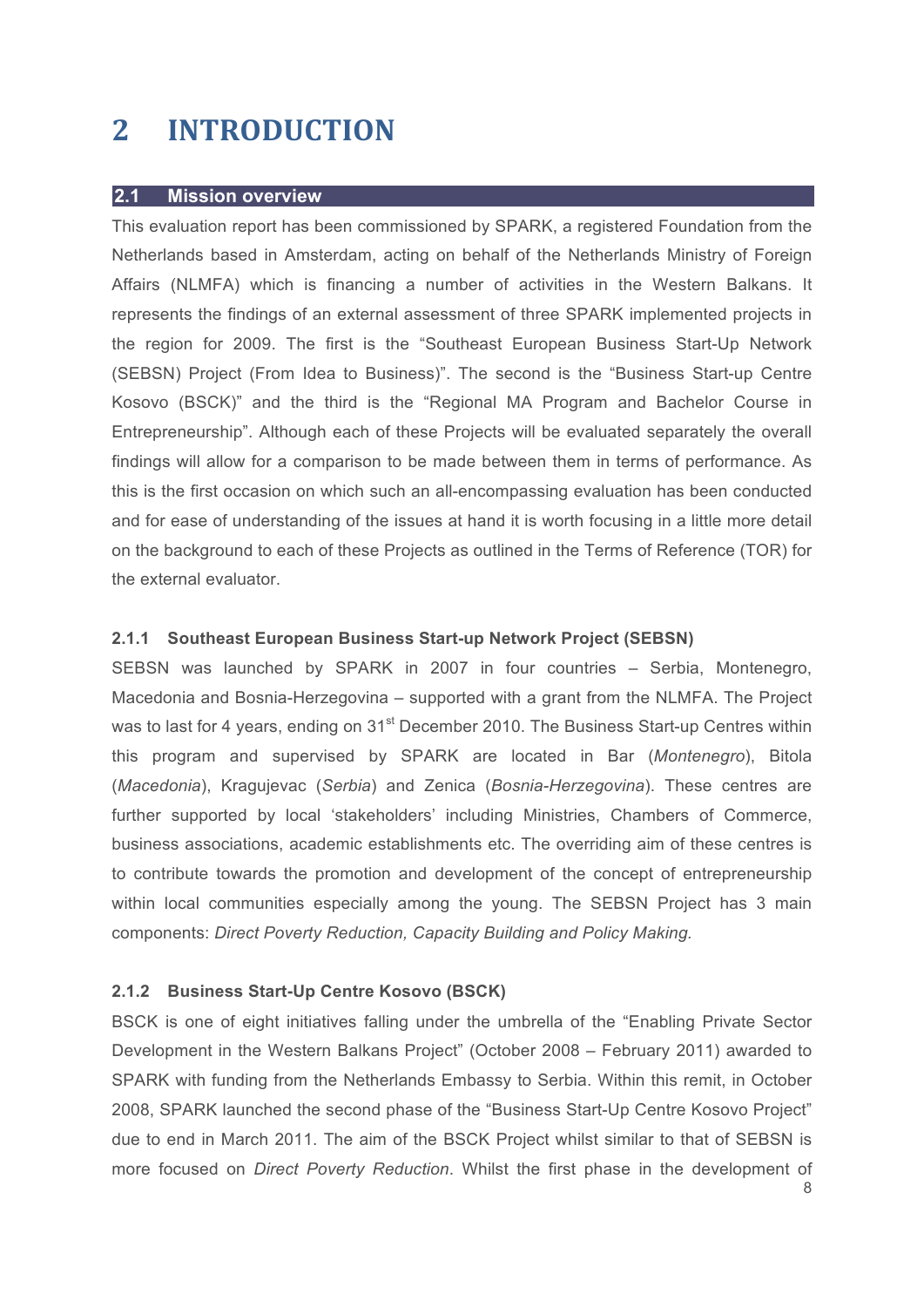# 2 INTRODUCTION

## 2.1 Mission overview

This evaluation report has been commissioned by SPARK, a registered Foundation from the Netherlands based in Amsterdam, acting on behalf of the Netherlands Ministry of Foreign Affairs (NLMFA) which is financing a number of activities in the Western Balkans. It represents the findings of an external assessment of three SPARK implemented projects in the region for 2009. The first is the "Southeast European Business Start-Up Network (SEBSN) Project (From Idea to Business)". The second is the "Business Start-up Centre Kosovo (BSCK)" and the third is the "Regional MA Program and Bachelor Course in Entrepreneurship". Although each of these Projects will be evaluated separately the overall findings will allow for a comparison to be made between them in terms of performance. As this is the first occasion on which such an all-encompassing evaluation has been conducted and for ease of understanding of the issues at hand it is worth focusing in a little more detail on the background to each of these Projects as outlined in the Terms of Reference (TOR) for the external evaluator.

### 2.1.1 Southeast European Business Start-up Network Project (SEBSN)

SEBSN was launched by SPARK in 2007 in four countries – Serbia, Montenegro, Macedonia and Bosnia-Herzegovina – supported with a grant from the NLMFA. The Project was to last for 4 years, ending on 31st December 2010. The Business Start-up Centres within this program and supervised by SPARK are located in Bar (*Montenegro*), Bitola (*Macedonia*), Kragujevac (*Serbia*) and Zenica (*Bosnia-Herzegovina*). These centres are further supported by local 'stakeholders' including Ministries, Chambers of Commerce, business associations, academic establishments etc. The overriding aim of these centres is to contribute towards the promotion and development of the concept of entrepreneurship within local communities especially among the young. The SEBSN Project has 3 main components: *Direct Poverty Reduction, Capacity Building and Policy Making.*

### 2.1.2 Business Start-Up Centre Kosovo (BSCK)

BSCK is one of eight initiatives falling under the umbrella of the "Enabling Private Sector Development in the Western Balkans Project" (October 2008 – February 2011) awarded to SPARK with funding from the Netherlands Embassy to Serbia. Within this remit, in October 2008, SPARK launched the second phase of the "Business Start-Up Centre Kosovo Project" due to end in March 2011. The aim of the BSCK Project whilst similar to that of SEBSN is more focused on *Direct Poverty Reduction*. Whilst the first phase in the development of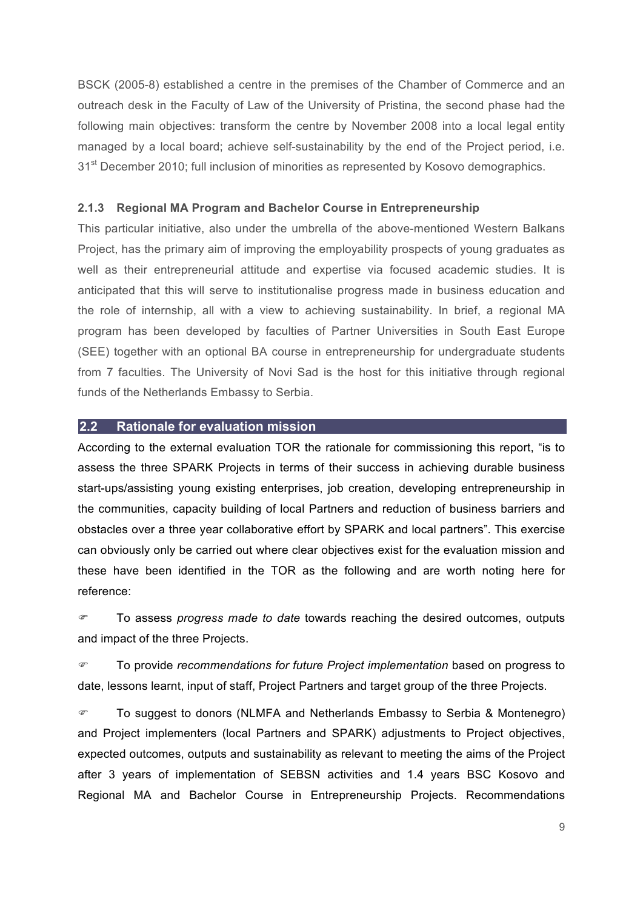BSCK (2005-8) established a centre in the premises of the Chamber of Commerce and an outreach desk in the Faculty of Law of the University of Pristina, the second phase had the following main objectives: transform the centre by November 2008 into a local legal entity managed by a local board; achieve self-sustainability by the end of the Project period, i.e. 31st December 2010; full inclusion of minorities as represented by Kosovo demographics.

### 2.1.3 Regional MA Program and Bachelor Course in Entrepreneurship

This particular initiative, also under the umbrella of the above-mentioned Western Balkans Project, has the primary aim of improving the employability prospects of young graduates as well as their entrepreneurial attitude and expertise via focused academic studies. It is anticipated that this will serve to institutionalise progress made in business education and the role of internship, all with a view to achieving sustainability. In brief, a regional MA program has been developed by faculties of Partner Universities in South East Europe (SEE) together with an optional BA course in entrepreneurship for undergraduate students from 7 faculties. The University of Novi Sad is the host for this initiative through regional funds of the Netherlands Embassy to Serbia.

## 2.2 Rationale for evaluation mission

According to the external evaluation TOR the rationale for commissioning this report, "is to assess the three SPARK Projects in terms of their success in achieving durable business start-ups/assisting young existing enterprises, job creation, developing entrepreneurship in the communities, capacity building of local Partners and reduction of business barriers and obstacles over a three year collaborative effort by SPARK and local partners". This exercise can obviously only be carried out where clear objectives exist for the evaluation mission and these have been identified in the TOR as the following and are worth noting here for reference:

- To assess *progress made to date* towards reaching the desired outcomes, outputs and impact of the three Projects.

- To provide *recommendations for future Project implementation* based on progress to date, lessons learnt, input of staff, Project Partners and target group of the three Projects.

- To suggest to donors (NLMFA and Netherlands Embassy to Serbia & Montenegro) and Project implementers (local Partners and SPARK) adjustments to Project objectives, expected outcomes, outputs and sustainability as relevant to meeting the aims of the Project after 3 years of implementation of SEBSN activities and 1.4 years BSC Kosovo and Regional MA and Bachelor Course in Entrepreneurship Projects. Recommendations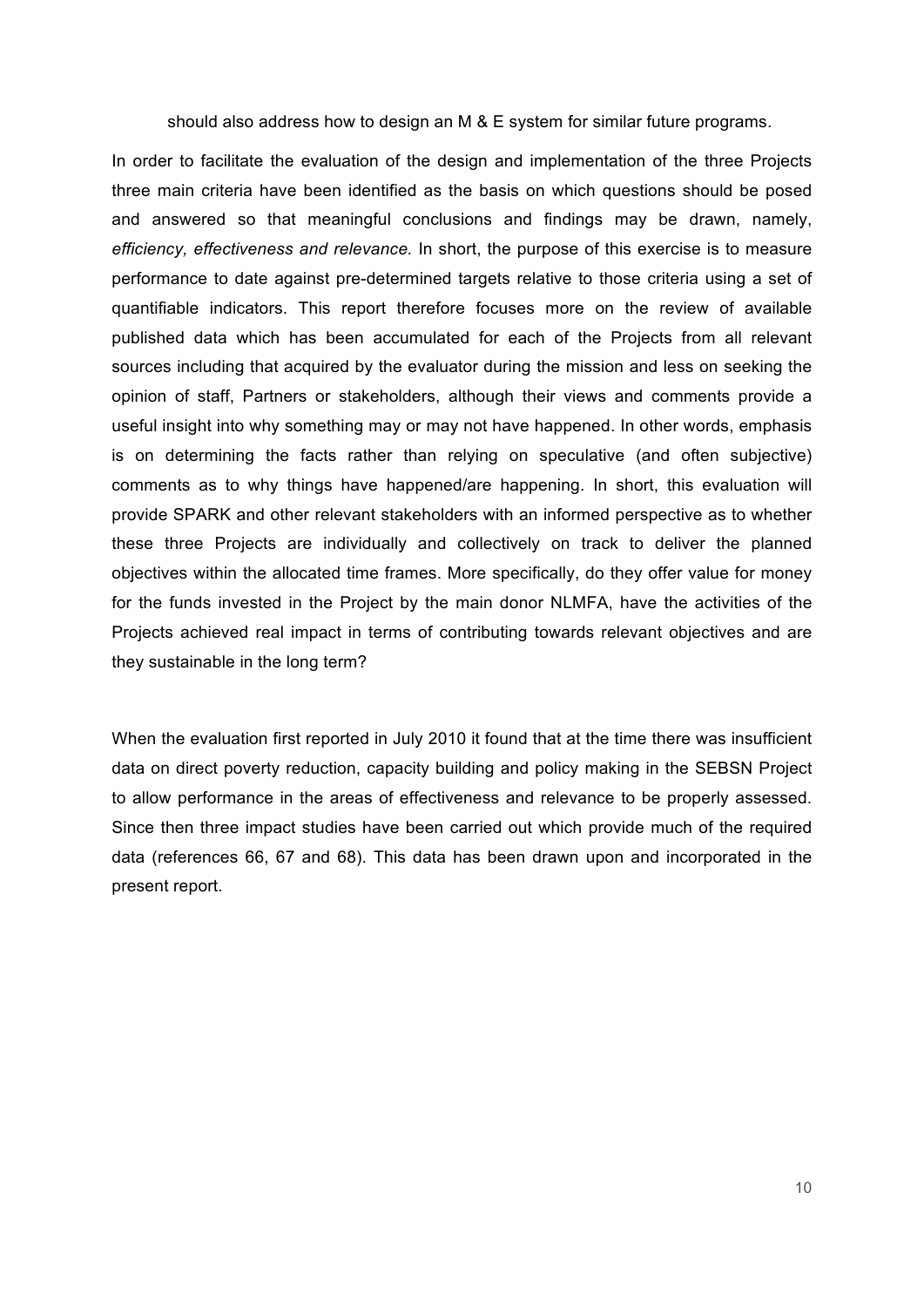should also address how to design an M & E system for similar future programs.

In order to facilitate the evaluation of the design and implementation of the three Projects three main criteria have been identified as the basis on which questions should be posed and answered so that meaningful conclusions and findings may be drawn, namely, *efficiency, effectiveness and relevance.* In short, the purpose of this exercise is to measure performance to date against pre-determined targets relative to those criteria using a set of quantifiable indicators. This report therefore focuses more on the review of available published data which has been accumulated for each of the Projects from all relevant sources including that acquired by the evaluator during the mission and less on seeking the opinion of staff, Partners or stakeholders, although their views and comments provide a useful insight into why something may or may not have happened. In other words, emphasis is on determining the facts rather than relying on speculative (and often subjective) comments as to why things have happened/are happening. In short, this evaluation will provide SPARK and other relevant stakeholders with an informed perspective as to whether these three Projects are individually and collectively on track to deliver the planned objectives within the allocated time frames. More specifically, do they offer value for money for the funds invested in the Project by the main donor NLMFA, have the activities of the Projects achieved real impact in terms of contributing towards relevant objectives and are they sustainable in the long term?

When the evaluation first reported in July 2010 it found that at the time there was insufficient data on direct poverty reduction, capacity building and policy making in the SEBSN Project to allow performance in the areas of effectiveness and relevance to be properly assessed. Since then three impact studies have been carried out which provide much of the required data (references 66, 67 and 68). This data has been drawn upon and incorporated in the present report.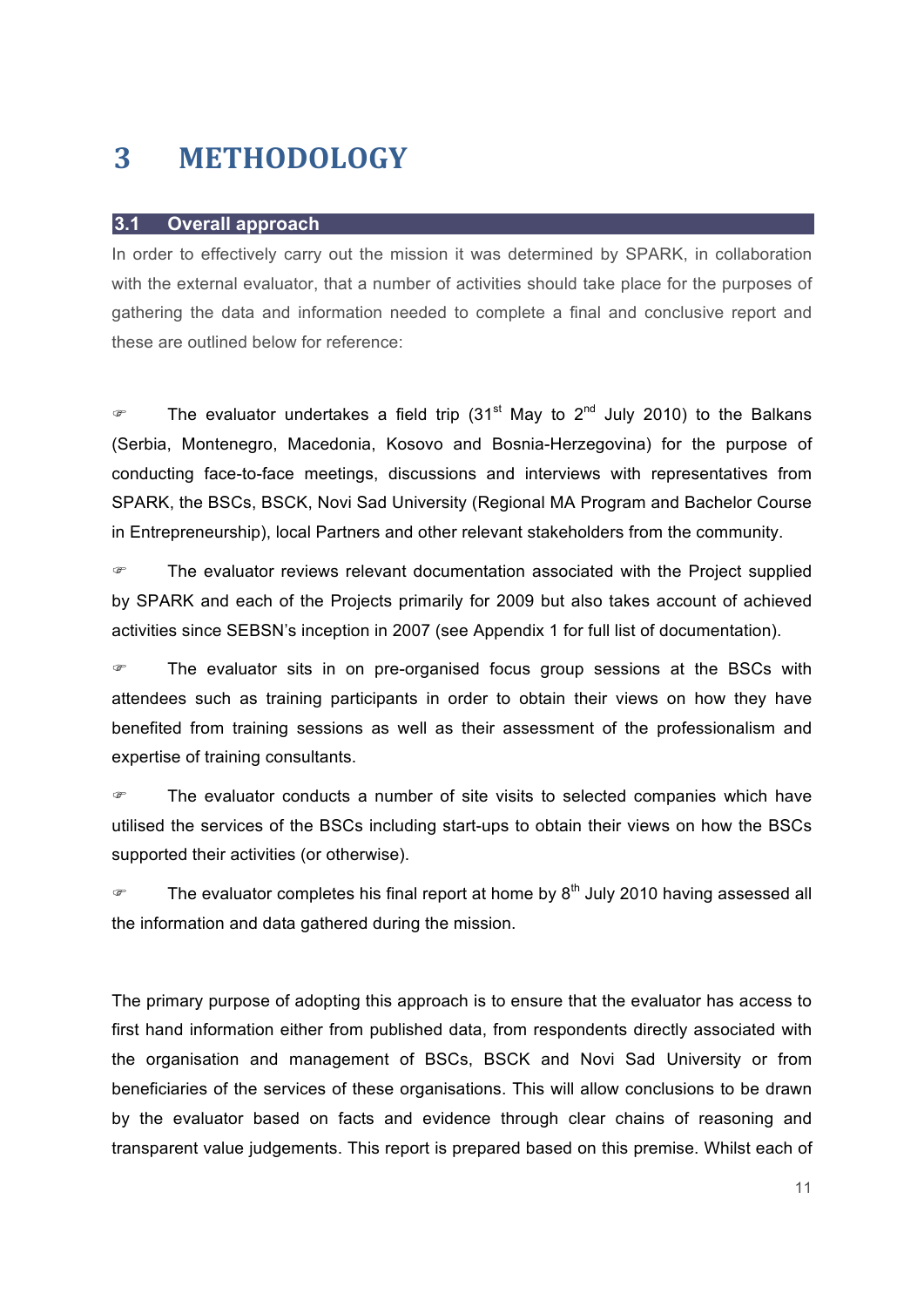# 3 METHODOLOGY

## 3.1 Overall approach

In order to effectively carry out the mission it was determined by SPARK, in collaboration with the external evaluator, that a number of activities should take place for the purposes of gathering the data and information needed to complete a final and conclusive report and these are outlined below for reference:

- The evaluator undertakes a field trip (31st May to 2nd July 2010) to the Balkans (Serbia, Montenegro, Macedonia, Kosovo and Bosnia-Herzegovina) for the purpose of conducting face-to-face meetings, discussions and interviews with representatives from SPARK, the BSCs, BSCK, Novi Sad University (Regional MA Program and Bachelor Course in Entrepreneurship), local Partners and other relevant stakeholders from the community.
- The evaluator reviews relevant documentation associated with the Project supplied by SPARK and each of the Projects primarily for 2009 but also takes account of achieved activities since SEBSN's inception in 2007 (see Appendix 1 for full list of documentation).
- The evaluator sits in on pre-organised focus group sessions at the BSCs with attendees such as training participants in order to obtain their views on how they have benefited from training sessions as well as their assessment of the professionalism and expertise of training consultants.
- The evaluator conducts a number of site visits to selected companies which have utilised the services of the BSCs including start-ups to obtain their views on how the BSCs supported their activities (or otherwise).
- The evaluator completes his final report at home by 8th July 2010 having assessed all the information and data gathered during the mission.

The primary purpose of adopting this approach is to ensure that the evaluator has access to first hand information either from published data, from respondents directly associated with the organisation and management of BSCs, BSCK and Novi Sad University or from beneficiaries of the services of these organisations. This will allow conclusions to be drawn by the evaluator based on facts and evidence through clear chains of reasoning and transparent value judgements. This report is prepared based on this premise. Whilst each of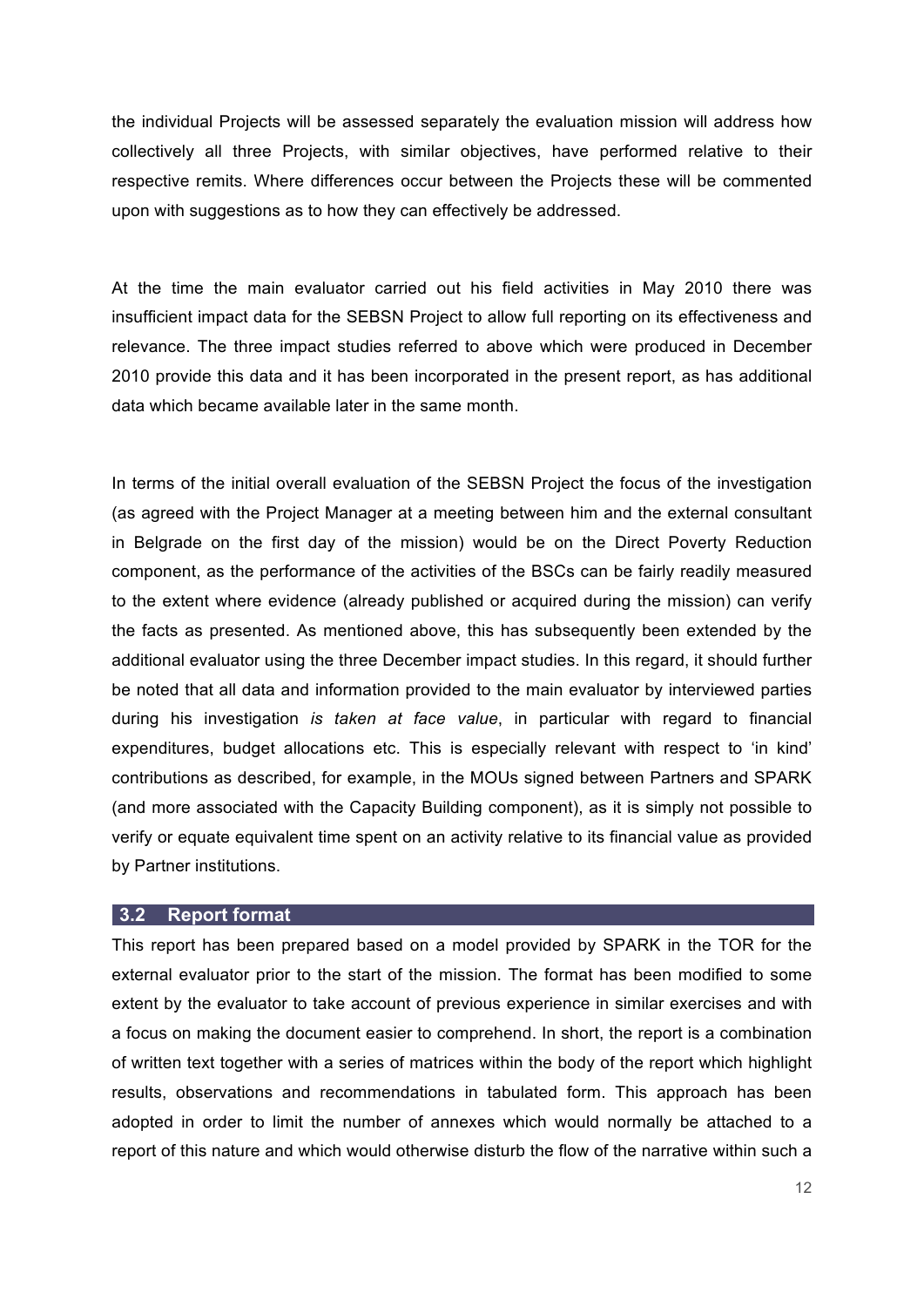the individual Projects will be assessed separately the evaluation mission will address how collectively all three Projects, with similar objectives, have performed relative to their respective remits. Where differences occur between the Projects these will be commented upon with suggestions as to how they can effectively be addressed.

At the time the main evaluator carried out his field activities in May 2010 there was insufficient impact data for the SEBSN Project to allow full reporting on its effectiveness and relevance. The three impact studies referred to above which were produced in December 2010 provide this data and it has been incorporated in the present report, as has additional data which became available later in the same month.

In terms of the initial overall evaluation of the SEBSN Project the focus of the investigation (as agreed with the Project Manager at a meeting between him and the external consultant in Belgrade on the first day of the mission) would be on the Direct Poverty Reduction component, as the performance of the activities of the BSCs can be fairly readily measured to the extent where evidence (already published or acquired during the mission) can verify the facts as presented. As mentioned above, this has subsequently been extended by the additional evaluator using the three December impact studies. In this regard, it should further be noted that all data and information provided to the main evaluator by interviewed parties during his investigation *is taken at face value*, in particular with regard to financial expenditures, budget allocations etc. This is especially relevant with respect to 'in kind' contributions as described, for example, in the MOUs signed between Partners and SPARK (and more associated with the Capacity Building component), as it is simply not possible to verify or equate equivalent time spent on an activity relative to its financial value as provided by Partner institutions.

## 3.2 Report format

This report has been prepared based on a model provided by SPARK in the TOR for the external evaluator prior to the start of the mission. The format has been modified to some extent by the evaluator to take account of previous experience in similar exercises and with a focus on making the document easier to comprehend. In short, the report is a combination of written text together with a series of matrices within the body of the report which highlight results, observations and recommendations in tabulated form. This approach has been adopted in order to limit the number of annexes which would normally be attached to a report of this nature and which would otherwise disturb the flow of the narrative within such a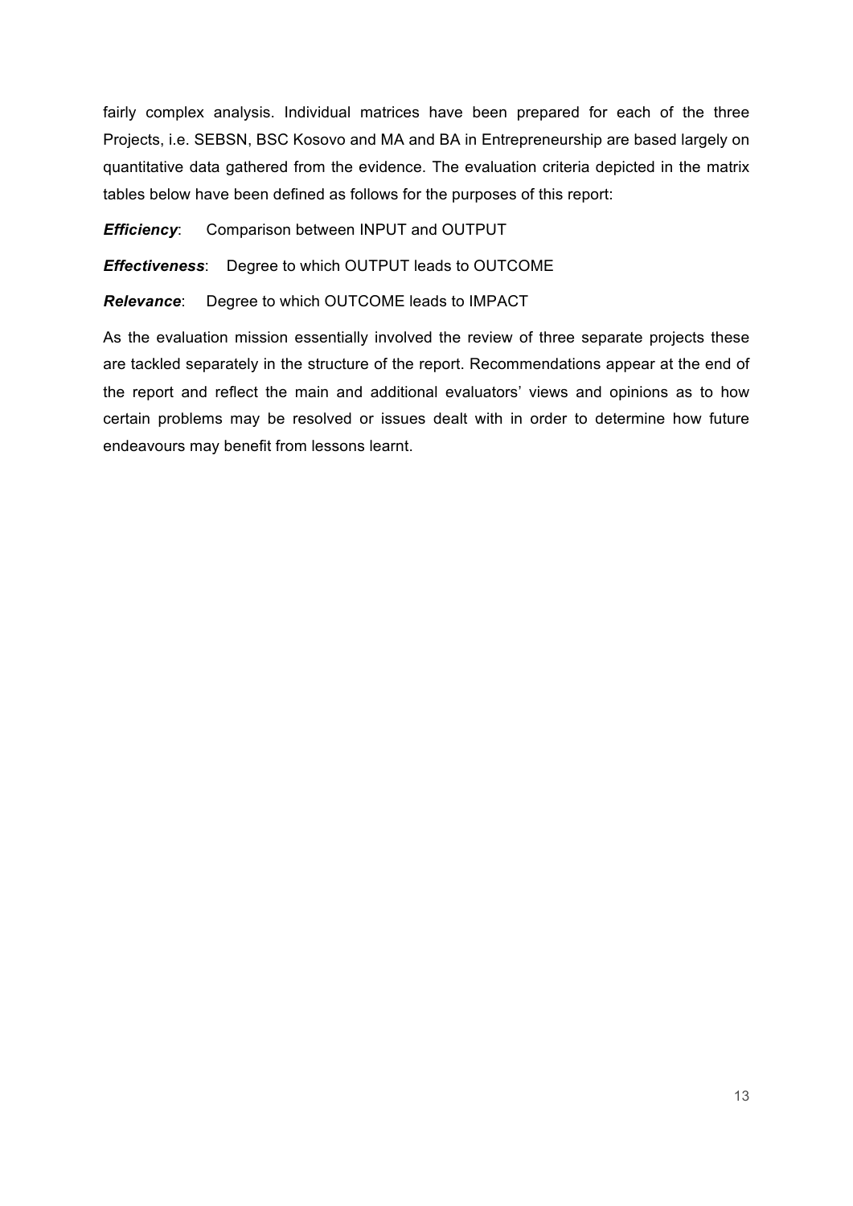fairly complex analysis. Individual matrices have been prepared for each of the three Projects, i.e. SEBSN, BSC Kosovo and MA and BA in Entrepreneurship are based largely on quantitative data gathered from the evidence. The evaluation criteria depicted in the matrix tables below have been defined as follows for the purposes of this report:

***Efficiency***: Comparison between INPUT and OUTPUT

***Effectiveness***: Degree to which OUTPUT leads to OUTCOME

***Relevance***: Degree to which OUTCOME leads to IMPACT

As the evaluation mission essentially involved the review of three separate projects these are tackled separately in the structure of the report. Recommendations appear at the end of the report and reflect the main and additional evaluators' views and opinions as to how certain problems may be resolved or issues dealt with in order to determine how future endeavours may benefit from lessons learnt.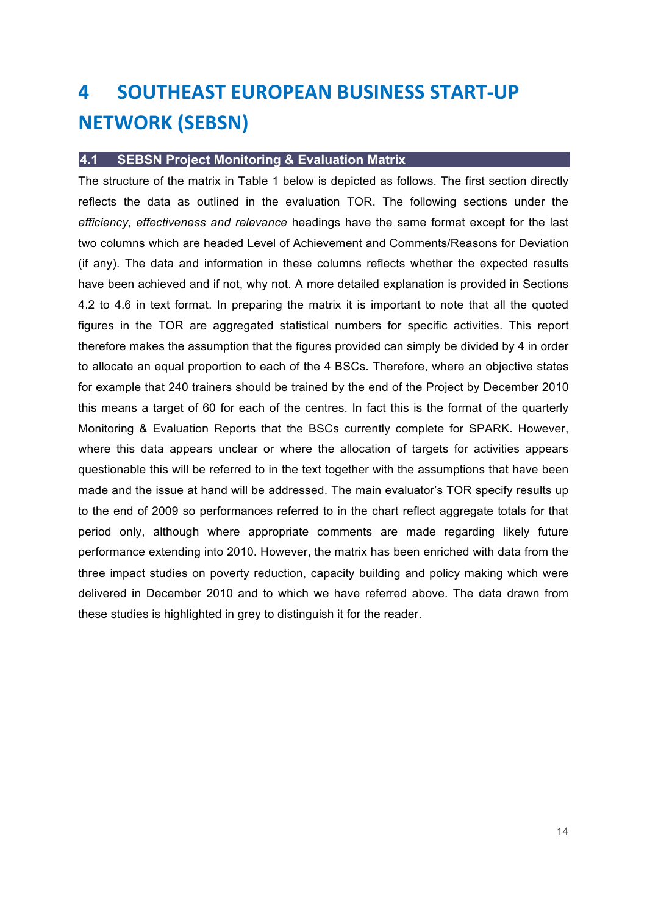# 4 SOUTHEAST EUROPEAN BUSINESS START-UP NETWORK (SEBSN)

## 4.1 SEBSN Project Monitoring & Evaluation Matrix

The structure of the matrix in Table 1 below is depicted as follows. The first section directly reflects the data as outlined in the evaluation TOR. The following sections under the *efficiency, effectiveness and relevance* headings have the same format except for the last two columns which are headed Level of Achievement and Comments/Reasons for Deviation (if any). The data and information in these columns reflects whether the expected results have been achieved and if not, why not. A more detailed explanation is provided in Sections 4.2 to 4.6 in text format. In preparing the matrix it is important to note that all the quoted figures in the TOR are aggregated statistical numbers for specific activities. This report therefore makes the assumption that the figures provided can simply be divided by 4 in order to allocate an equal proportion to each of the 4 BSCs. Therefore, where an objective states for example that 240 trainers should be trained by the end of the Project by December 2010 this means a target of 60 for each of the centres. In fact this is the format of the quarterly Monitoring & Evaluation Reports that the BSCs currently complete for SPARK. However, where this data appears unclear or where the allocation of targets for activities appears questionable this will be referred to in the text together with the assumptions that have been made and the issue at hand will be addressed. The main evaluator's TOR specify results up to the end of 2009 so performances referred to in the chart reflect aggregate totals for that period only, although where appropriate comments are made regarding likely future performance extending into 2010. However, the matrix has been enriched with data from the three impact studies on poverty reduction, capacity building and policy making which were delivered in December 2010 and to which we have referred above. The data drawn from these studies is highlighted in grey to distinguish it for the reader.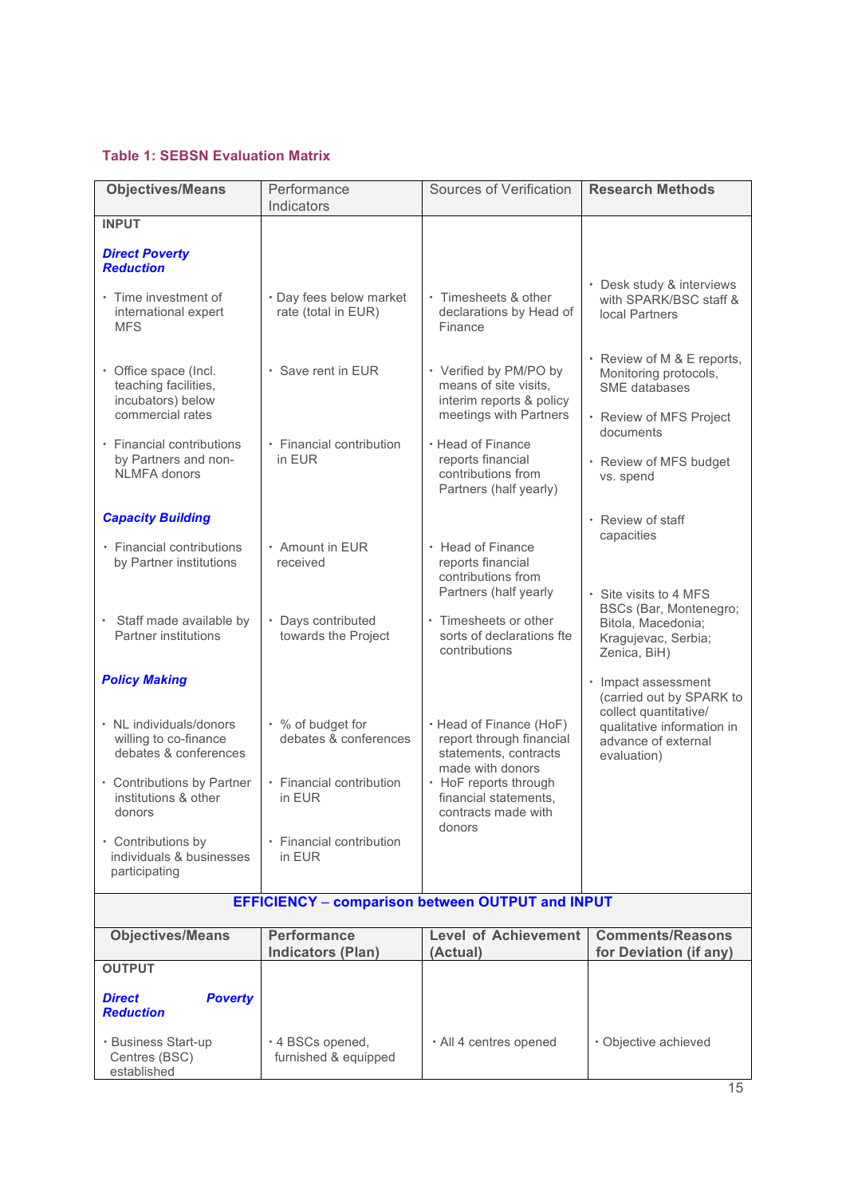**Table 1: SEBSN Evaluation Matrix**

| Objectives/Means | Performance Indicators | Sources of Verification | Research Methods |
|---|---|---|---|
| **INPUT** | | | |
| ***Direct Poverty Reduction*** | | | |
| • Time investment of international expert MFS | • Day fees below market rate (total in EUR) | • Timesheets & other declarations by Head of Finance | • Desk study & interviews with SPARK/BSC staff & local Partners |
| • Office space (Incl. teaching facilities, incubators) below commercial rates | • Save rent in EUR | • Verified by PM/PO by means of site visits, interim reports & policy meetings with Partners | • Review of M & E reports, Monitoring protocols, SME databases<br>• Review of MFS Project documents |
| • Financial contributions by Partners and non-NLMFA donors | • Financial contribution in EUR | • Head of Finance reports financial contributions from Partners (half yearly) | • Review of MFS budget vs. spend |
| ***Capacity Building*** | | | • Review of staff capacities |
| • Financial contributions by Partner institutions | • Amount in EUR received | • Head of Finance reports financial contributions from Partners (half yearly | • Site visits to 4 MFS BSCs (Bar, Montenegro; Bitola, Macedonia; Kragujevac, Serbia; Zenica, BiH) |
| • Staff made available by Partner institutions | • Days contributed towards the Project | • Timesheets or other sorts of declarations fte contributions | |
| ***Policy Making*** | | | • Impact assessment (carried out by SPARK to collect quantitative/ qualitative information in advance of external evaluation) |
| • NL individuals/donors willing to co-finance debates & conferences | • % of budget for debates & conferences | • Head of Finance (HoF) report through financial statements, contracts made with donors | |
| • Contributions by Partner institutions & other donors | • Financial contribution in EUR | • HoF reports through financial statements, contracts made with donors | |
| • Contributions by individuals & businesses participating | • Financial contribution in EUR | | |

**EFFICIENCY – comparison between OUTPUT and INPUT**

| Objectives/Means | Performance Indicators (Plan) | Level of Achievement (Actual) | Comments/Reasons for Deviation (if any) |
|---|---|---|---|
| **OUTPUT** | | | |
| ***Direct Poverty Reduction*** | | | |
| • Business Start-up Centres (BSC) established | • 4 BSCs opened, furnished & equipped | • All 4 centres opened | • Objective achieved |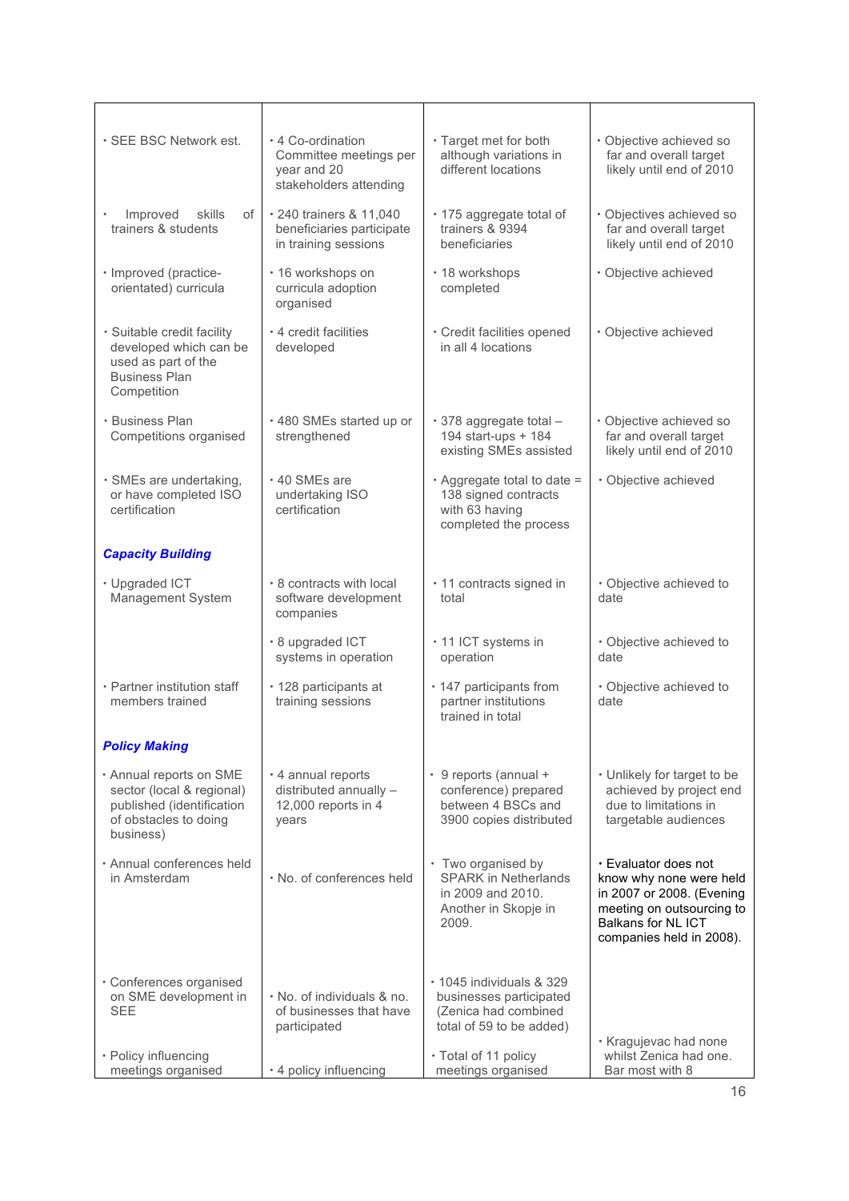| | | | |
|---|---|---|---|
| • SEE BSC Network est. | • 4 Co-ordination Committee meetings per year and 20 stakeholders attending | • Target met for both although variations in different locations | • Objective achieved so far and overall target likely until end of 2010 |
| • Improved skills of trainers & students | • 240 trainers & 11,040 beneficiaries participate in training sessions | • 175 aggregate total of trainers & 9394 beneficiaries | • Objectives achieved so far and overall target likely until end of 2010 |
| • Improved (practice-orientated) curricula | • 16 workshops on curricula adoption organised | • 18 workshops completed | • Objective achieved |
| • Suitable credit facility developed which can be used as part of the Business Plan Competition | • 4 credit facilities developed | • Credit facilities opened in all 4 locations | • Objective achieved |
| • Business Plan Competitions organised | • 480 SMEs started up or strengthened | • 378 aggregate total – 194 start-ups + 184 existing SMEs assisted | • Objective achieved so far and overall target likely until end of 2010 |
| • SMEs are undertaking, or have completed ISO certification | • 40 SMEs are undertaking ISO certification | • Aggregate total to date = 138 signed contracts with 63 having completed the process | • Objective achieved |
| ***Capacity Building*** | | | |
| • Upgraded ICT Management System | • 8 contracts with local software development companies | • 11 contracts signed in total | • Objective achieved to date |
| | • 8 upgraded ICT systems in operation | • 11 ICT systems in operation | • Objective achieved to date |
| • Partner institution staff members trained | • 128 participants at training sessions | • 147 participants from partner institutions trained in total | • Objective achieved to date |
| ***Policy Making*** | | | |
| • Annual reports on SME sector (local & regional) published (identification of obstacles to doing business) | • 4 annual reports distributed annually – 12,000 reports in 4 years | • 9 reports (annual + conference) prepared between 4 BSCs and 3900 copies distributed | • Unlikely for target to be achieved by project end due to limitations in targetable audiences |
| • Annual conferences held in Amsterdam | • No. of conferences held | • Two organised by SPARK in Netherlands in 2009 and 2010. Another in Skopje in 2009. | • Evaluator does not know why none were held in 2007 or 2008. (Evening meeting on outsourcing to Balkans for NL ICT companies held in 2008). |
| • Conferences organised on SME development in SEE | • No. of individuals & no. of businesses that have participated | • 1045 individuals & 329 businesses participated (Zenica had combined total of 59 to be added) | |
| • Policy influencing meetings organised | • 4 policy influencing | • Total of 11 policy meetings organised | • Kragujevac had none whilst Zenica had one. Bar most with 8 |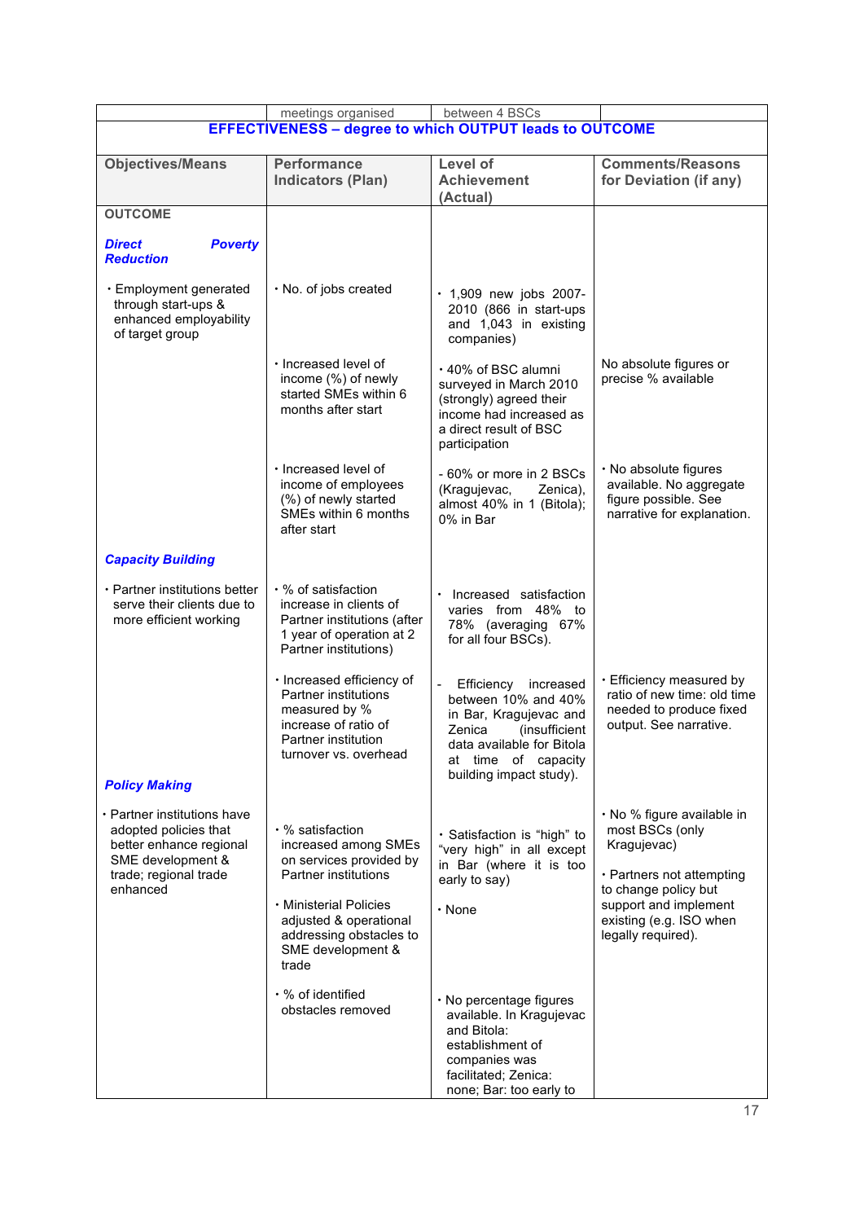| | meetings organised | between 4 BSCs | |
|---|---|---|---|

**EFFECTIVENESS – degree to which OUTPUT leads to OUTCOME**

| Objectives/Means | Performance Indicators (Plan) | Level of Achievement (Actual) | Comments/Reasons for Deviation (if any) |
|---|---|---|---|
| **OUTCOME** | | | |
| ***Direct Poverty Reduction*** | | | |
| • Employment generated through start-ups & enhanced employability of target group | • No. of jobs created | • 1,909 new jobs 2007-2010 (866 in start-ups and 1,043 in existing companies) | |
| | • Increased level of income (%) of newly started SMEs within 6 months after start | • 40% of BSC alumni surveyed in March 2010 (strongly) agreed their income had increased as a direct result of BSC participation | No absolute figures or precise % available |
| | • Increased level of income of employees (%) of newly started SMEs within 6 months after start | - 60% or more in 2 BSCs (Kragujevac, Zenica), almost 40% in 1 (Bitola); 0% in Bar | • No absolute figures available. No aggregate figure possible. See narrative for explanation. |
| ***Capacity Building*** | | | |
| • Partner institutions better serve their clients due to more efficient working | • % of satisfaction increase in clients of Partner institutions (after 1 year of operation at 2 Partner institutions) | • Increased satisfaction varies from 48% to 78% (averaging 67% for all four BSCs). | |
| | • Increased efficiency of Partner institutions measured by % increase of ratio of Partner institution turnover vs. overhead | - Efficiency increased between 10% and 40% in Bar, Kragujevac and Zenica (insufficient data available for Bitola at time of capacity building impact study). | • Efficiency measured by ratio of new time: old time needed to produce fixed output. See narrative. |
| ***Policy Making*** | | | |
| • Partner institutions have adopted policies that better enhance regional SME development & trade; regional trade enhanced | • % satisfaction increased among SMEs on services provided by Partner institutions | • Satisfaction is "high" to "very high" in all except in Bar (where it is too early to say) | • No % figure available in most BSCs (only Kragujevac) |
| | • Ministerial Policies adjusted & operational addressing obstacles to SME development & trade | • None | • Partners not attempting to change policy but support and implement existing (e.g. ISO when legally required). |
| | • % of identified obstacles removed | • No percentage figures available. In Kragujevac and Bitola: establishment of companies was facilitated; Zenica: none; Bar: too early to | |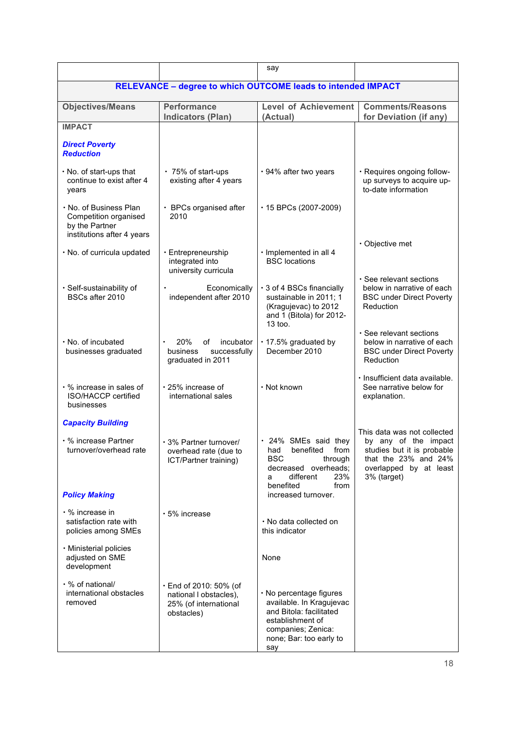| | | say | |
|---|---|---|---|
| **RELEVANCE – degree to which OUTCOME leads to intended IMPACT** | | | |
| **Objectives/Means** | **Performance Indicators (Plan)** | **Level of Achievement (Actual)** | **Comments/Reasons for Deviation (if any)** |
| **IMPACT** | | | |
| ***Direct Poverty Reduction*** | | | |
| • No. of start-ups that continue to exist after 4 years | • 75% of start-ups existing after 4 years | • 94% after two years | • Requires ongoing follow-up surveys to acquire up-to-date information |
| • No. of Business Plan Competition organised by the Partner institutions after 4 years | • BPCs organised after 2010 | • 15 BPCs (2007-2009) | |
| • No. of curricula updated | • Entrepreneurship integrated into university curricula | • Implemented in all 4 BSC locations | • Objective met |
| • Self-sustainability of BSCs after 2010 | • Economically independent after 2010 | • 3 of 4 BSCs financially sustainable in 2011; 1 (Kragujevac) to 2012 and 1 (Bitola) for 2012-13 too. | • See relevant sections below in narrative of each BSC under Direct Poverty Reduction |
| • No. of incubated businesses graduated | • 20% of incubator business successfully graduated in 2011 | • 17.5% graduated by December 2010 | • See relevant sections below in narrative of each BSC under Direct Poverty Reduction |
| • % increase in sales of ISO/HACCP certified businesses | • 25% increase of international sales | • Not known | • Insufficient data available. See narrative below for explanation. |
| ***Capacity Building*** | | | |
| • % increase Partner turnover/overhead rate | • 3% Partner turnover/ overhead rate (due to ICT/Partner training) | • 24% SMEs said they had benefited from BSC through decreased overheads; a different 23% benefited from increased turnover. | This data was not collected by any of the impact studies but it is probable that the 23% and 24% overlapped by at least 3% (target) |
| ***Policy Making*** | | | |
| • % increase in satisfaction rate with policies among SMEs | • 5% increase | • No data collected on this indicator | |
| • Ministerial policies adjusted on SME development | | None | |
| • % of national/ international obstacles removed | • End of 2010: 50% (of national l obstacles), 25% (of international obstacles) | • No percentage figures available. In Kragujevac and Bitola: facilitated establishment of companies; Zenica: none; Bar: too early to say | |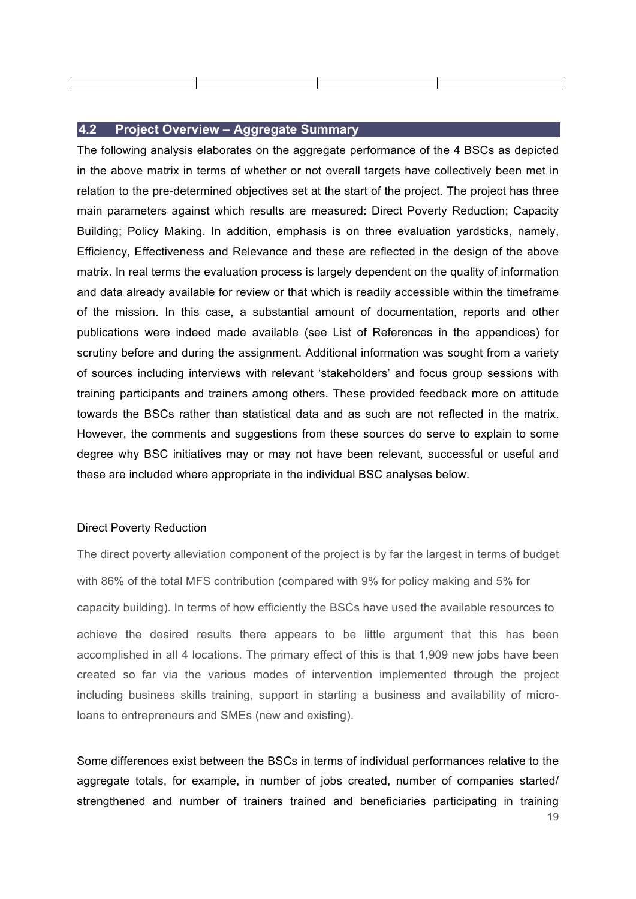|  |  |  |  |
|---|---|---|---|

## 4.2 Project Overview – Aggregate Summary

The following analysis elaborates on the aggregate performance of the 4 BSCs as depicted in the above matrix in terms of whether or not overall targets have collectively been met in relation to the pre-determined objectives set at the start of the project. The project has three main parameters against which results are measured: Direct Poverty Reduction; Capacity Building; Policy Making. In addition, emphasis is on three evaluation yardsticks, namely, Efficiency, Effectiveness and Relevance and these are reflected in the design of the above matrix. In real terms the evaluation process is largely dependent on the quality of information and data already available for review or that which is readily accessible within the timeframe of the mission. In this case, a substantial amount of documentation, reports and other publications were indeed made available (see List of References in the appendices) for scrutiny before and during the assignment. Additional information was sought from a variety of sources including interviews with relevant 'stakeholders' and focus group sessions with training participants and trainers among others. These provided feedback more on attitude towards the BSCs rather than statistical data and as such are not reflected in the matrix. However, the comments and suggestions from these sources do serve to explain to some degree why BSC initiatives may or may not have been relevant, successful or useful and these are included where appropriate in the individual BSC analyses below.

Direct Poverty Reduction

The direct poverty alleviation component of the project is by far the largest in terms of budget with 86% of the total MFS contribution (compared with 9% for policy making and 5% for capacity building). In terms of how efficiently the BSCs have used the available resources to achieve the desired results there appears to be little argument that this has been accomplished in all 4 locations. The primary effect of this is that 1,909 new jobs have been created so far via the various modes of intervention implemented through the project including business skills training, support in starting a business and availability of micro-loans to entrepreneurs and SMEs (new and existing).

Some differences exist between the BSCs in terms of individual performances relative to the aggregate totals, for example, in number of jobs created, number of companies started/ strengthened and number of trainers trained and beneficiaries participating in training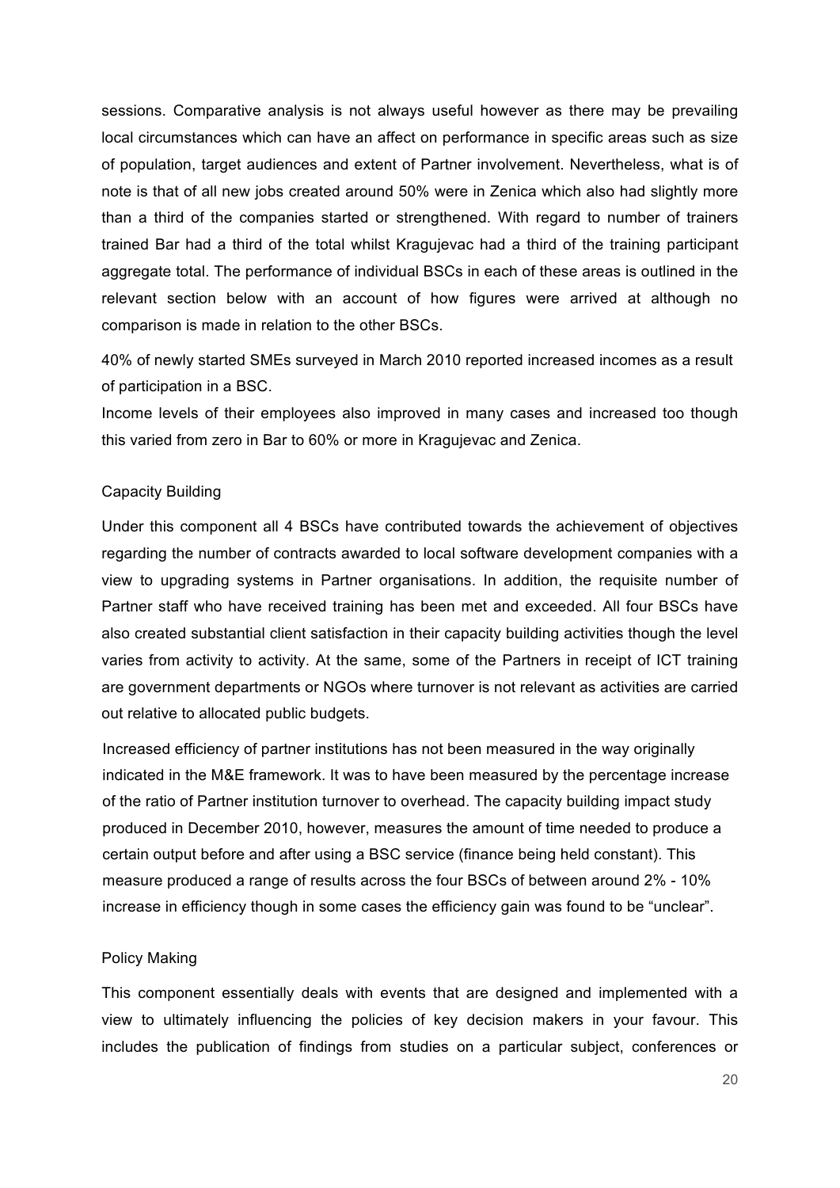sessions. Comparative analysis is not always useful however as there may be prevailing local circumstances which can have an affect on performance in specific areas such as size of population, target audiences and extent of Partner involvement. Nevertheless, what is of note is that of all new jobs created around 50% were in Zenica which also had slightly more than a third of the companies started or strengthened. With regard to number of trainers trained Bar had a third of the total whilst Kragujevac had a third of the training participant aggregate total. The performance of individual BSCs in each of these areas is outlined in the relevant section below with an account of how figures were arrived at although no comparison is made in relation to the other BSCs.

40% of newly started SMEs surveyed in March 2010 reported increased incomes as a result of participation in a BSC.
Income levels of their employees also improved in many cases and increased too though this varied from zero in Bar to 60% or more in Kragujevac and Zenica.

Capacity Building

Under this component all 4 BSCs have contributed towards the achievement of objectives regarding the number of contracts awarded to local software development companies with a view to upgrading systems in Partner organisations. In addition, the requisite number of Partner staff who have received training has been met and exceeded. All four BSCs have also created substantial client satisfaction in their capacity building activities though the level varies from activity to activity. At the same, some of the Partners in receipt of ICT training are government departments or NGOs where turnover is not relevant as activities are carried out relative to allocated public budgets.

Increased efficiency of partner institutions has not been measured in the way originally indicated in the M&E framework. It was to have been measured by the percentage increase of the ratio of Partner institution turnover to overhead. The capacity building impact study produced in December 2010, however, measures the amount of time needed to produce a certain output before and after using a BSC service (finance being held constant). This measure produced a range of results across the four BSCs of between around 2% - 10% increase in efficiency though in some cases the efficiency gain was found to be "unclear".

Policy Making

This component essentially deals with events that are designed and implemented with a view to ultimately influencing the policies of key decision makers in your favour. This includes the publication of findings from studies on a particular subject, conferences or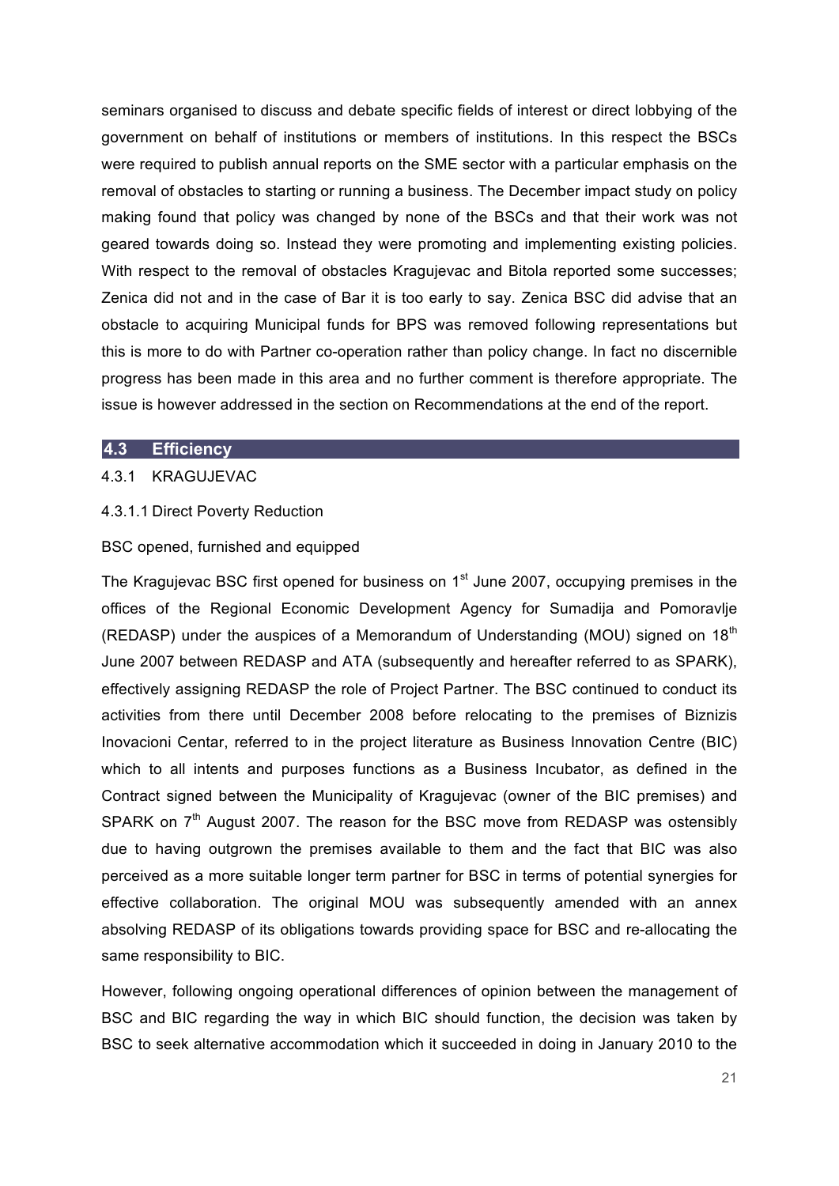seminars organised to discuss and debate specific fields of interest or direct lobbying of the government on behalf of institutions or members of institutions. In this respect the BSCs were required to publish annual reports on the SME sector with a particular emphasis on the removal of obstacles to starting or running a business. The December impact study on policy making found that policy was changed by none of the BSCs and that their work was not geared towards doing so. Instead they were promoting and implementing existing policies. With respect to the removal of obstacles Kragujevac and Bitola reported some successes; Zenica did not and in the case of Bar it is too early to say. Zenica BSC did advise that an obstacle to acquiring Municipal funds for BPS was removed following representations but this is more to do with Partner co-operation rather than policy change. In fact no discernible progress has been made in this area and no further comment is therefore appropriate. The issue is however addressed in the section on Recommendations at the end of the report.

## 4.3 Efficiency

### 4.3.1 KRAGUJEVAC

#### 4.3.1.1 Direct Poverty Reduction

BSC opened, furnished and equipped

The Kragujevac BSC first opened for business on 1st June 2007, occupying premises in the offices of the Regional Economic Development Agency for Sumadija and Pomoravlje (REDASP) under the auspices of a Memorandum of Understanding (MOU) signed on 18th June 2007 between REDASP and ATA (subsequently and hereafter referred to as SPARK), effectively assigning REDASP the role of Project Partner. The BSC continued to conduct its activities from there until December 2008 before relocating to the premises of Biznizis Inovacioni Centar, referred to in the project literature as Business Innovation Centre (BIC) which to all intents and purposes functions as a Business Incubator, as defined in the Contract signed between the Municipality of Kragujevac (owner of the BIC premises) and SPARK on 7th August 2007. The reason for the BSC move from REDASP was ostensibly due to having outgrown the premises available to them and the fact that BIC was also perceived as a more suitable longer term partner for BSC in terms of potential synergies for effective collaboration. The original MOU was subsequently amended with an annex absolving REDASP of its obligations towards providing space for BSC and re-allocating the same responsibility to BIC.

However, following ongoing operational differences of opinion between the management of BSC and BIC regarding the way in which BIC should function, the decision was taken by BSC to seek alternative accommodation which it succeeded in doing in January 2010 to the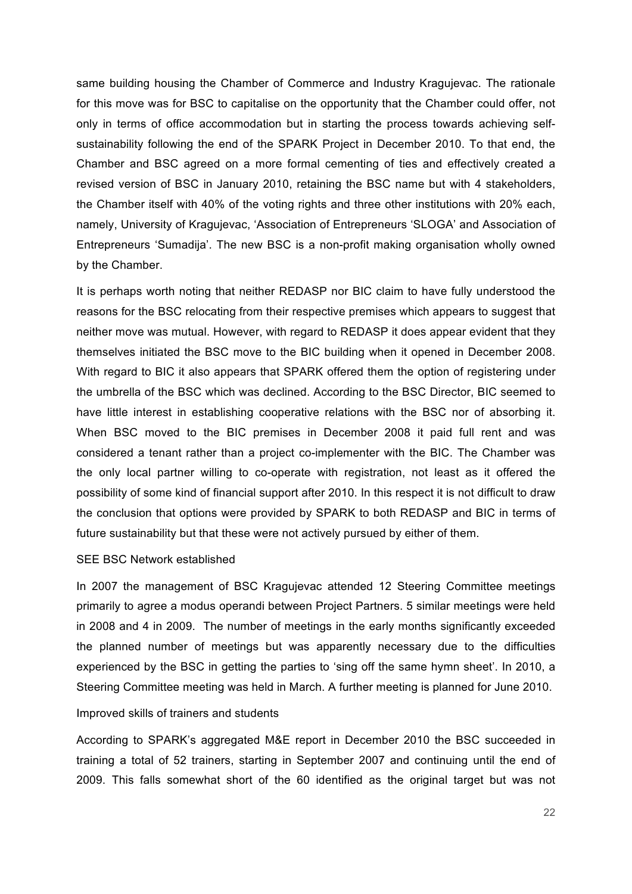same building housing the Chamber of Commerce and Industry Kragujevac. The rationale for this move was for BSC to capitalise on the opportunity that the Chamber could offer, not only in terms of office accommodation but in starting the process towards achieving self-sustainability following the end of the SPARK Project in December 2010. To that end, the Chamber and BSC agreed on a more formal cementing of ties and effectively created a revised version of BSC in January 2010, retaining the BSC name but with 4 stakeholders, the Chamber itself with 40% of the voting rights and three other institutions with 20% each, namely, University of Kragujevac, 'Association of Entrepreneurs 'SLOGA' and Association of Entrepreneurs 'Sumadija'. The new BSC is a non-profit making organisation wholly owned by the Chamber.

It is perhaps worth noting that neither REDASP nor BIC claim to have fully understood the reasons for the BSC relocating from their respective premises which appears to suggest that neither move was mutual. However, with regard to REDASP it does appear evident that they themselves initiated the BSC move to the BIC building when it opened in December 2008. With regard to BIC it also appears that SPARK offered them the option of registering under the umbrella of the BSC which was declined. According to the BSC Director, BIC seemed to have little interest in establishing cooperative relations with the BSC nor of absorbing it. When BSC moved to the BIC premises in December 2008 it paid full rent and was considered a tenant rather than a project co-implementer with the BIC. The Chamber was the only local partner willing to co-operate with registration, not least as it offered the possibility of some kind of financial support after 2010. In this respect it is not difficult to draw the conclusion that options were provided by SPARK to both REDASP and BIC in terms of future sustainability but that these were not actively pursued by either of them.

SEE BSC Network established

In 2007 the management of BSC Kragujevac attended 12 Steering Committee meetings primarily to agree a modus operandi between Project Partners. 5 similar meetings were held in 2008 and 4 in 2009. The number of meetings in the early months significantly exceeded the planned number of meetings but was apparently necessary due to the difficulties experienced by the BSC in getting the parties to 'sing off the same hymn sheet'. In 2010, a Steering Committee meeting was held in March. A further meeting is planned for June 2010.

Improved skills of trainers and students

According to SPARK's aggregated M&E report in December 2010 the BSC succeeded in training a total of 52 trainers, starting in September 2007 and continuing until the end of 2009. This falls somewhat short of the 60 identified as the original target but was not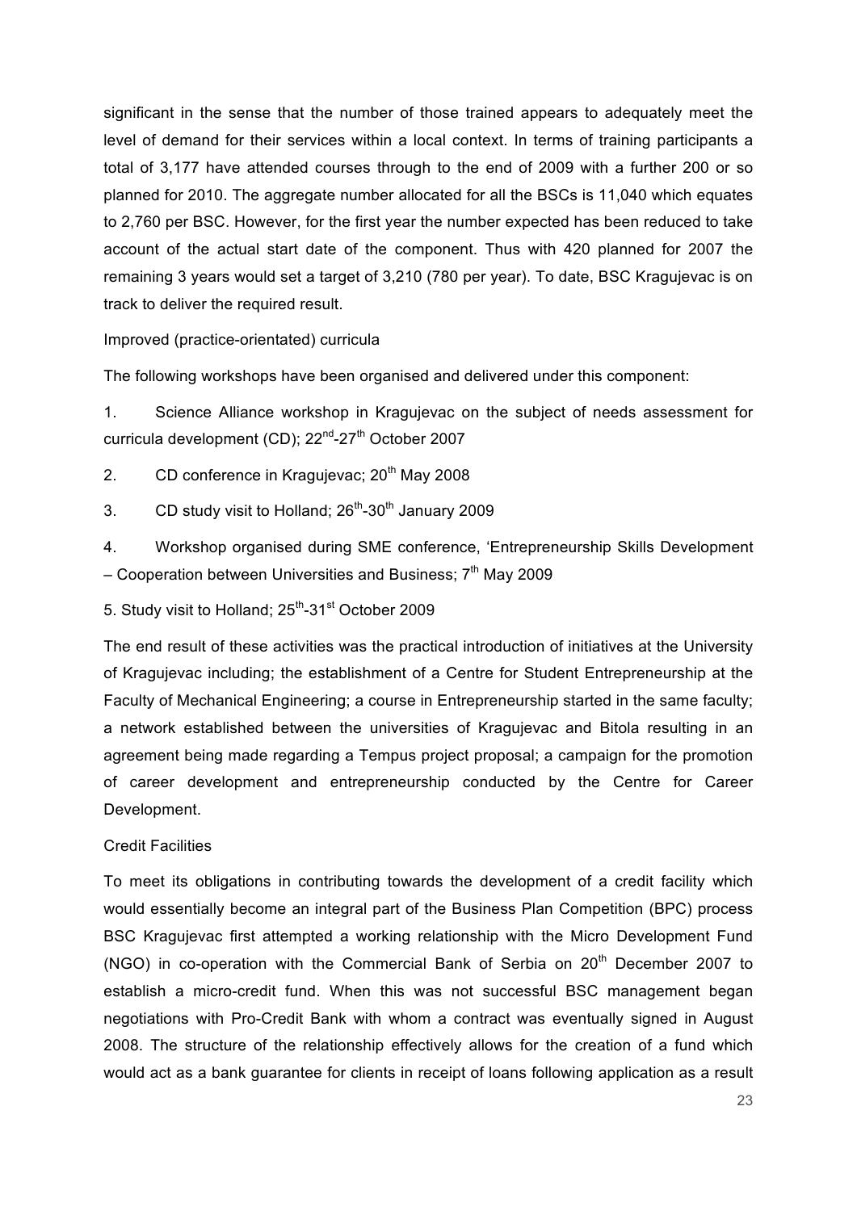significant in the sense that the number of those trained appears to adequately meet the level of demand for their services within a local context. In terms of training participants a total of 3,177 have attended courses through to the end of 2009 with a further 200 or so planned for 2010. The aggregate number allocated for all the BSCs is 11,040 which equates to 2,760 per BSC. However, for the first year the number expected has been reduced to take account of the actual start date of the component. Thus with 420 planned for 2007 the remaining 3 years would set a target of 3,210 (780 per year). To date, BSC Kragujevac is on track to deliver the required result.

Improved (practice-orientated) curricula

The following workshops have been organised and delivered under this component:

1. Science Alliance workshop in Kragujevac on the subject of needs assessment for curricula development (CD); 22nd-27th October 2007
2. CD conference in Kragujevac; 20th May 2008
3. CD study visit to Holland; 26th-30th January 2009
4. Workshop organised during SME conference, 'Entrepreneurship Skills Development – Cooperation between Universities and Business; 7th May 2009
5. Study visit to Holland; 25th-31st October 2009

The end result of these activities was the practical introduction of initiatives at the University of Kragujevac including; the establishment of a Centre for Student Entrepreneurship at the Faculty of Mechanical Engineering; a course in Entrepreneurship started in the same faculty; a network established between the universities of Kragujevac and Bitola resulting in an agreement being made regarding a Tempus project proposal; a campaign for the promotion of career development and entrepreneurship conducted by the Centre for Career Development.

Credit Facilities

To meet its obligations in contributing towards the development of a credit facility which would essentially become an integral part of the Business Plan Competition (BPC) process BSC Kragujevac first attempted a working relationship with the Micro Development Fund (NGO) in co-operation with the Commercial Bank of Serbia on 20th December 2007 to establish a micro-credit fund. When this was not successful BSC management began negotiations with Pro-Credit Bank with whom a contract was eventually signed in August 2008. The structure of the relationship effectively allows for the creation of a fund which would act as a bank guarantee for clients in receipt of loans following application as a result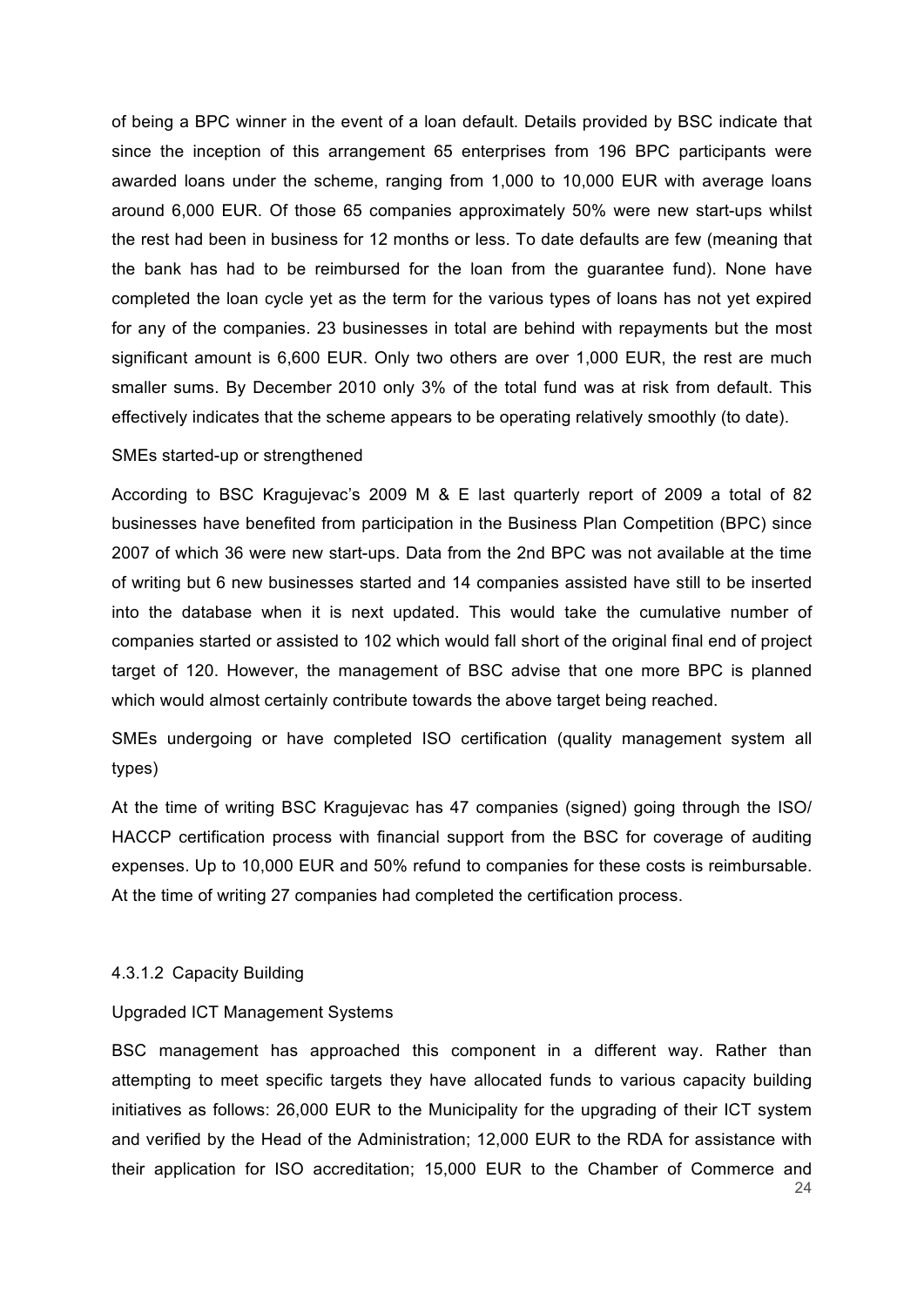of being a BPC winner in the event of a loan default. Details provided by BSC indicate that since the inception of this arrangement 65 enterprises from 196 BPC participants were awarded loans under the scheme, ranging from 1,000 to 10,000 EUR with average loans around 6,000 EUR. Of those 65 companies approximately 50% were new start-ups whilst the rest had been in business for 12 months or less. To date defaults are few (meaning that the bank has had to be reimbursed for the loan from the guarantee fund). None have completed the loan cycle yet as the term for the various types of loans has not yet expired for any of the companies. 23 businesses in total are behind with repayments but the most significant amount is 6,600 EUR. Only two others are over 1,000 EUR, the rest are much smaller sums. By December 2010 only 3% of the total fund was at risk from default. This effectively indicates that the scheme appears to be operating relatively smoothly (to date).

SMEs started-up or strengthened

According to BSC Kragujevac's 2009 M & E last quarterly report of 2009 a total of 82 businesses have benefited from participation in the Business Plan Competition (BPC) since 2007 of which 36 were new start-ups. Data from the 2nd BPC was not available at the time of writing but 6 new businesses started and 14 companies assisted have still to be inserted into the database when it is next updated. This would take the cumulative number of companies started or assisted to 102 which would fall short of the original final end of project target of 120. However, the management of BSC advise that one more BPC is planned which would almost certainly contribute towards the above target being reached.

SMEs undergoing or have completed ISO certification (quality management system all types)

At the time of writing BSC Kragujevac has 47 companies (signed) going through the ISO/ HACCP certification process with financial support from the BSC for coverage of auditing expenses. Up to 10,000 EUR and 50% refund to companies for these costs is reimbursable. At the time of writing 27 companies had completed the certification process.

#### 4.3.1.2 Capacity Building

Upgraded ICT Management Systems

BSC management has approached this component in a different way. Rather than attempting to meet specific targets they have allocated funds to various capacity building initiatives as follows: 26,000 EUR to the Municipality for the upgrading of their ICT system and verified by the Head of the Administration; 12,000 EUR to the RDA for assistance with their application for ISO accreditation; 15,000 EUR to the Chamber of Commerce and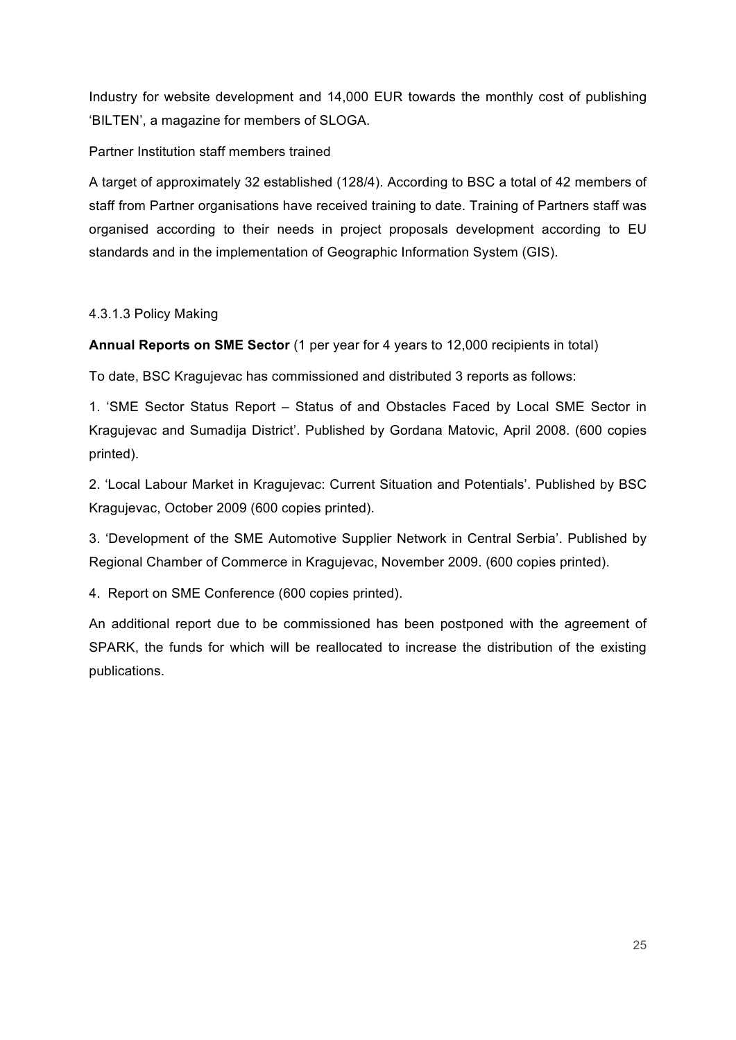Industry for website development and 14,000 EUR towards the monthly cost of publishing 'BILTEN', a magazine for members of SLOGA.

Partner Institution staff members trained

A target of approximately 32 established (128/4). According to BSC a total of 42 members of staff from Partner organisations have received training to date. Training of Partners staff was organised according to their needs in project proposals development according to EU standards and in the implementation of Geographic Information System (GIS).

#### 4.3.1.3 Policy Making

**Annual Reports on SME Sector** (1 per year for 4 years to 12,000 recipients in total)

To date, BSC Kragujevac has commissioned and distributed 3 reports as follows:

1. 'SME Sector Status Report – Status of and Obstacles Faced by Local SME Sector in Kragujevac and Sumadija District'. Published by Gordana Matovic, April 2008. (600 copies printed).

2. 'Local Labour Market in Kragujevac: Current Situation and Potentials'. Published by BSC Kragujevac, October 2009 (600 copies printed).

3. 'Development of the SME Automotive Supplier Network in Central Serbia'. Published by Regional Chamber of Commerce in Kragujevac, November 2009. (600 copies printed).

4. Report on SME Conference (600 copies printed).

An additional report due to be commissioned has been postponed with the agreement of SPARK, the funds for which will be reallocated to increase the distribution of the existing publications.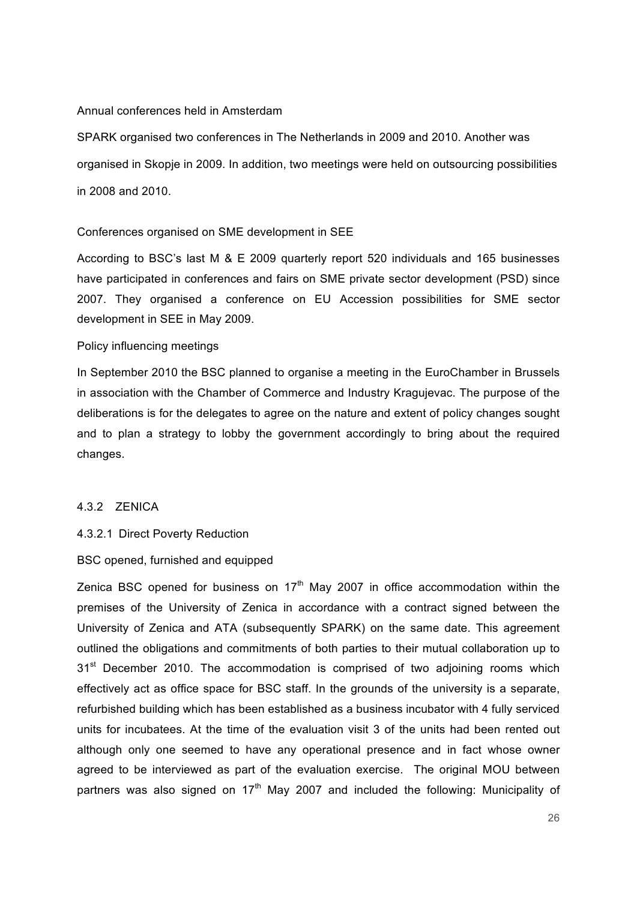Annual conferences held in Amsterdam

SPARK organised two conferences in The Netherlands in 2009 and 2010. Another was organised in Skopje in 2009. In addition, two meetings were held on outsourcing possibilities in 2008 and 2010.

Conferences organised on SME development in SEE

According to BSC's last M & E 2009 quarterly report 520 individuals and 165 businesses have participated in conferences and fairs on SME private sector development (PSD) since 2007. They organised a conference on EU Accession possibilities for SME sector development in SEE in May 2009.

Policy influencing meetings

In September 2010 the BSC planned to organise a meeting in the EuroChamber in Brussels in association with the Chamber of Commerce and Industry Kragujevac. The purpose of the deliberations is for the delegates to agree on the nature and extent of policy changes sought and to plan a strategy to lobby the government accordingly to bring about the required changes.

### 4.3.2 ZENICA

#### 4.3.2.1 Direct Poverty Reduction

BSC opened, furnished and equipped

Zenica BSC opened for business on 17th May 2007 in office accommodation within the premises of the University of Zenica in accordance with a contract signed between the University of Zenica and ATA (subsequently SPARK) on the same date. This agreement outlined the obligations and commitments of both parties to their mutual collaboration up to 31st December 2010. The accommodation is comprised of two adjoining rooms which effectively act as office space for BSC staff. In the grounds of the university is a separate, refurbished building which has been established as a business incubator with 4 fully serviced units for incubatees. At the time of the evaluation visit 3 of the units had been rented out although only one seemed to have any operational presence and in fact whose owner agreed to be interviewed as part of the evaluation exercise. The original MOU between partners was also signed on 17th May 2007 and included the following: Municipality of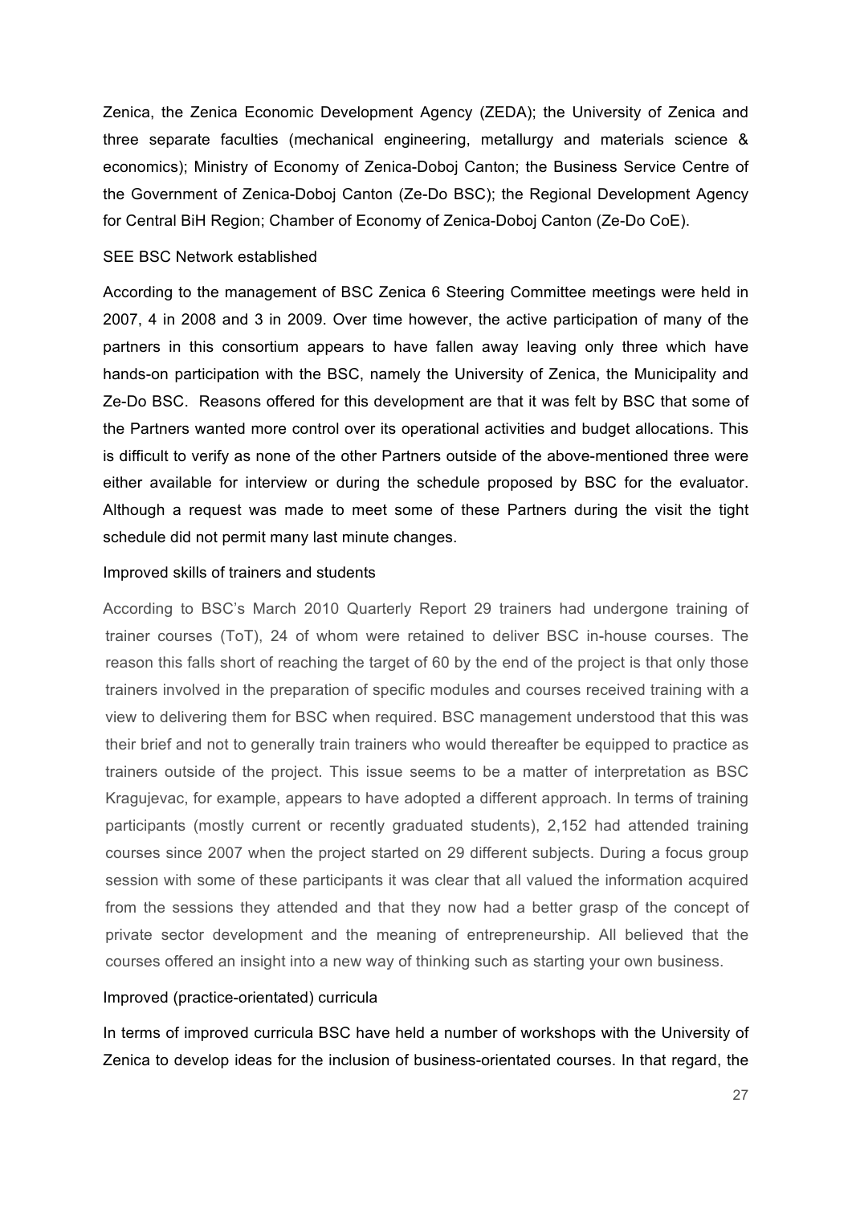Zenica, the Zenica Economic Development Agency (ZEDA); the University of Zenica and three separate faculties (mechanical engineering, metallurgy and materials science & economics); Ministry of Economy of Zenica-Doboj Canton; the Business Service Centre of the Government of Zenica-Doboj Canton (Ze-Do BSC); the Regional Development Agency for Central BiH Region; Chamber of Economy of Zenica-Doboj Canton (Ze-Do CoE).

SEE BSC Network established

According to the management of BSC Zenica 6 Steering Committee meetings were held in 2007, 4 in 2008 and 3 in 2009. Over time however, the active participation of many of the partners in this consortium appears to have fallen away leaving only three which have hands-on participation with the BSC, namely the University of Zenica, the Municipality and Ze-Do BSC. Reasons offered for this development are that it was felt by BSC that some of the Partners wanted more control over its operational activities and budget allocations. This is difficult to verify as none of the other Partners outside of the above-mentioned three were either available for interview or during the schedule proposed by BSC for the evaluator. Although a request was made to meet some of these Partners during the visit the tight schedule did not permit many last minute changes.

Improved skills of trainers and students

According to BSC's March 2010 Quarterly Report 29 trainers had undergone training of trainer courses (ToT), 24 of whom were retained to deliver BSC in-house courses. The reason this falls short of reaching the target of 60 by the end of the project is that only those trainers involved in the preparation of specific modules and courses received training with a view to delivering them for BSC when required. BSC management understood that this was their brief and not to generally train trainers who would thereafter be equipped to practice as trainers outside of the project. This issue seems to be a matter of interpretation as BSC Kragujevac, for example, appears to have adopted a different approach. In terms of training participants (mostly current or recently graduated students), 2,152 had attended training courses since 2007 when the project started on 29 different subjects. During a focus group session with some of these participants it was clear that all valued the information acquired from the sessions they attended and that they now had a better grasp of the concept of private sector development and the meaning of entrepreneurship. All believed that the courses offered an insight into a new way of thinking such as starting your own business.

Improved (practice-orientated) curricula

In terms of improved curricula BSC have held a number of workshops with the University of Zenica to develop ideas for the inclusion of business-orientated courses. In that regard, the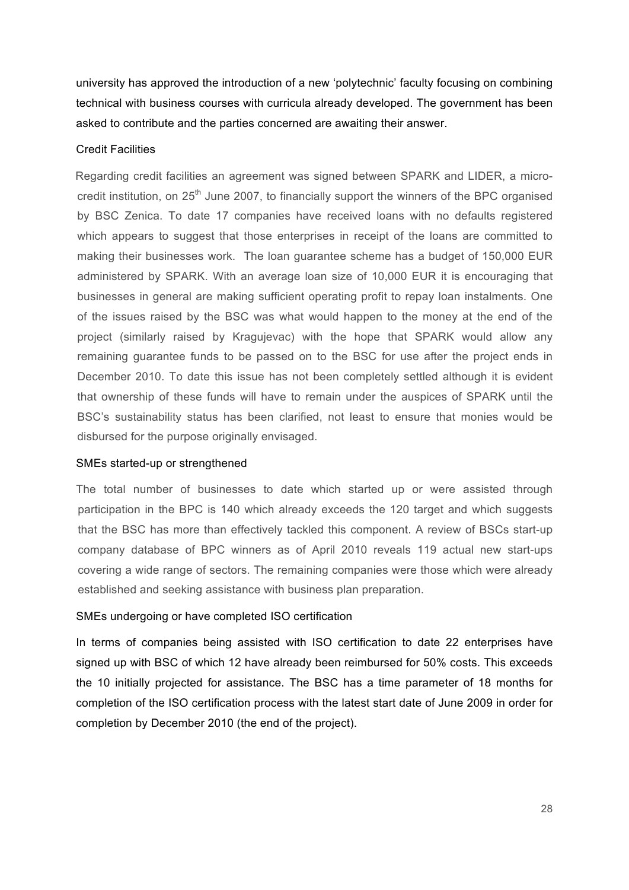university has approved the introduction of a new 'polytechnic' faculty focusing on combining technical with business courses with curricula already developed. The government has been asked to contribute and the parties concerned are awaiting their answer.

### Credit Facilities

Regarding credit facilities an agreement was signed between SPARK and LIDER, a micro-credit institution, on 25th June 2007, to financially support the winners of the BPC organised by BSC Zenica. To date 17 companies have received loans with no defaults registered which appears to suggest that those enterprises in receipt of the loans are committed to making their businesses work. The loan guarantee scheme has a budget of 150,000 EUR administered by SPARK. With an average loan size of 10,000 EUR it is encouraging that businesses in general are making sufficient operating profit to repay loan instalments. One of the issues raised by the BSC was what would happen to the money at the end of the project (similarly raised by Kragujevac) with the hope that SPARK would allow any remaining guarantee funds to be passed on to the BSC for use after the project ends in December 2010. To date this issue has not been completely settled although it is evident that ownership of these funds will have to remain under the auspices of SPARK until the BSC's sustainability status has been clarified, not least to ensure that monies would be disbursed for the purpose originally envisaged.

### SMEs started-up or strengthened

The total number of businesses to date which started up or were assisted through participation in the BPC is 140 which already exceeds the 120 target and which suggests that the BSC has more than effectively tackled this component. A review of BSCs start-up company database of BPC winners as of April 2010 reveals 119 actual new start-ups covering a wide range of sectors. The remaining companies were those which were already established and seeking assistance with business plan preparation.

### SMEs undergoing or have completed ISO certification

In terms of companies being assisted with ISO certification to date 22 enterprises have signed up with BSC of which 12 have already been reimbursed for 50% costs. This exceeds the 10 initially projected for assistance. The BSC has a time parameter of 18 months for completion of the ISO certification process with the latest start date of June 2009 in order for completion by December 2010 (the end of the project).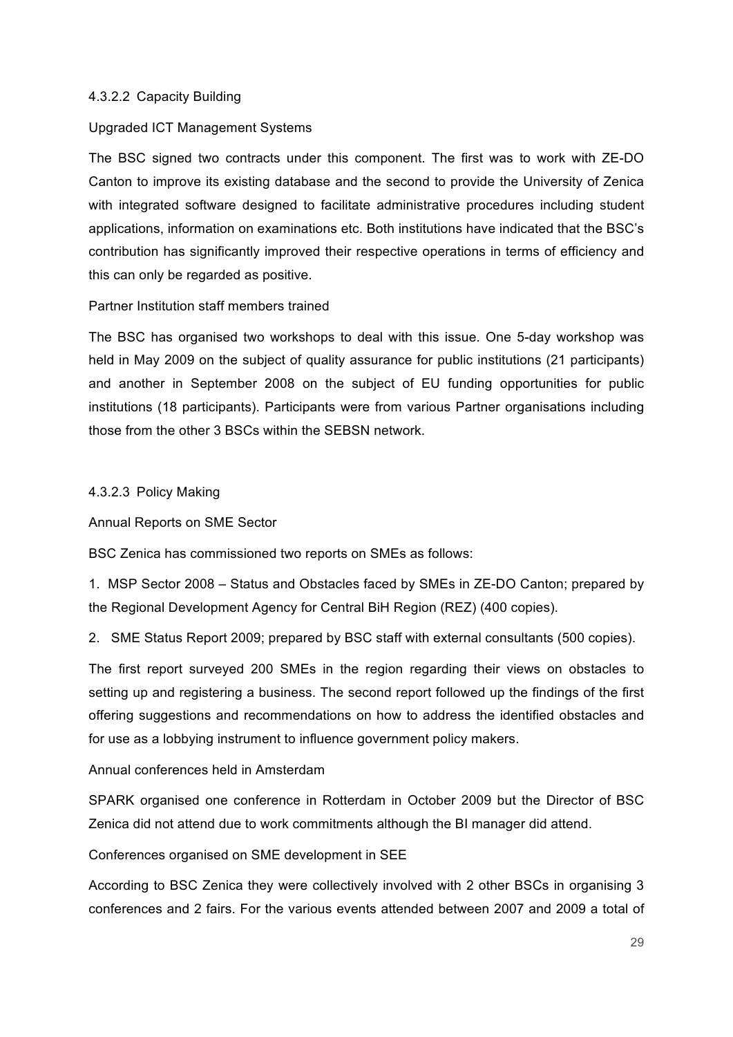#### 4.3.2.2 Capacity Building

Upgraded ICT Management Systems

The BSC signed two contracts under this component. The first was to work with ZE-DO Canton to improve its existing database and the second to provide the University of Zenica with integrated software designed to facilitate administrative procedures including student applications, information on examinations etc. Both institutions have indicated that the BSC's contribution has significantly improved their respective operations in terms of efficiency and this can only be regarded as positive.

Partner Institution staff members trained

The BSC has organised two workshops to deal with this issue. One 5-day workshop was held in May 2009 on the subject of quality assurance for public institutions (21 participants) and another in September 2008 on the subject of EU funding opportunities for public institutions (18 participants). Participants were from various Partner organisations including those from the other 3 BSCs within the SEBSN network.

#### 4.3.2.3 Policy Making

Annual Reports on SME Sector

BSC Zenica has commissioned two reports on SMEs as follows:

1. MSP Sector 2008 – Status and Obstacles faced by SMEs in ZE-DO Canton; prepared by the Regional Development Agency for Central BiH Region (REZ) (400 copies).
2. SME Status Report 2009; prepared by BSC staff with external consultants (500 copies).

The first report surveyed 200 SMEs in the region regarding their views on obstacles to setting up and registering a business. The second report followed up the findings of the first offering suggestions and recommendations on how to address the identified obstacles and for use as a lobbying instrument to influence government policy makers.

Annual conferences held in Amsterdam

SPARK organised one conference in Rotterdam in October 2009 but the Director of BSC Zenica did not attend due to work commitments although the BI manager did attend.

Conferences organised on SME development in SEE

According to BSC Zenica they were collectively involved with 2 other BSCs in organising 3 conferences and 2 fairs. For the various events attended between 2007 and 2009 a total of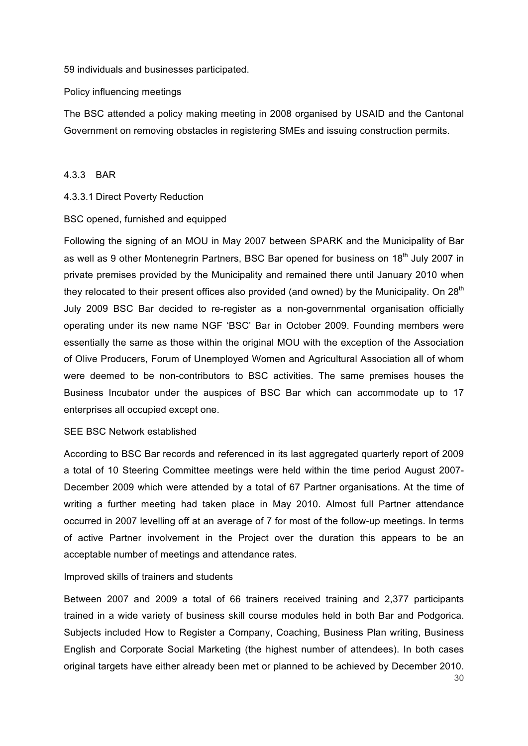59 individuals and businesses participated.

Policy influencing meetings

The BSC attended a policy making meeting in 2008 organised by USAID and the Cantonal Government on removing obstacles in registering SMEs and issuing construction permits.

### 4.3.3 BAR

#### 4.3.3.1 Direct Poverty Reduction

BSC opened, furnished and equipped

Following the signing of an MOU in May 2007 between SPARK and the Municipality of Bar as well as 9 other Montenegrin Partners, BSC Bar opened for business on 18th July 2007 in private premises provided by the Municipality and remained there until January 2010 when they relocated to their present offices also provided (and owned) by the Municipality. On 28th July 2009 BSC Bar decided to re-register as a non-governmental organisation officially operating under its new name NGF 'BSC' Bar in October 2009. Founding members were essentially the same as those within the original MOU with the exception of the Association of Olive Producers, Forum of Unemployed Women and Agricultural Association all of whom were deemed to be non-contributors to BSC activities. The same premises houses the Business Incubator under the auspices of BSC Bar which can accommodate up to 17 enterprises all occupied except one.

SEE BSC Network established

According to BSC Bar records and referenced in its last aggregated quarterly report of 2009 a total of 10 Steering Committee meetings were held within the time period August 2007-December 2009 which were attended by a total of 67 Partner organisations. At the time of writing a further meeting had taken place in May 2010. Almost full Partner attendance occurred in 2007 levelling off at an average of 7 for most of the follow-up meetings. In terms of active Partner involvement in the Project over the duration this appears to be an acceptable number of meetings and attendance rates.

Improved skills of trainers and students

Between 2007 and 2009 a total of 66 trainers received training and 2,377 participants trained in a wide variety of business skill course modules held in both Bar and Podgorica. Subjects included How to Register a Company, Coaching, Business Plan writing, Business English and Corporate Social Marketing (the highest number of attendees). In both cases original targets have either already been met or planned to be achieved by December 2010.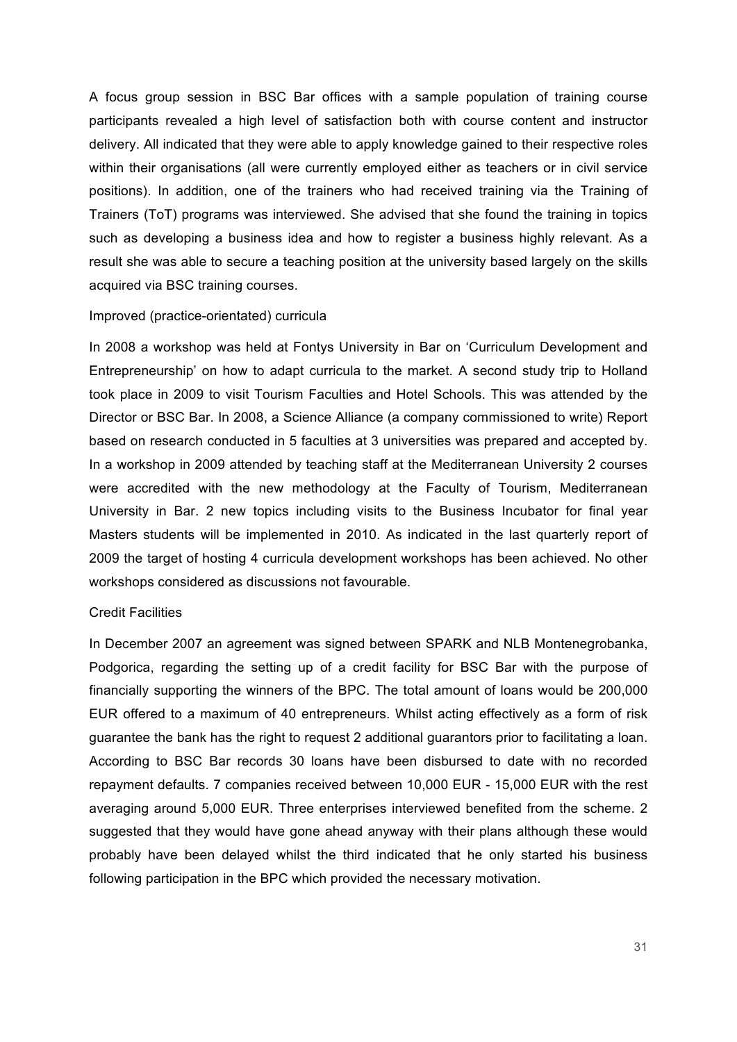A focus group session in BSC Bar offices with a sample population of training course participants revealed a high level of satisfaction both with course content and instructor delivery. All indicated that they were able to apply knowledge gained to their respective roles within their organisations (all were currently employed either as teachers or in civil service positions). In addition, one of the trainers who had received training via the Training of Trainers (ToT) programs was interviewed. She advised that she found the training in topics such as developing a business idea and how to register a business highly relevant. As a result she was able to secure a teaching position at the university based largely on the skills acquired via BSC training courses.

Improved (practice-orientated) curricula

In 2008 a workshop was held at Fontys University in Bar on 'Curriculum Development and Entrepreneurship' on how to adapt curricula to the market. A second study trip to Holland took place in 2009 to visit Tourism Faculties and Hotel Schools. This was attended by the Director or BSC Bar. In 2008, a Science Alliance (a company commissioned to write) Report based on research conducted in 5 faculties at 3 universities was prepared and accepted by. In a workshop in 2009 attended by teaching staff at the Mediterranean University 2 courses were accredited with the new methodology at the Faculty of Tourism, Mediterranean University in Bar. 2 new topics including visits to the Business Incubator for final year Masters students will be implemented in 2010. As indicated in the last quarterly report of 2009 the target of hosting 4 curricula development workshops has been achieved. No other workshops considered as discussions not favourable.

Credit Facilities

In December 2007 an agreement was signed between SPARK and NLB Montenegrobanka, Podgorica, regarding the setting up of a credit facility for BSC Bar with the purpose of financially supporting the winners of the BPC. The total amount of loans would be 200,000 EUR offered to a maximum of 40 entrepreneurs. Whilst acting effectively as a form of risk guarantee the bank has the right to request 2 additional guarantors prior to facilitating a loan. According to BSC Bar records 30 loans have been disbursed to date with no recorded repayment defaults. 7 companies received between 10,000 EUR - 15,000 EUR with the rest averaging around 5,000 EUR. Three enterprises interviewed benefited from the scheme. 2 suggested that they would have gone ahead anyway with their plans although these would probably have been delayed whilst the third indicated that he only started his business following participation in the BPC which provided the necessary motivation.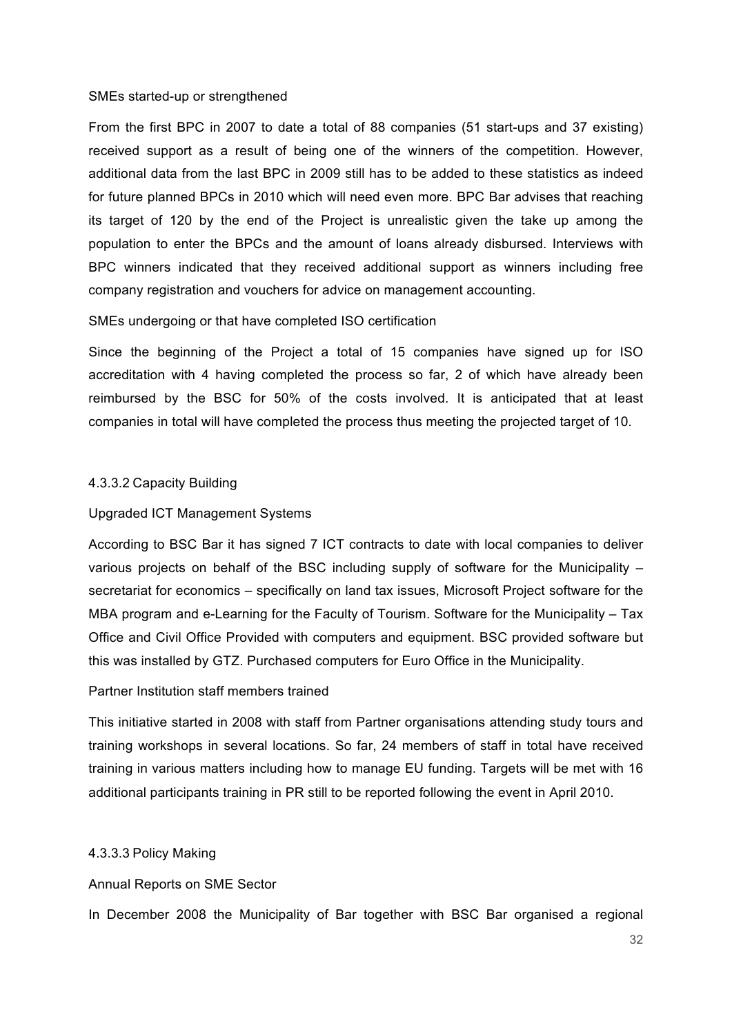SMEs started-up or strengthened

From the first BPC in 2007 to date a total of 88 companies (51 start-ups and 37 existing) received support as a result of being one of the winners of the competition. However, additional data from the last BPC in 2009 still has to be added to these statistics as indeed for future planned BPCs in 2010 which will need even more. BPC Bar advises that reaching its target of 120 by the end of the Project is unrealistic given the take up among the population to enter the BPCs and the amount of loans already disbursed. Interviews with BPC winners indicated that they received additional support as winners including free company registration and vouchers for advice on management accounting.

SMEs undergoing or that have completed ISO certification

Since the beginning of the Project a total of 15 companies have signed up for ISO accreditation with 4 having completed the process so far, 2 of which have already been reimbursed by the BSC for 50% of the costs involved. It is anticipated that at least companies in total will have completed the process thus meeting the projected target of 10.

#### 4.3.3.2 Capacity Building

Upgraded ICT Management Systems

According to BSC Bar it has signed 7 ICT contracts to date with local companies to deliver various projects on behalf of the BSC including supply of software for the Municipality – secretariat for economics – specifically on land tax issues, Microsoft Project software for the MBA program and e-Learning for the Faculty of Tourism. Software for the Municipality – Tax Office and Civil Office Provided with computers and equipment. BSC provided software but this was installed by GTZ. Purchased computers for Euro Office in the Municipality.

Partner Institution staff members trained

This initiative started in 2008 with staff from Partner organisations attending study tours and training workshops in several locations. So far, 24 members of staff in total have received training in various matters including how to manage EU funding. Targets will be met with 16 additional participants training in PR still to be reported following the event in April 2010.

#### 4.3.3.3 Policy Making

Annual Reports on SME Sector

In December 2008 the Municipality of Bar together with BSC Bar organised a regional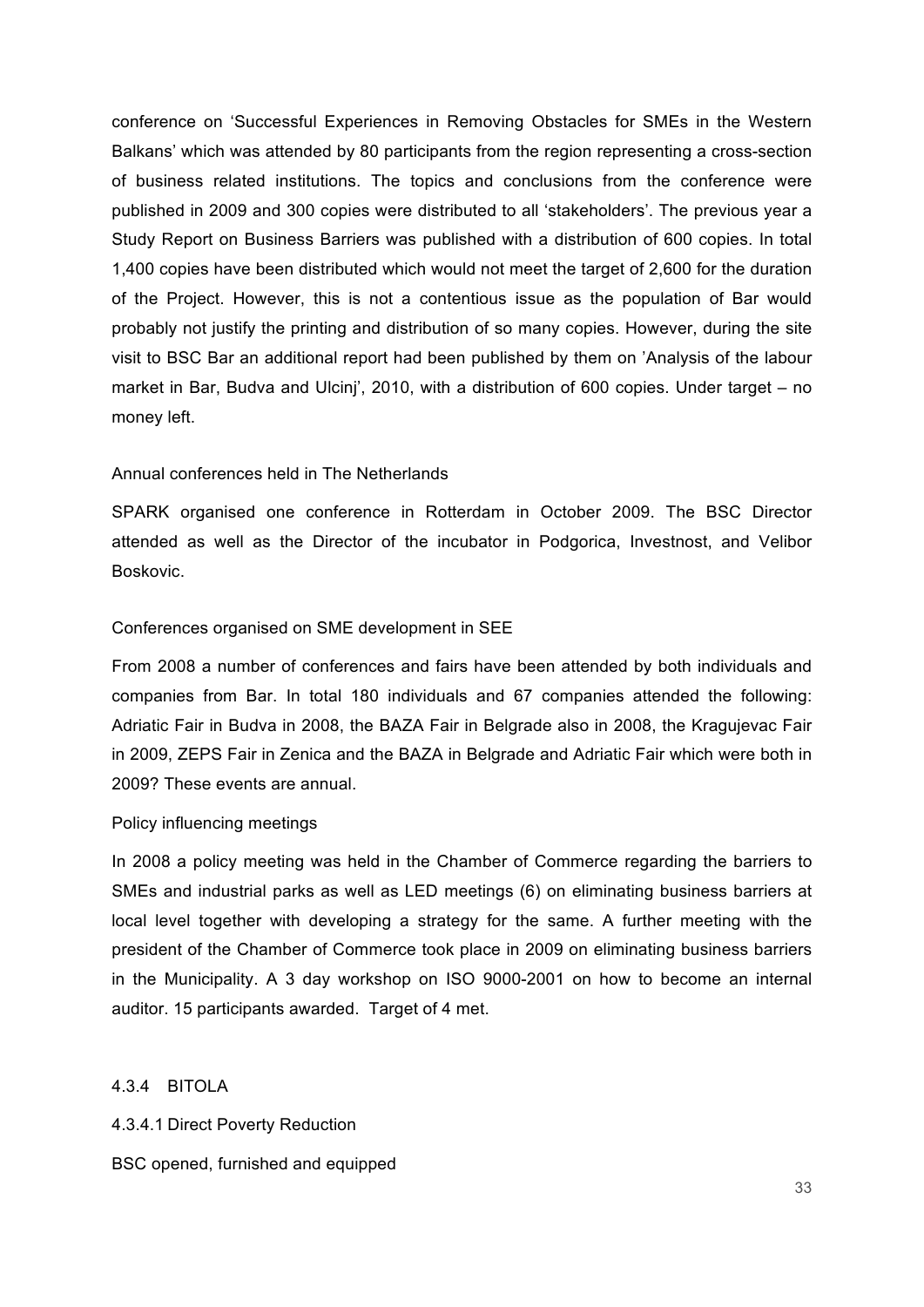conference on 'Successful Experiences in Removing Obstacles for SMEs in the Western Balkans' which was attended by 80 participants from the region representing a cross-section of business related institutions. The topics and conclusions from the conference were published in 2009 and 300 copies were distributed to all 'stakeholders'. The previous year a Study Report on Business Barriers was published with a distribution of 600 copies. In total 1,400 copies have been distributed which would not meet the target of 2,600 for the duration of the Project. However, this is not a contentious issue as the population of Bar would probably not justify the printing and distribution of so many copies. However, during the site visit to BSC Bar an additional report had been published by them on 'Analysis of the labour market in Bar, Budva and Ulcinj', 2010, with a distribution of 600 copies. Under target – no money left.

Annual conferences held in The Netherlands

SPARK organised one conference in Rotterdam in October 2009. The BSC Director attended as well as the Director of the incubator in Podgorica, Investnost, and Velibor Boskovic.

Conferences organised on SME development in SEE

From 2008 a number of conferences and fairs have been attended by both individuals and companies from Bar. In total 180 individuals and 67 companies attended the following: Adriatic Fair in Budva in 2008, the BAZA Fair in Belgrade also in 2008, the Kragujevac Fair in 2009, ZEPS Fair in Zenica and the BAZA in Belgrade and Adriatic Fair which were both in 2009? These events are annual.

Policy influencing meetings

In 2008 a policy meeting was held in the Chamber of Commerce regarding the barriers to SMEs and industrial parks as well as LED meetings (6) on eliminating business barriers at local level together with developing a strategy for the same. A further meeting with the president of the Chamber of Commerce took place in 2009 on eliminating business barriers in the Municipality. A 3 day workshop on ISO 9000-2001 on how to become an internal auditor. 15 participants awarded. Target of 4 met.

### 4.3.4 BITOLA

#### 4.3.4.1 Direct Poverty Reduction

BSC opened, furnished and equipped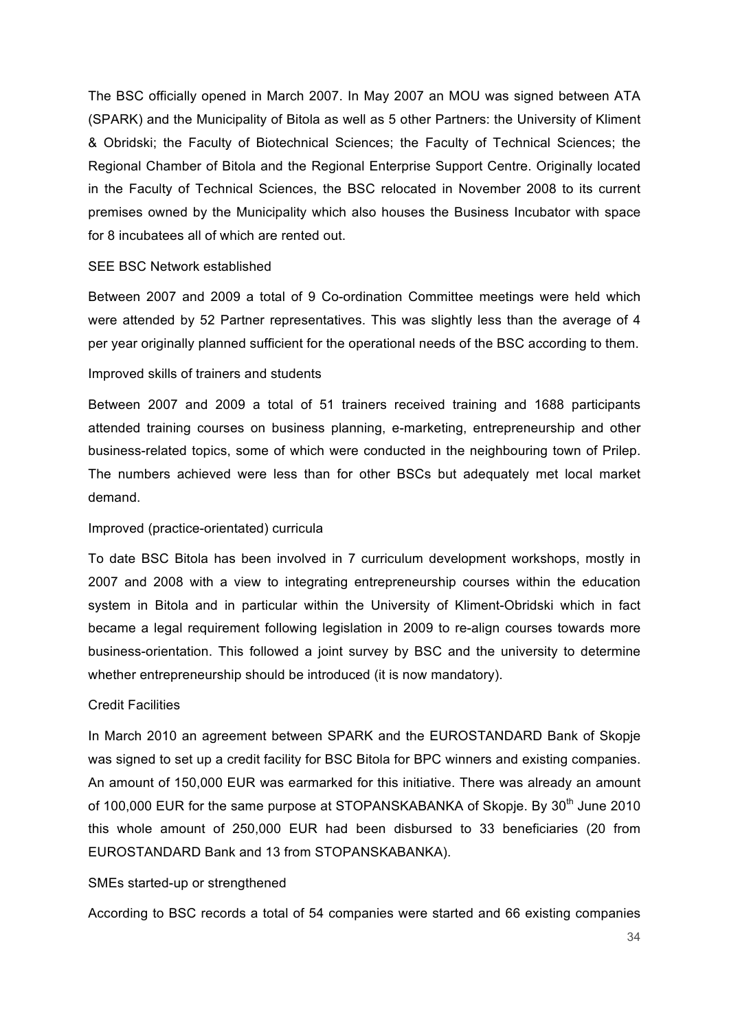The BSC officially opened in March 2007. In May 2007 an MOU was signed between ATA (SPARK) and the Municipality of Bitola as well as 5 other Partners: the University of Kliment & Obridski; the Faculty of Biotechnical Sciences; the Faculty of Technical Sciences; the Regional Chamber of Bitola and the Regional Enterprise Support Centre. Originally located in the Faculty of Technical Sciences, the BSC relocated in November 2008 to its current premises owned by the Municipality which also houses the Business Incubator with space for 8 incubatees all of which are rented out.

SEE BSC Network established

Between 2007 and 2009 a total of 9 Co-ordination Committee meetings were held which were attended by 52 Partner representatives. This was slightly less than the average of 4 per year originally planned sufficient for the operational needs of the BSC according to them.

Improved skills of trainers and students

Between 2007 and 2009 a total of 51 trainers received training and 1688 participants attended training courses on business planning, e-marketing, entrepreneurship and other business-related topics, some of which were conducted in the neighbouring town of Prilep. The numbers achieved were less than for other BSCs but adequately met local market demand.

Improved (practice-orientated) curricula

To date BSC Bitola has been involved in 7 curriculum development workshops, mostly in 2007 and 2008 with a view to integrating entrepreneurship courses within the education system in Bitola and in particular within the University of Kliment-Obridski which in fact became a legal requirement following legislation in 2009 to re-align courses towards more business-orientation. This followed a joint survey by BSC and the university to determine whether entrepreneurship should be introduced (it is now mandatory).

Credit Facilities

In March 2010 an agreement between SPARK and the EUROSTANDARD Bank of Skopje was signed to set up a credit facility for BSC Bitola for BPC winners and existing companies. An amount of 150,000 EUR was earmarked for this initiative. There was already an amount of 100,000 EUR for the same purpose at STOPANSKABANKA of Skopje. By 30th June 2010 this whole amount of 250,000 EUR had been disbursed to 33 beneficiaries (20 from EUROSTANDARD Bank and 13 from STOPANSKABANKA).

SMEs started-up or strengthened

According to BSC records a total of 54 companies were started and 66 existing companies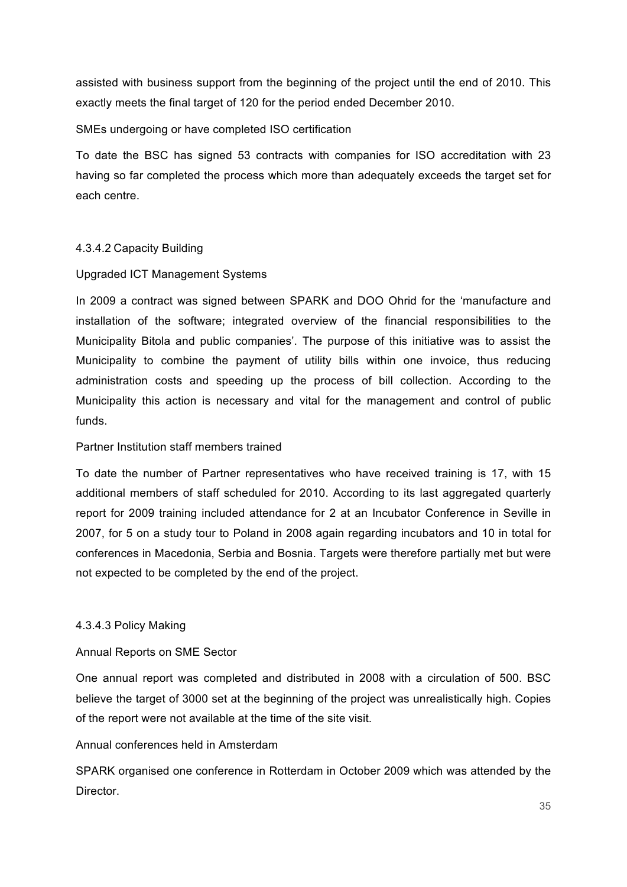assisted with business support from the beginning of the project until the end of 2010. This exactly meets the final target of 120 for the period ended December 2010.

SMEs undergoing or have completed ISO certification

To date the BSC has signed 53 contracts with companies for ISO accreditation with 23 having so far completed the process which more than adequately exceeds the target set for each centre.

#### 4.3.4.2 Capacity Building

Upgraded ICT Management Systems

In 2009 a contract was signed between SPARK and DOO Ohrid for the 'manufacture and installation of the software; integrated overview of the financial responsibilities to the Municipality Bitola and public companies'. The purpose of this initiative was to assist the Municipality to combine the payment of utility bills within one invoice, thus reducing administration costs and speeding up the process of bill collection. According to the Municipality this action is necessary and vital for the management and control of public funds.

Partner Institution staff members trained

To date the number of Partner representatives who have received training is 17, with 15 additional members of staff scheduled for 2010. According to its last aggregated quarterly report for 2009 training included attendance for 2 at an Incubator Conference in Seville in 2007, for 5 on a study tour to Poland in 2008 again regarding incubators and 10 in total for conferences in Macedonia, Serbia and Bosnia. Targets were therefore partially met but were not expected to be completed by the end of the project.

#### 4.3.4.3 Policy Making

Annual Reports on SME Sector

One annual report was completed and distributed in 2008 with a circulation of 500. BSC believe the target of 3000 set at the beginning of the project was unrealistically high. Copies of the report were not available at the time of the site visit.

Annual conferences held in Amsterdam

SPARK organised one conference in Rotterdam in October 2009 which was attended by the Director.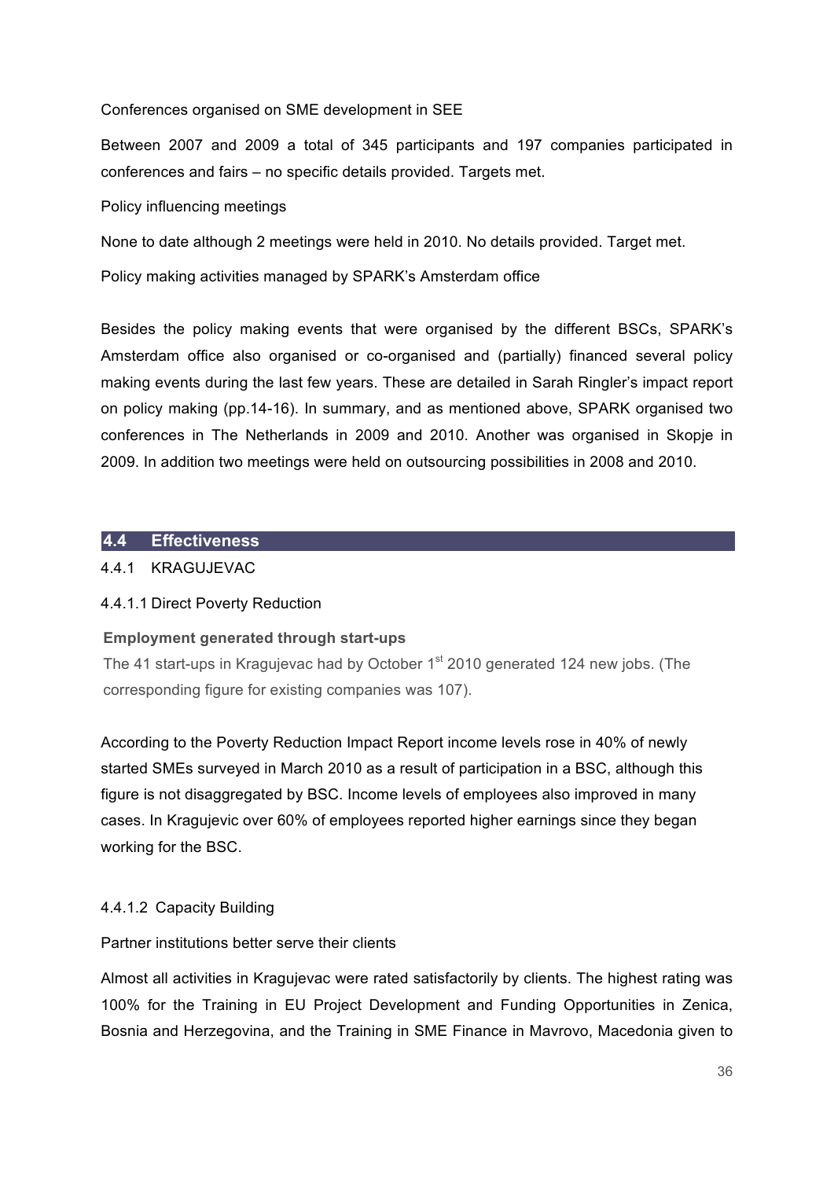Conferences organised on SME development in SEE

Between 2007 and 2009 a total of 345 participants and 197 companies participated in conferences and fairs – no specific details provided. Targets met.

Policy influencing meetings

None to date although 2 meetings were held in 2010. No details provided. Target met.

Policy making activities managed by SPARK's Amsterdam office

Besides the policy making events that were organised by the different BSCs, SPARK's Amsterdam office also organised or co-organised and (partially) financed several policy making events during the last few years. These are detailed in Sarah Ringler's impact report on policy making (pp.14-16). In summary, and as mentioned above, SPARK organised two conferences in The Netherlands in 2009 and 2010. Another was organised in Skopje in 2009. In addition two meetings were held on outsourcing possibilities in 2008 and 2010.

## 4.4 Effectiveness

### 4.4.1 KRAGUJEVAC

#### 4.4.1.1 Direct Poverty Reduction

**Employment generated through start-ups**

The 41 start-ups in Kragujevac had by October 1st 2010 generated 124 new jobs. (The corresponding figure for existing companies was 107).

According to the Poverty Reduction Impact Report income levels rose in 40% of newly started SMEs surveyed in March 2010 as a result of participation in a BSC, although this figure is not disaggregated by BSC. Income levels of employees also improved in many cases. In Kragujevic over 60% of employees reported higher earnings since they began working for the BSC.

#### 4.4.1.2 Capacity Building

Partner institutions better serve their clients

Almost all activities in Kragujevac were rated satisfactorily by clients. The highest rating was 100% for the Training in EU Project Development and Funding Opportunities in Zenica, Bosnia and Herzegovina, and the Training in SME Finance in Mavrovo, Macedonia given to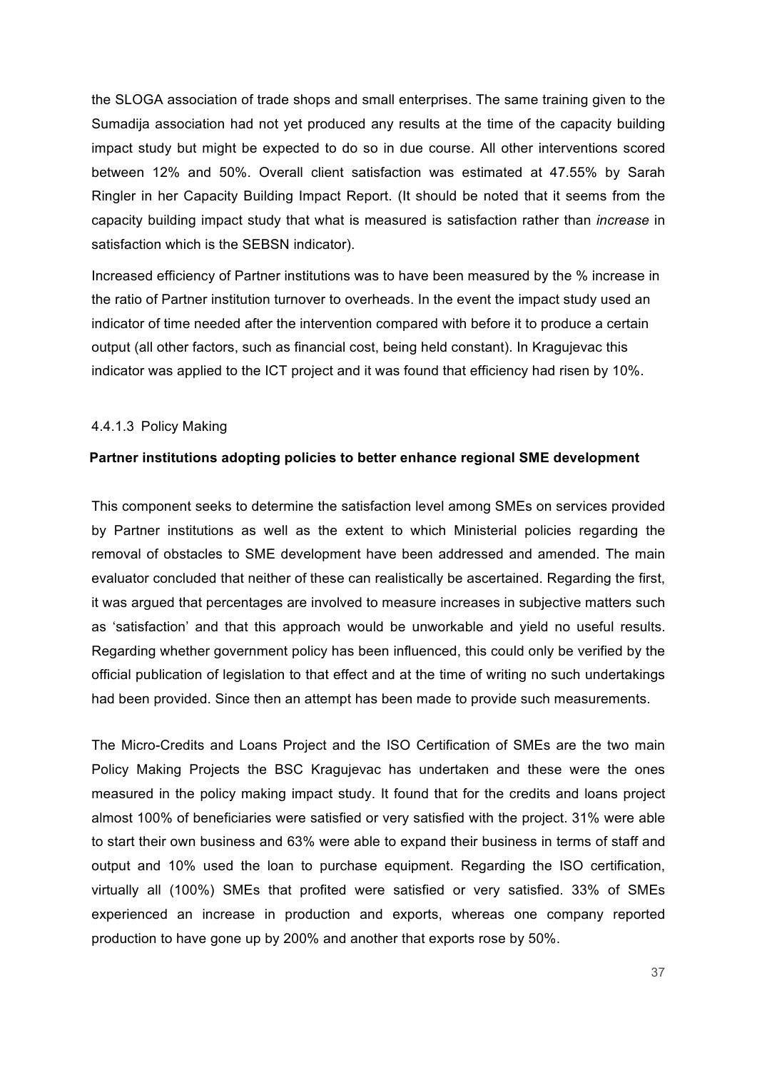the SLOGA association of trade shops and small enterprises. The same training given to the Sumadija association had not yet produced any results at the time of the capacity building impact study but might be expected to do so in due course. All other interventions scored between 12% and 50%. Overall client satisfaction was estimated at 47.55% by Sarah Ringler in her Capacity Building Impact Report. (It should be noted that it seems from the capacity building impact study that what is measured is satisfaction rather than *increase* in satisfaction which is the SEBSN indicator).

Increased efficiency of Partner institutions was to have been measured by the % increase in the ratio of Partner institution turnover to overheads. In the event the impact study used an indicator of time needed after the intervention compared with before it to produce a certain output (all other factors, such as financial cost, being held constant). In Kragujevac this indicator was applied to the ICT project and it was found that efficiency had risen by 10%.

#### 4.4.1.3 Policy Making

**Partner institutions adopting policies to better enhance regional SME development**

This component seeks to determine the satisfaction level among SMEs on services provided by Partner institutions as well as the extent to which Ministerial policies regarding the removal of obstacles to SME development have been addressed and amended. The main evaluator concluded that neither of these can realistically be ascertained. Regarding the first, it was argued that percentages are involved to measure increases in subjective matters such as 'satisfaction' and that this approach would be unworkable and yield no useful results. Regarding whether government policy has been influenced, this could only be verified by the official publication of legislation to that effect and at the time of writing no such undertakings had been provided. Since then an attempt has been made to provide such measurements.

The Micro-Credits and Loans Project and the ISO Certification of SMEs are the two main Policy Making Projects the BSC Kragujevac has undertaken and these were the ones measured in the policy making impact study. It found that for the credits and loans project almost 100% of beneficiaries were satisfied or very satisfied with the project. 31% were able to start their own business and 63% were able to expand their business in terms of staff and output and 10% used the loan to purchase equipment. Regarding the ISO certification, virtually all (100%) SMEs that profited were satisfied or very satisfied. 33% of SMEs experienced an increase in production and exports, whereas one company reported production to have gone up by 200% and another that exports rose by 50%.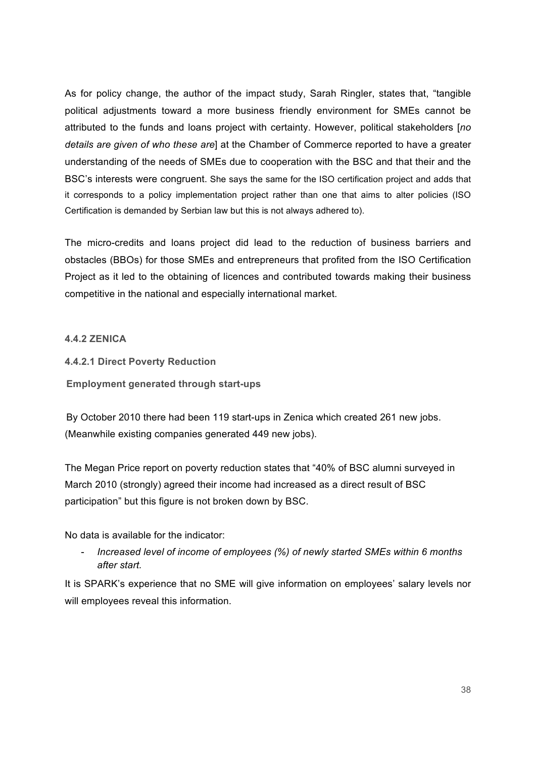As for policy change, the author of the impact study, Sarah Ringler, states that, "tangible political adjustments toward a more business friendly environment for SMEs cannot be attributed to the funds and loans project with certainty. However, political stakeholders [*no details are given of who these are*] at the Chamber of Commerce reported to have a greater understanding of the needs of SMEs due to cooperation with the BSC and that their and the BSC's interests were congruent. She says the same for the ISO certification project and adds that it corresponds to a policy implementation project rather than one that aims to alter policies (ISO Certification is demanded by Serbian law but this is not always adhered to).

The micro-credits and loans project did lead to the reduction of business barriers and obstacles (BBOs) for those SMEs and entrepreneurs that profited from the ISO Certification Project as it led to the obtaining of licences and contributed towards making their business competitive in the national and especially international market.

#### 4.4.2 ZENICA

##### 4.4.2.1 Direct Poverty Reduction

**Employment generated through start-ups**

By October 2010 there had been 119 start-ups in Zenica which created 261 new jobs. (Meanwhile existing companies generated 449 new jobs).

The Megan Price report on poverty reduction states that "40% of BSC alumni surveyed in March 2010 (strongly) agreed their income had increased as a direct result of BSC participation" but this figure is not broken down by BSC.

No data is available for the indicator:

- *Increased level of income of employees (%) of newly started SMEs within 6 months after start.*

It is SPARK's experience that no SME will give information on employees' salary levels nor will employees reveal this information.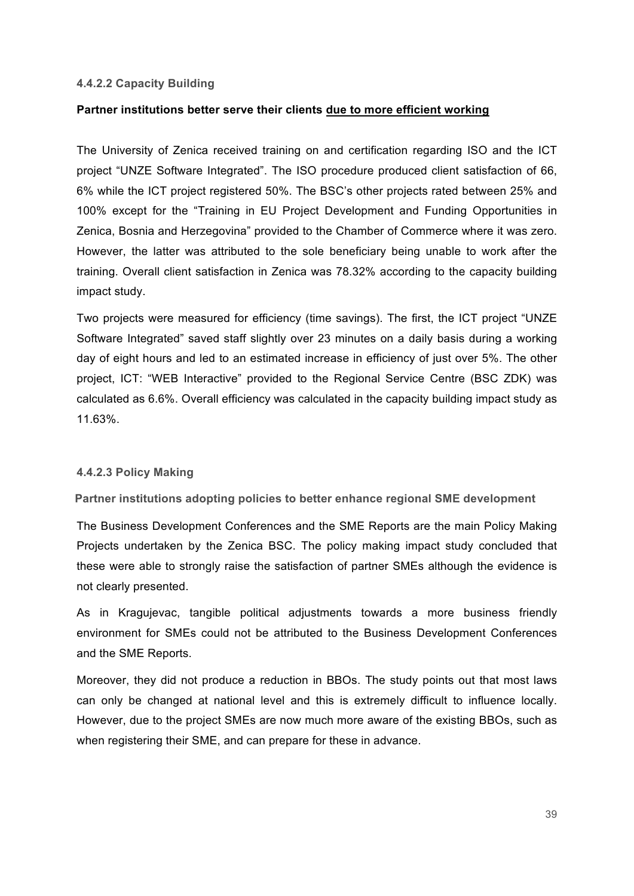#### 4.4.2.2 Capacity Building

**Partner institutions better serve their clients <u>due to more efficient working</u>**

The University of Zenica received training on and certification regarding ISO and the ICT project "UNZE Software Integrated". The ISO procedure produced client satisfaction of 66, 6% while the ICT project registered 50%. The BSC's other projects rated between 25% and 100% except for the "Training in EU Project Development and Funding Opportunities in Zenica, Bosnia and Herzegovina" provided to the Chamber of Commerce where it was zero. However, the latter was attributed to the sole beneficiary being unable to work after the training. Overall client satisfaction in Zenica was 78.32% according to the capacity building impact study.

Two projects were measured for efficiency (time savings). The first, the ICT project "UNZE Software Integrated" saved staff slightly over 23 minutes on a daily basis during a working day of eight hours and led to an estimated increase in efficiency of just over 5%. The other project, ICT: "WEB Interactive" provided to the Regional Service Centre (BSC ZDK) was calculated as 6.6%. Overall efficiency was calculated in the capacity building impact study as 11.63%.

#### 4.4.2.3 Policy Making

**Partner institutions adopting policies to better enhance regional SME development**

The Business Development Conferences and the SME Reports are the main Policy Making Projects undertaken by the Zenica BSC. The policy making impact study concluded that these were able to strongly raise the satisfaction of partner SMEs although the evidence is not clearly presented.

As in Kragujevac, tangible political adjustments towards a more business friendly environment for SMEs could not be attributed to the Business Development Conferences and the SME Reports.

Moreover, they did not produce a reduction in BBOs. The study points out that most laws can only be changed at national level and this is extremely difficult to influence locally. However, due to the project SMEs are now much more aware of the existing BBOs, such as when registering their SME, and can prepare for these in advance.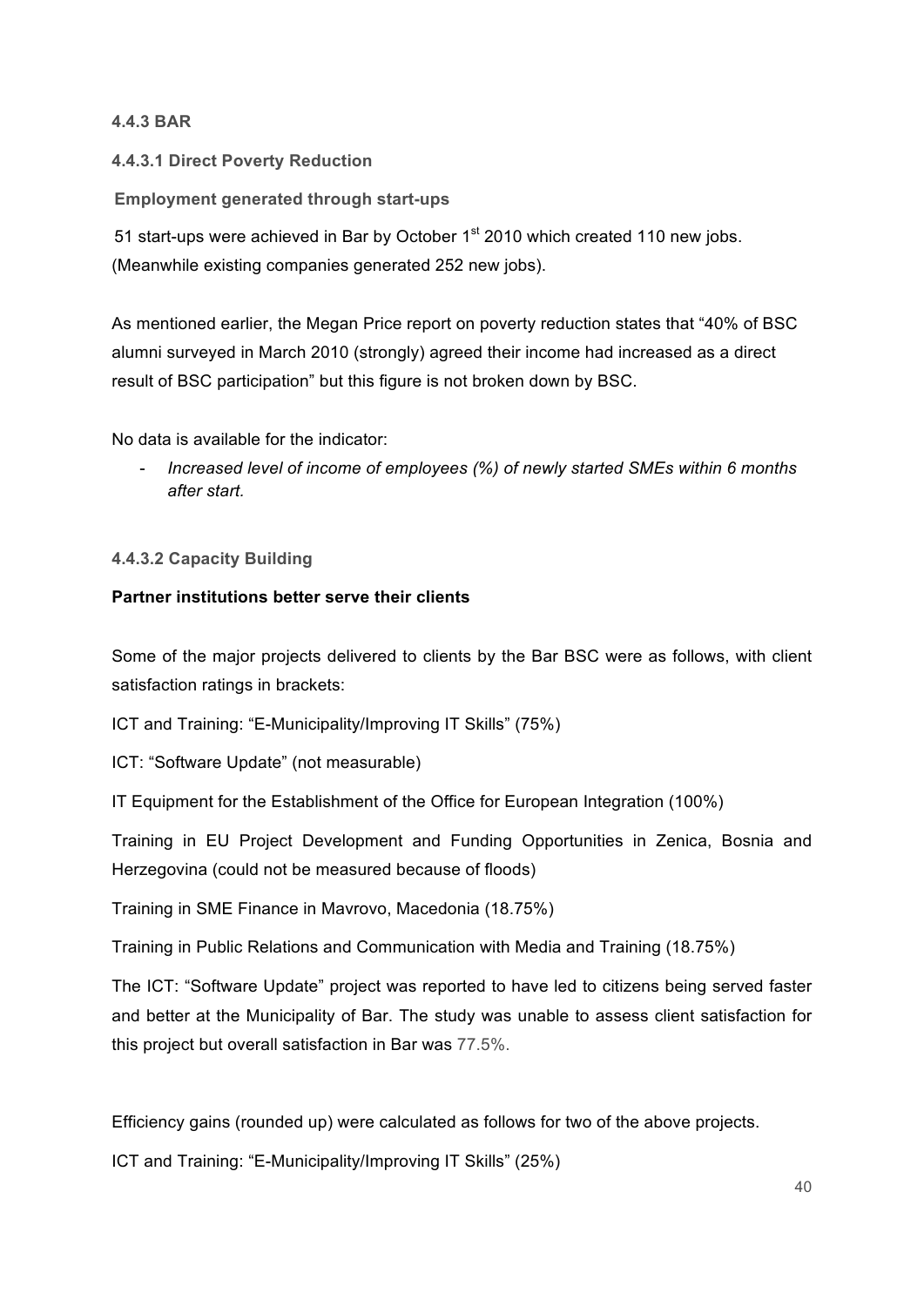### 4.4.3 BAR

#### 4.4.3.1 Direct Poverty Reduction

**Employment generated through start-ups**

51 start-ups were achieved in Bar by October 1st 2010 which created 110 new jobs. (Meanwhile existing companies generated 252 new jobs).

As mentioned earlier, the Megan Price report on poverty reduction states that "40% of BSC alumni surveyed in March 2010 (strongly) agreed their income had increased as a direct result of BSC participation" but this figure is not broken down by BSC.

No data is available for the indicator:

- *Increased level of income of employees (%) of newly started SMEs within 6 months after start.*

#### 4.4.3.2 Capacity Building

**Partner institutions better serve their clients**

Some of the major projects delivered to clients by the Bar BSC were as follows, with client satisfaction ratings in brackets:

ICT and Training: "E-Municipality/Improving IT Skills" (75%)

ICT: "Software Update" (not measurable)

IT Equipment for the Establishment of the Office for European Integration (100%)

Training in EU Project Development and Funding Opportunities in Zenica, Bosnia and Herzegovina (could not be measured because of floods)

Training in SME Finance in Mavrovo, Macedonia (18.75%)

Training in Public Relations and Communication with Media and Training (18.75%)

The ICT: "Software Update" project was reported to have led to citizens being served faster and better at the Municipality of Bar. The study was unable to assess client satisfaction for this project but overall satisfaction in Bar was 77.5%.

Efficiency gains (rounded up) were calculated as follows for two of the above projects.

ICT and Training: "E-Municipality/Improving IT Skills" (25%)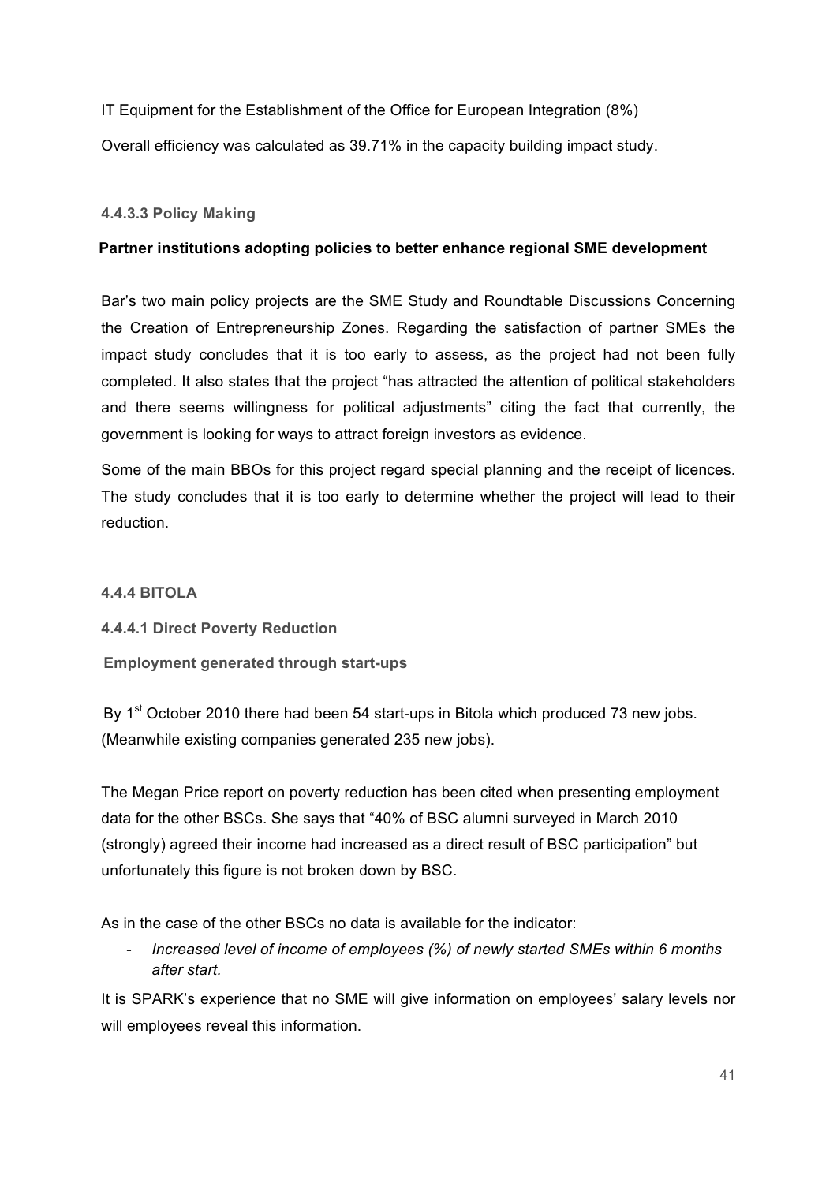IT Equipment for the Establishment of the Office for European Integration (8%)

Overall efficiency was calculated as 39.71% in the capacity building impact study.

#### 4.4.3.3 Policy Making

**Partner institutions adopting policies to better enhance regional SME development**

Bar's two main policy projects are the SME Study and Roundtable Discussions Concerning the Creation of Entrepreneurship Zones. Regarding the satisfaction of partner SMEs the impact study concludes that it is too early to assess, as the project had not been fully completed. It also states that the project "has attracted the attention of political stakeholders and there seems willingness for political adjustments" citing the fact that currently, the government is looking for ways to attract foreign investors as evidence.

Some of the main BBOs for this project regard special planning and the receipt of licences. The study concludes that it is too early to determine whether the project will lead to their reduction.

### 4.4.4 BITOLA

#### 4.4.4.1 Direct Poverty Reduction

**Employment generated through start-ups**

By 1st October 2010 there had been 54 start-ups in Bitola which produced 73 new jobs. (Meanwhile existing companies generated 235 new jobs).

The Megan Price report on poverty reduction has been cited when presenting employment data for the other BSCs. She says that "40% of BSC alumni surveyed in March 2010 (strongly) agreed their income had increased as a direct result of BSC participation" but unfortunately this figure is not broken down by BSC.

As in the case of the other BSCs no data is available for the indicator:

- *Increased level of income of employees (%) of newly started SMEs within 6 months after start.*

It is SPARK's experience that no SME will give information on employees' salary levels nor will employees reveal this information.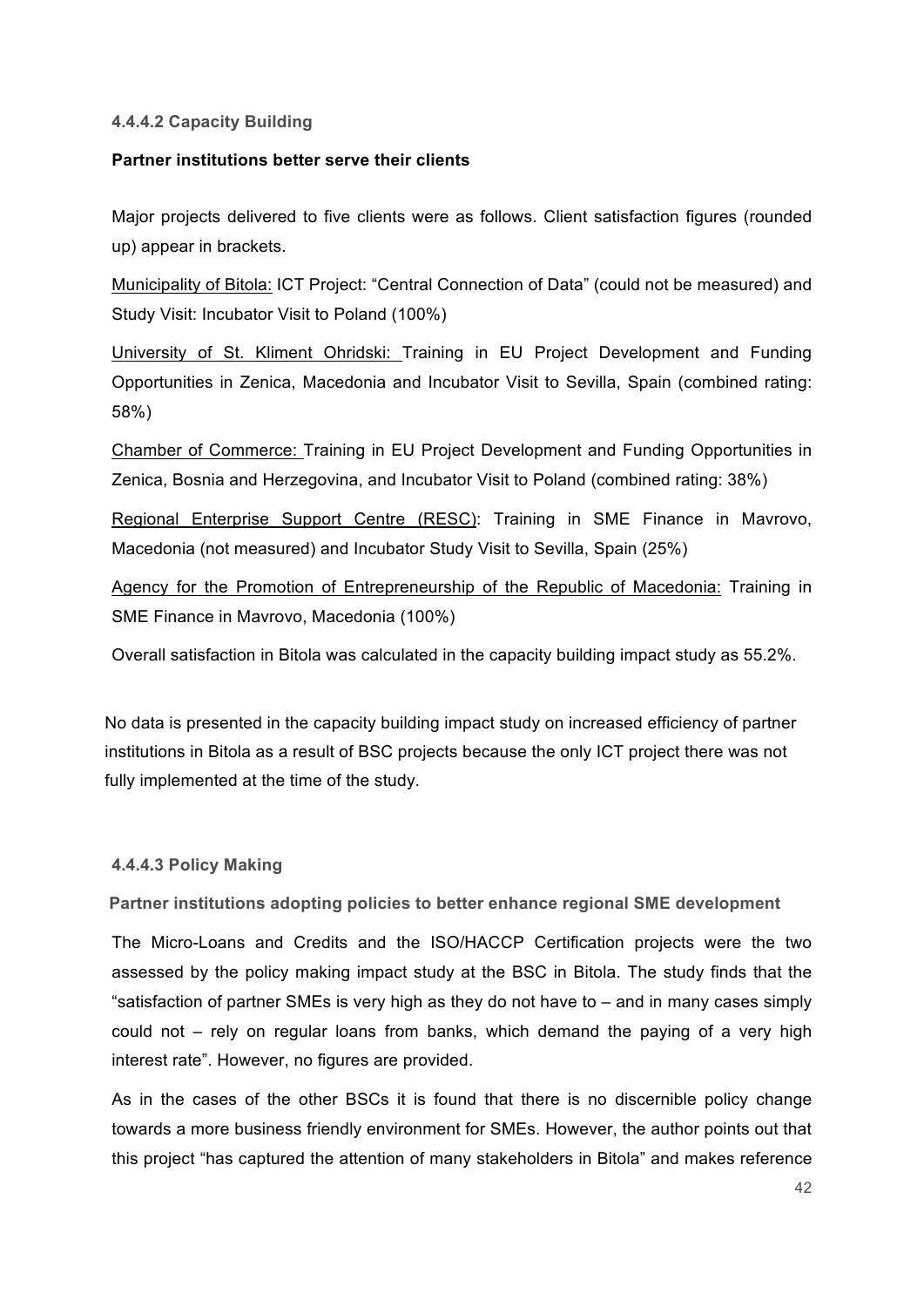#### 4.4.4.2 Capacity Building

**Partner institutions better serve their clients**

Major projects delivered to five clients were as follows. Client satisfaction figures (rounded up) appear in brackets.

Municipality of Bitola: ICT Project: "Central Connection of Data" (could not be measured) and Study Visit: Incubator Visit to Poland (100%)

University of St. Kliment Ohridski: Training in EU Project Development and Funding Opportunities in Zenica, Macedonia and Incubator Visit to Sevilla, Spain (combined rating: 58%)

Chamber of Commerce: Training in EU Project Development and Funding Opportunities in Zenica, Bosnia and Herzegovina, and Incubator Visit to Poland (combined rating: 38%)

Regional Enterprise Support Centre (RESC): Training in SME Finance in Mavrovo, Macedonia (not measured) and Incubator Study Visit to Sevilla, Spain (25%)

Agency for the Promotion of Entrepreneurship of the Republic of Macedonia: Training in SME Finance in Mavrovo, Macedonia (100%)

Overall satisfaction in Bitola was calculated in the capacity building impact study as 55.2%.

No data is presented in the capacity building impact study on increased efficiency of partner institutions in Bitola as a result of BSC projects because the only ICT project there was not fully implemented at the time of the study.

#### 4.4.4.3 Policy Making

**Partner institutions adopting policies to better enhance regional SME development**

The Micro-Loans and Credits and the ISO/HACCP Certification projects were the two assessed by the policy making impact study at the BSC in Bitola. The study finds that the "satisfaction of partner SMEs is very high as they do not have to – and in many cases simply could not – rely on regular loans from banks, which demand the paying of a very high interest rate". However, no figures are provided.

As in the cases of the other BSCs it is found that there is no discernible policy change towards a more business friendly environment for SMEs. However, the author points out that this project "has captured the attention of many stakeholders in Bitola" and makes reference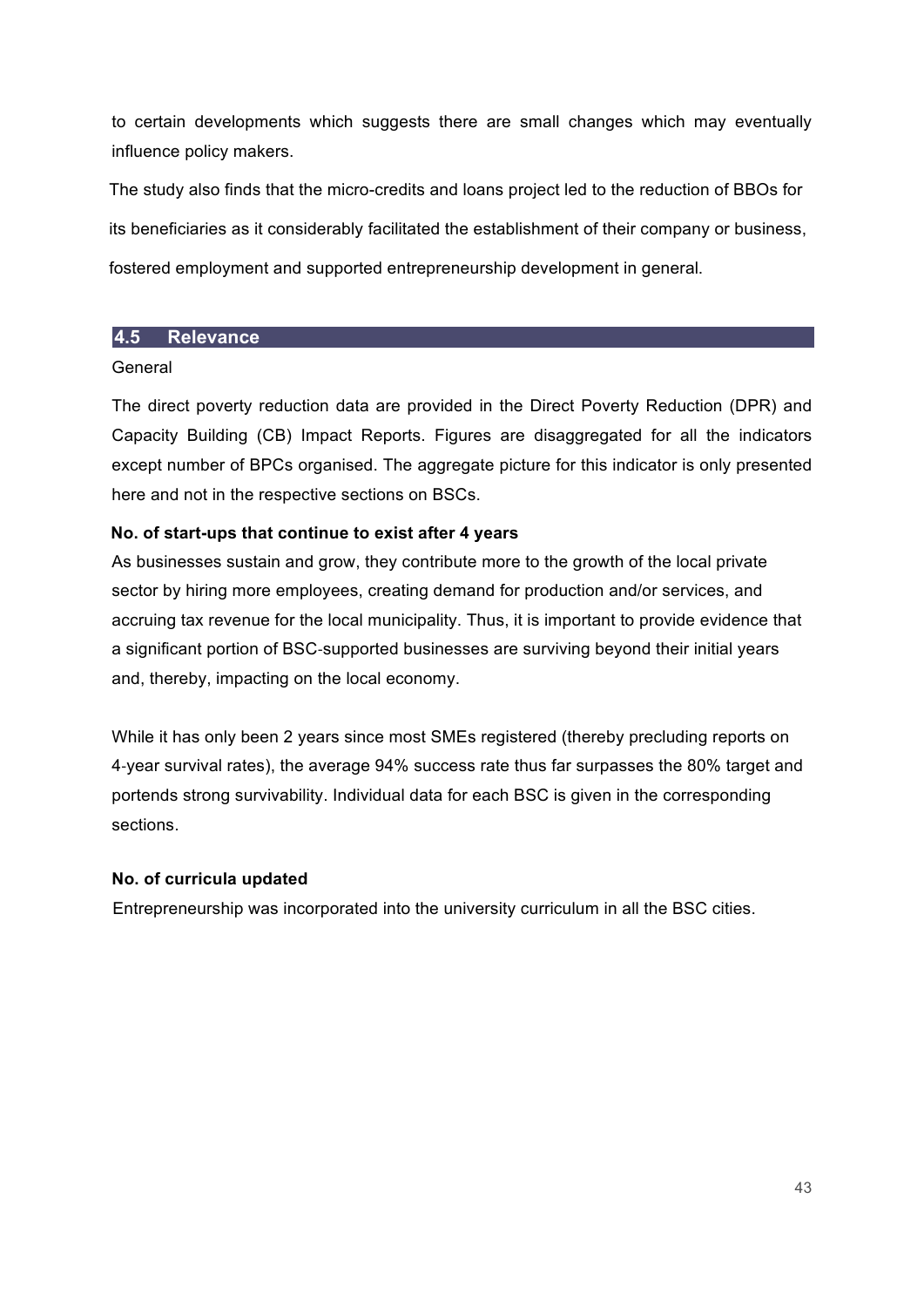to certain developments which suggests there are small changes which may eventually influence policy makers.

The study also finds that the micro-credits and loans project led to the reduction of BBOs for its beneficiaries as it considerably facilitated the establishment of their company or business, fostered employment and supported entrepreneurship development in general.

## 4.5 Relevance

General

The direct poverty reduction data are provided in the Direct Poverty Reduction (DPR) and Capacity Building (CB) Impact Reports. Figures are disaggregated for all the indicators except number of BPCs organised. The aggregate picture for this indicator is only presented here and not in the respective sections on BSCs.

**No. of start-ups that continue to exist after 4 years**

As businesses sustain and grow, they contribute more to the growth of the local private sector by hiring more employees, creating demand for production and/or services, and accruing tax revenue for the local municipality. Thus, it is important to provide evidence that a significant portion of BSC-supported businesses are surviving beyond their initial years and, thereby, impacting on the local economy.

While it has only been 2 years since most SMEs registered (thereby precluding reports on 4-year survival rates), the average 94% success rate thus far surpasses the 80% target and portends strong survivability. Individual data for each BSC is given in the corresponding sections.

**No. of curricula updated**

Entrepreneurship was incorporated into the university curriculum in all the BSC cities.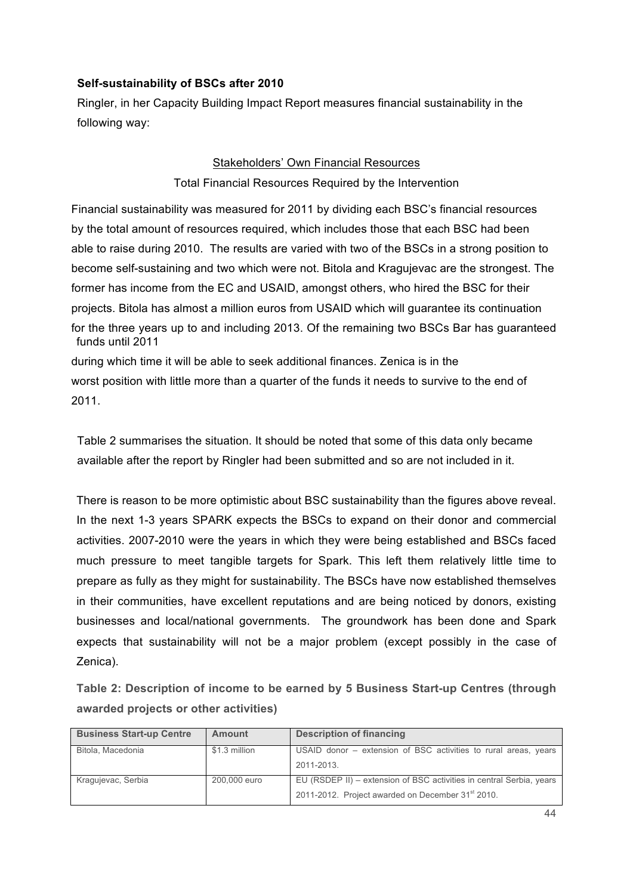**Self-sustainability of BSCs after 2010**

Ringler, in her Capacity Building Impact Report measures financial sustainability in the following way:

$$\frac{\text{Stakeholders' Own Financial Resources}}{\text{Total Financial Resources Required by the Intervention}}$$

Financial sustainability was measured for 2011 by dividing each BSC's financial resources by the total amount of resources required, which includes those that each BSC had been able to raise during 2010. The results are varied with two of the BSCs in a strong position to become self-sustaining and two which were not. Bitola and Kragujevac are the strongest. The former has income from the EC and USAID, amongst others, who hired the BSC for their projects. Bitola has almost a million euros from USAID which will guarantee its continuation for the three years up to and including 2013. Of the remaining two BSCs Bar has guaranteed funds until 2011 during which time it will be able to seek additional finances. Zenica is in the worst position with little more than a quarter of the funds it needs to survive to the end of 2011.

Table 2 summarises the situation. It should be noted that some of this data only became available after the report by Ringler had been submitted and so are not included in it.

There is reason to be more optimistic about BSC sustainability than the figures above reveal. In the next 1-3 years SPARK expects the BSCs to expand on their donor and commercial activities. 2007-2010 were the years in which they were being established and BSCs faced much pressure to meet tangible targets for Spark. This left them relatively little time to prepare as fully as they might for sustainability. The BSCs have now established themselves in their communities, have excellent reputations and are being noticed by donors, existing businesses and local/national governments. The groundwork has been done and Spark expects that sustainability will not be a major problem (except possibly in the case of Zenica).

**Table 2: Description of income to be earned by 5 Business Start-up Centres (through awarded projects or other activities)**

| Business Start-up Centre | Amount | Description of financing |
|---|---|---|
| Bitola, Macedonia | $1.3 million | USAID donor – extension of BSC activities to rural areas, years 2011-2013. |
| Kragujevac, Serbia | 200,000 euro | EU (RSDEP II) – extension of BSC activities in central Serbia, years 2011-2012. Project awarded on December 31st 2010. |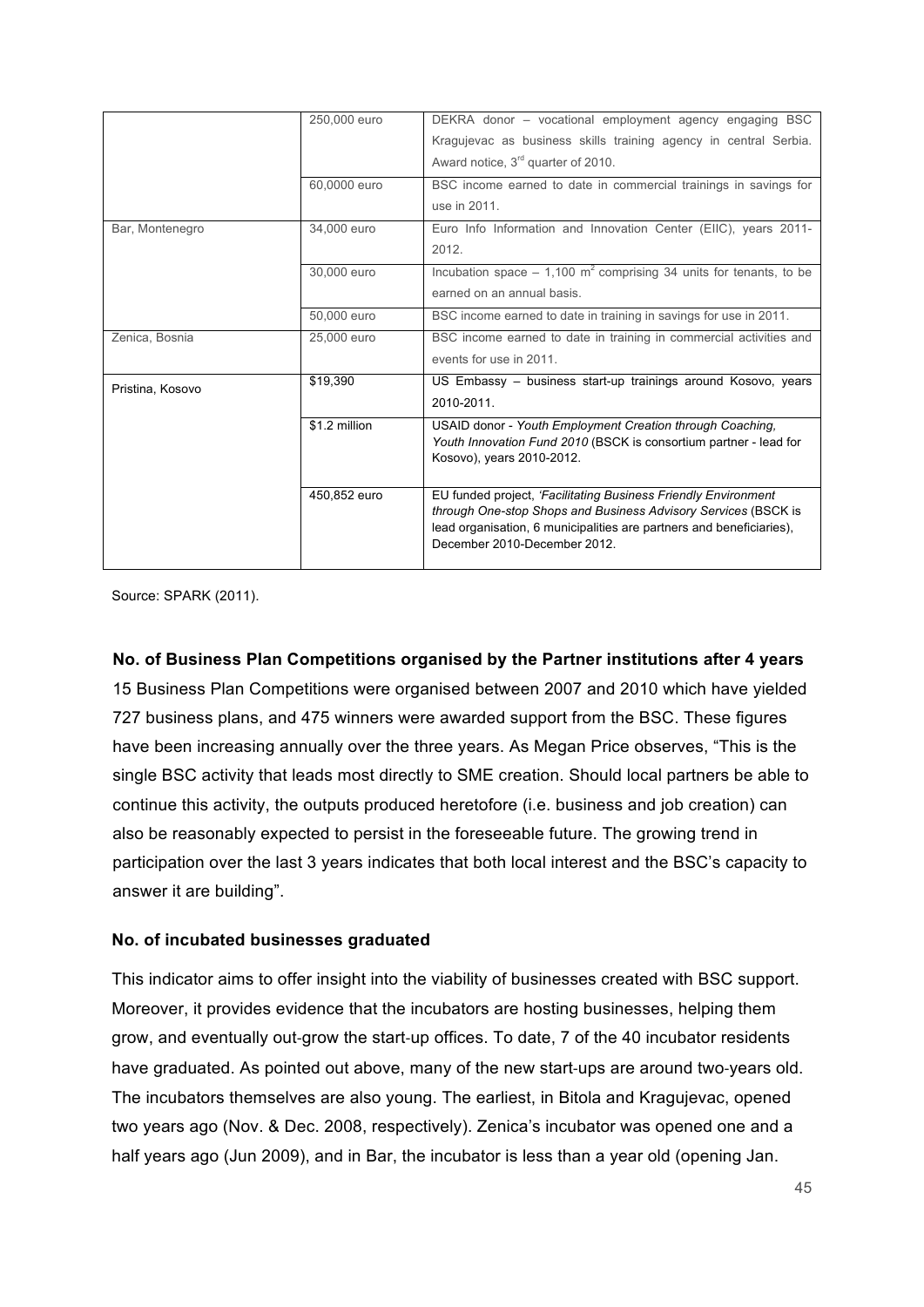| | | |
|---|---|---|
| | 250,000 euro | DEKRA donor – vocational employment agency engaging BSC Kragujevac as business skills training agency in central Serbia. Award notice, 3rd quarter of 2010. |
| | 60,0000 euro | BSC income earned to date in commercial trainings in savings for use in 2011. |
| Bar, Montenegro | 34,000 euro | Euro Info Information and Innovation Center (EIIC), years 2011-2012. |
| | 30,000 euro | Incubation space – 1,100 m$^2$ comprising 34 units for tenants, to be earned on an annual basis. |
| | 50,000 euro | BSC income earned to date in training in savings for use in 2011. |
| Zenica, Bosnia | 25,000 euro | BSC income earned to date in training in commercial activities and events for use in 2011. |
| Pristina, Kosovo | $19,390 | US Embassy – business start-up trainings around Kosovo, years 2010-2011. |
| | $1.2 million | USAID donor - *Youth Employment Creation through Coaching, Youth Innovation Fund 2010* (BSCK is consortium partner - lead for Kosovo), years 2010-2012. |
| | 450,852 euro | EU funded project, *'Facilitating Business Friendly Environment through One-stop Shops and Business Advisory Services* (BSCK is lead organisation, 6 municipalities are partners and beneficiaries), December 2010-December 2012. |

Source: SPARK (2011).

**No. of Business Plan Competitions organised by the Partner institutions after 4 years**

15 Business Plan Competitions were organised between 2007 and 2010 which have yielded 727 business plans, and 475 winners were awarded support from the BSC. These figures have been increasing annually over the three years. As Megan Price observes, "This is the single BSC activity that leads most directly to SME creation. Should local partners be able to continue this activity, the outputs produced heretofore (i.e. business and job creation) can also be reasonably expected to persist in the foreseeable future. The growing trend in participation over the last 3 years indicates that both local interest and the BSC's capacity to answer it are building".

**No. of incubated businesses graduated**

This indicator aims to offer insight into the viability of businesses created with BSC support. Moreover, it provides evidence that the incubators are hosting businesses, helping them grow, and eventually out-grow the start-up offices. To date, 7 of the 40 incubator residents have graduated. As pointed out above, many of the new start-ups are around two-years old. The incubators themselves are also young. The earliest, in Bitola and Kragujevac, opened two years ago (Nov. & Dec. 2008, respectively). Zenica's incubator was opened one and a half years ago (Jun 2009), and in Bar, the incubator is less than a year old (opening Jan.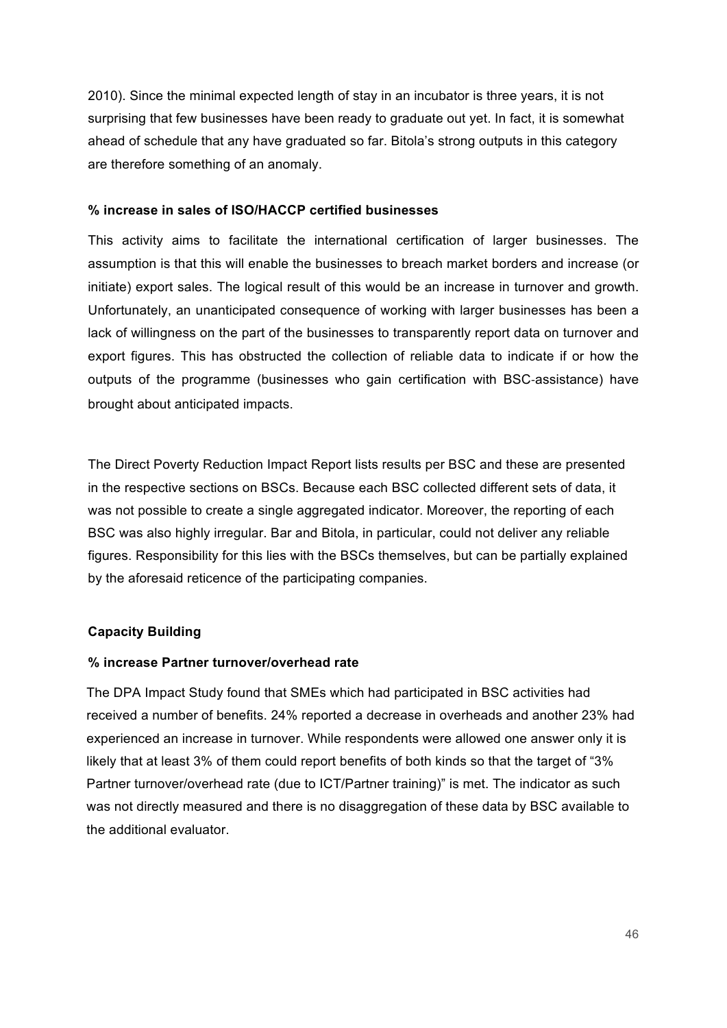2010). Since the minimal expected length of stay in an incubator is three years, it is not surprising that few businesses have been ready to graduate out yet. In fact, it is somewhat ahead of schedule that any have graduated so far. Bitola's strong outputs in this category are therefore something of an anomaly.

**% increase in sales of ISO/HACCP certified businesses**

This activity aims to facilitate the international certification of larger businesses. The assumption is that this will enable the businesses to breach market borders and increase (or initiate) export sales. The logical result of this would be an increase in turnover and growth. Unfortunately, an unanticipated consequence of working with larger businesses has been a lack of willingness on the part of the businesses to transparently report data on turnover and export figures. This has obstructed the collection of reliable data to indicate if or how the outputs of the programme (businesses who gain certification with BSC-assistance) have brought about anticipated impacts.

The Direct Poverty Reduction Impact Report lists results per BSC and these are presented in the respective sections on BSCs. Because each BSC collected different sets of data, it was not possible to create a single aggregated indicator. Moreover, the reporting of each BSC was also highly irregular. Bar and Bitola, in particular, could not deliver any reliable figures. Responsibility for this lies with the BSCs themselves, but can be partially explained by the aforesaid reticence of the participating companies.

**Capacity Building**

**% increase Partner turnover/overhead rate**

The DPA Impact Study found that SMEs which had participated in BSC activities had received a number of benefits. 24% reported a decrease in overheads and another 23% had experienced an increase in turnover. While respondents were allowed one answer only it is likely that at least 3% of them could report benefits of both kinds so that the target of "3% Partner turnover/overhead rate (due to ICT/Partner training)" is met. The indicator as such was not directly measured and there is no disaggregation of these data by BSC available to the additional evaluator.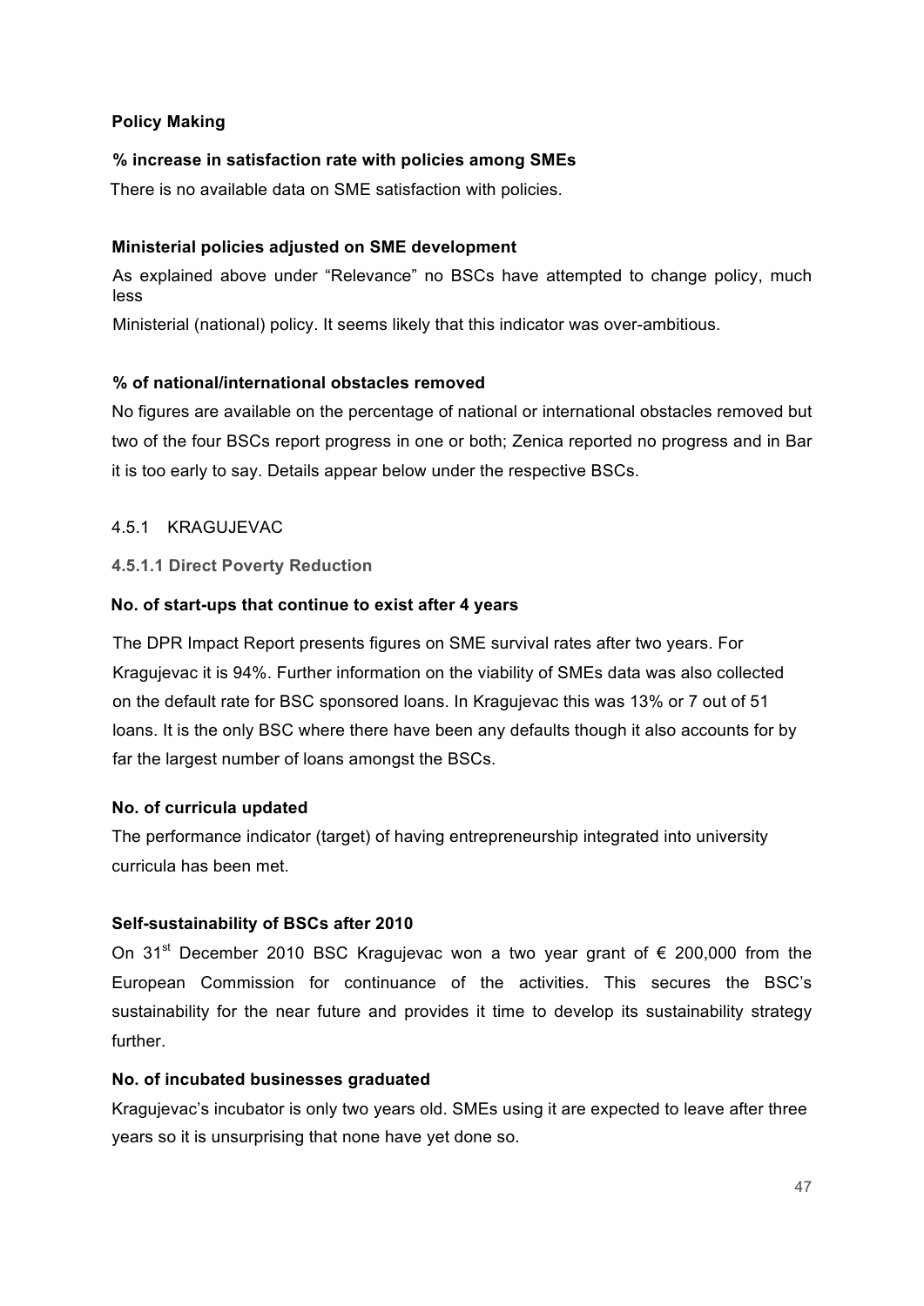**Policy Making**

**% increase in satisfaction rate with policies among SMEs**

There is no available data on SME satisfaction with policies.

**Ministerial policies adjusted on SME development**

As explained above under "Relevance" no BSCs have attempted to change policy, much less

Ministerial (national) policy. It seems likely that this indicator was over-ambitious.

**% of national/international obstacles removed**

No figures are available on the percentage of national or international obstacles removed but two of the four BSCs report progress in one or both; Zenica reported no progress and in Bar it is too early to say. Details appear below under the respective BSCs.

### 4.5.1 KRAGUJEVAC

#### 4.5.1.1 Direct Poverty Reduction

**No. of start-ups that continue to exist after 4 years**

The DPR Impact Report presents figures on SME survival rates after two years. For Kragujevac it is 94%. Further information on the viability of SMEs data was also collected on the default rate for BSC sponsored loans. In Kragujevac this was 13% or 7 out of 51 loans. It is the only BSC where there have been any defaults though it also accounts for by far the largest number of loans amongst the BSCs.

**No. of curricula updated**

The performance indicator (target) of having entrepreneurship integrated into university curricula has been met.

**Self-sustainability of BSCs after 2010**

On 31st December 2010 BSC Kragujevac won a two year grant of € 200,000 from the European Commission for continuance of the activities. This secures the BSC's sustainability for the near future and provides it time to develop its sustainability strategy further.

**No. of incubated businesses graduated**

Kragujevac's incubator is only two years old. SMEs using it are expected to leave after three years so it is unsurprising that none have yet done so.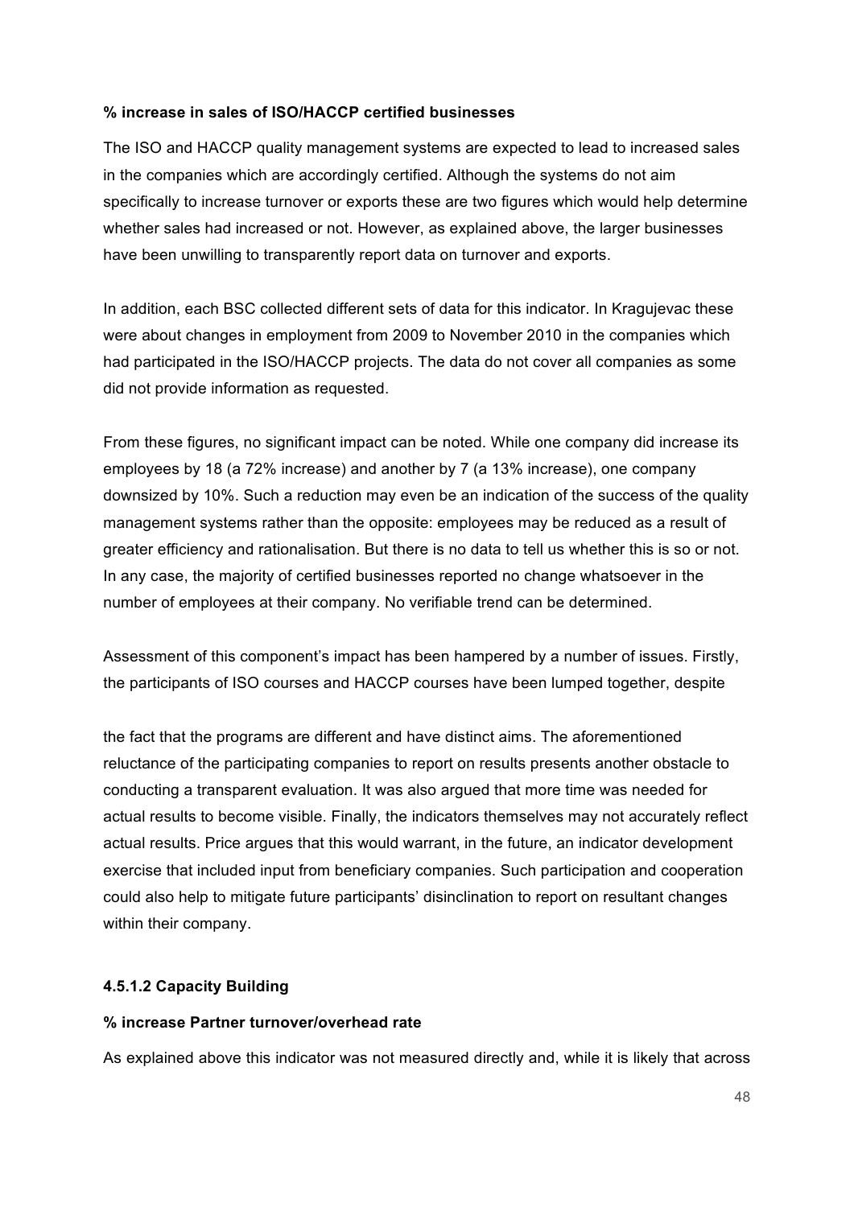**% increase in sales of ISO/HACCP certified businesses**

The ISO and HACCP quality management systems are expected to lead to increased sales in the companies which are accordingly certified. Although the systems do not aim specifically to increase turnover or exports these are two figures which would help determine whether sales had increased or not. However, as explained above, the larger businesses have been unwilling to transparently report data on turnover and exports.

In addition, each BSC collected different sets of data for this indicator. In Kragujevac these were about changes in employment from 2009 to November 2010 in the companies which had participated in the ISO/HACCP projects. The data do not cover all companies as some did not provide information as requested.

From these figures, no significant impact can be noted. While one company did increase its employees by 18 (a 72% increase) and another by 7 (a 13% increase), one company downsized by 10%. Such a reduction may even be an indication of the success of the quality management systems rather than the opposite: employees may be reduced as a result of greater efficiency and rationalisation. But there is no data to tell us whether this is so or not. In any case, the majority of certified businesses reported no change whatsoever in the number of employees at their company. No verifiable trend can be determined.

Assessment of this component's impact has been hampered by a number of issues. Firstly, the participants of ISO courses and HACCP courses have been lumped together, despite the fact that the programs are different and have distinct aims. The aforementioned reluctance of the participating companies to report on results presents another obstacle to conducting a transparent evaluation. It was also argued that more time was needed for actual results to become visible. Finally, the indicators themselves may not accurately reflect actual results. Price argues that this would warrant, in the future, an indicator development exercise that included input from beneficiary companies. Such participation and cooperation could also help to mitigate future participants' disinclination to report on resultant changes within their company.

#### 4.5.1.2 Capacity Building

**% increase Partner turnover/overhead rate**

As explained above this indicator was not measured directly and, while it is likely that across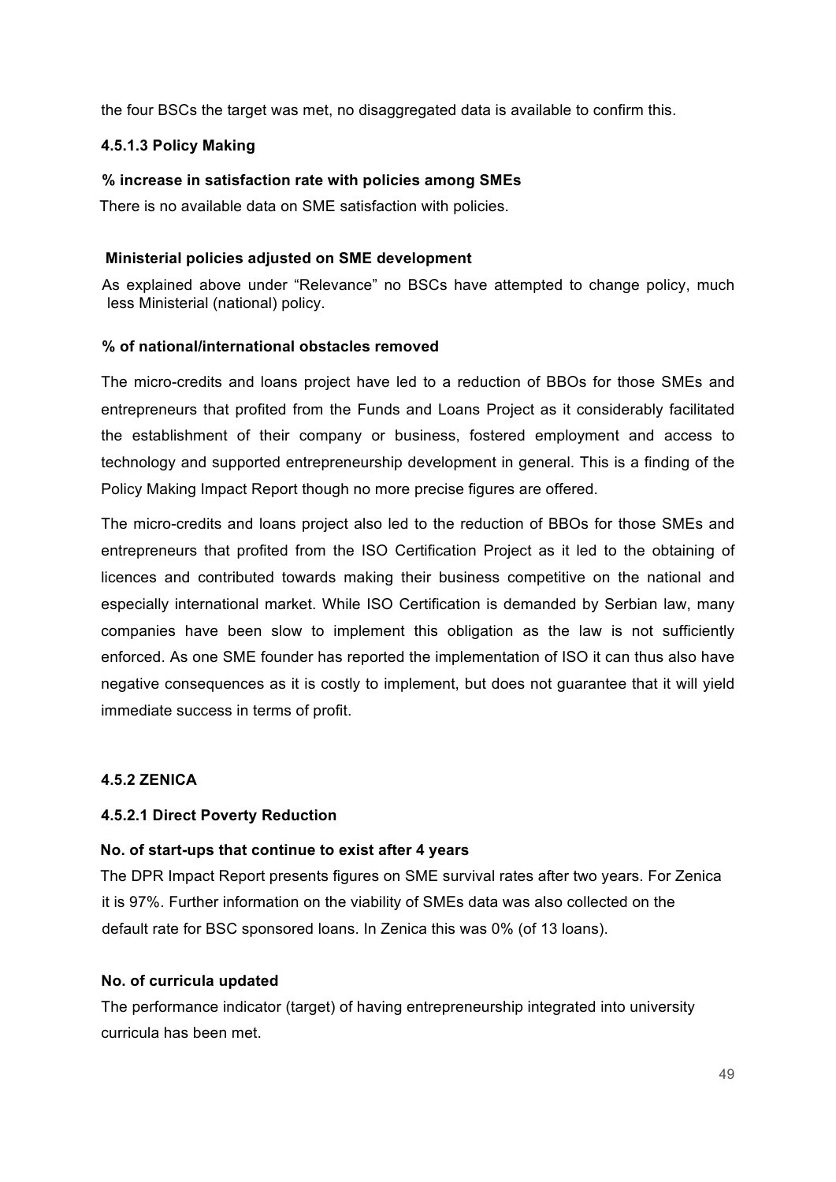the four BSCs the target was met, no disaggregated data is available to confirm this.

#### 4.5.1.3 Policy Making

**% increase in satisfaction rate with policies among SMEs**

There is no available data on SME satisfaction with policies.

**Ministerial policies adjusted on SME development**

As explained above under "Relevance" no BSCs have attempted to change policy, much less Ministerial (national) policy.

**% of national/international obstacles removed**

The micro-credits and loans project have led to a reduction of BBOs for those SMEs and entrepreneurs that profited from the Funds and Loans Project as it considerably facilitated the establishment of their company or business, fostered employment and access to technology and supported entrepreneurship development in general. This is a finding of the Policy Making Impact Report though no more precise figures are offered.

The micro-credits and loans project also led to the reduction of BBOs for those SMEs and entrepreneurs that profited from the ISO Certification Project as it led to the obtaining of licences and contributed towards making their business competitive on the national and especially international market. While ISO Certification is demanded by Serbian law, many companies have been slow to implement this obligation as the law is not sufficiently enforced. As one SME founder has reported the implementation of ISO it can thus also have negative consequences as it is costly to implement, but does not guarantee that it will yield immediate success in terms of profit.

### 4.5.2 ZENICA

#### 4.5.2.1 Direct Poverty Reduction

**No. of start-ups that continue to exist after 4 years**

The DPR Impact Report presents figures on SME survival rates after two years. For Zenica it is 97%. Further information on the viability of SMEs data was also collected on the default rate for BSC sponsored loans. In Zenica this was 0% (of 13 loans).

**No. of curricula updated**

The performance indicator (target) of having entrepreneurship integrated into university curricula has been met.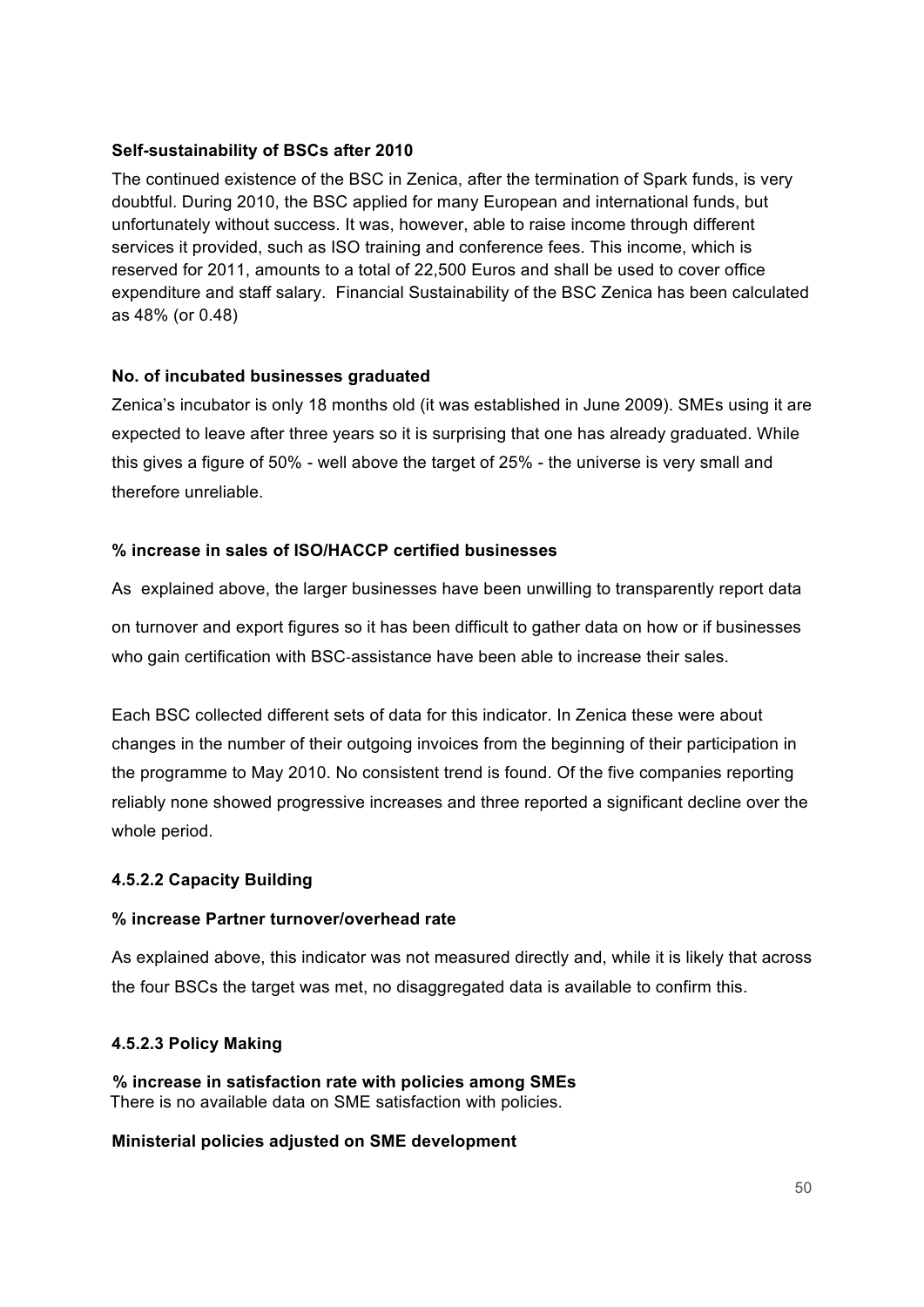**Self-sustainability of BSCs after 2010**

The continued existence of the BSC in Zenica, after the termination of Spark funds, is very doubtful. During 2010, the BSC applied for many European and international funds, but unfortunately without success. It was, however, able to raise income through different services it provided, such as ISO training and conference fees. This income, which is reserved for 2011, amounts to a total of 22,500 Euros and shall be used to cover office expenditure and staff salary. Financial Sustainability of the BSC Zenica has been calculated as 48% (or 0.48)

**No. of incubated businesses graduated**

Zenica's incubator is only 18 months old (it was established in June 2009). SMEs using it are expected to leave after three years so it is surprising that one has already graduated. While this gives a figure of 50% - well above the target of 25% - the universe is very small and therefore unreliable.

**% increase in sales of ISO/HACCP certified businesses**

As explained above, the larger businesses have been unwilling to transparently report data on turnover and export figures so it has been difficult to gather data on how or if businesses who gain certification with BSC-assistance have been able to increase their sales.

Each BSC collected different sets of data for this indicator. In Zenica these were about changes in the number of their outgoing invoices from the beginning of their participation in the programme to May 2010. No consistent trend is found. Of the five companies reporting reliably none showed progressive increases and three reported a significant decline over the whole period.

#### 4.5.2.2 Capacity Building

**% increase Partner turnover/overhead rate**

As explained above, this indicator was not measured directly and, while it is likely that across the four BSCs the target was met, no disaggregated data is available to confirm this.

#### 4.5.2.3 Policy Making

**% increase in satisfaction rate with policies among SMEs**

There is no available data on SME satisfaction with policies.

**Ministerial policies adjusted on SME development**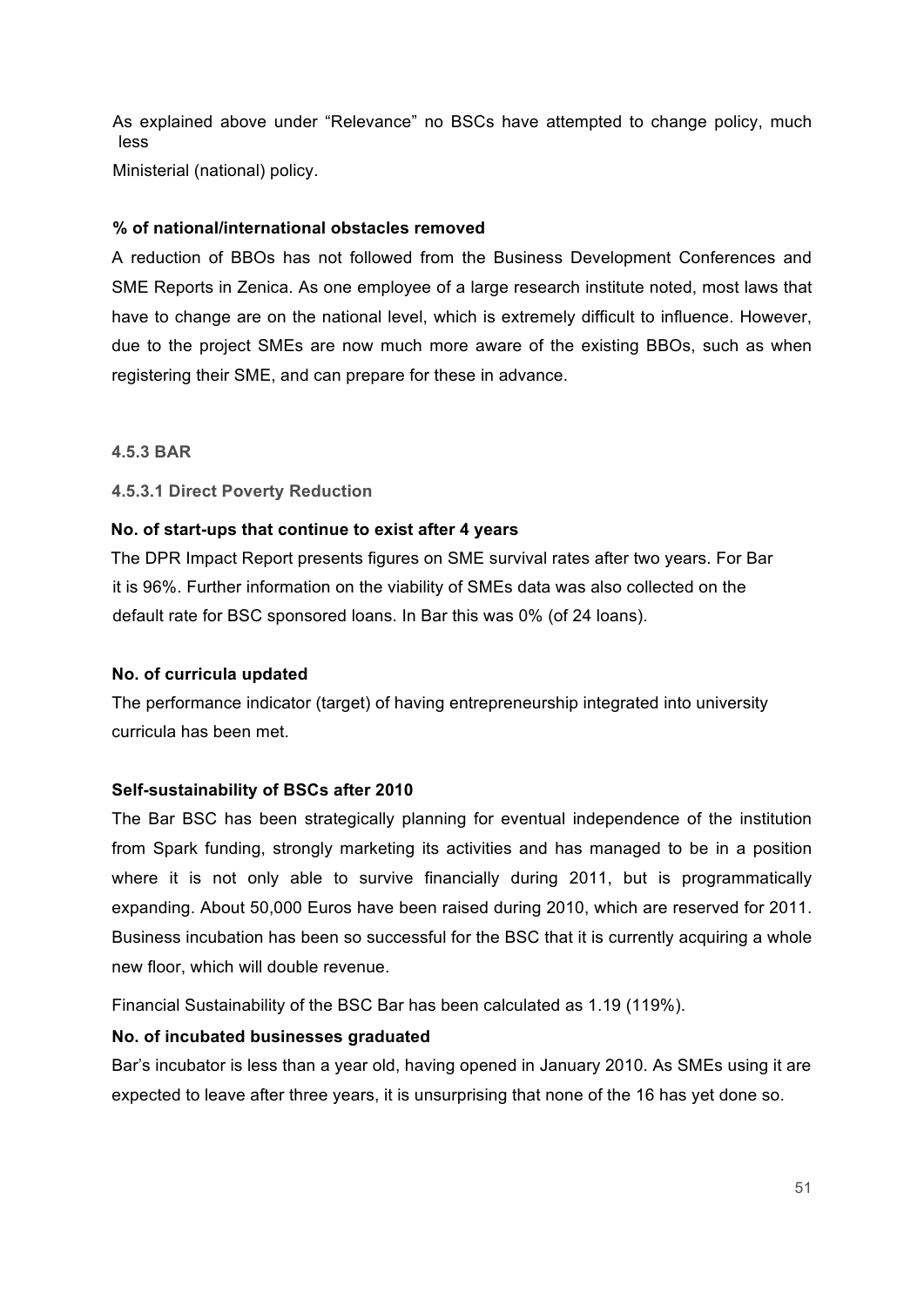As explained above under "Relevance" no BSCs have attempted to change policy, much less Ministerial (national) policy.

**% of national/international obstacles removed**

A reduction of BBOs has not followed from the Business Development Conferences and SME Reports in Zenica. As one employee of a large research institute noted, most laws that have to change are on the national level, which is extremely difficult to influence. However, due to the project SMEs are now much more aware of the existing BBOs, such as when registering their SME, and can prepare for these in advance.

### 4.5.3 BAR

#### 4.5.3.1 Direct Poverty Reduction

**No. of start-ups that continue to exist after 4 years**

The DPR Impact Report presents figures on SME survival rates after two years. For Bar it is 96%. Further information on the viability of SMEs data was also collected on the default rate for BSC sponsored loans. In Bar this was 0% (of 24 loans).

**No. of curricula updated**

The performance indicator (target) of having entrepreneurship integrated into university curricula has been met.

**Self-sustainability of BSCs after 2010**

The Bar BSC has been strategically planning for eventual independence of the institution from Spark funding, strongly marketing its activities and has managed to be in a position where it is not only able to survive financially during 2011, but is programmatically expanding. About 50,000 Euros have been raised during 2010, which are reserved for 2011. Business incubation has been so successful for the BSC that it is currently acquiring a whole new floor, which will double revenue.

Financial Sustainability of the BSC Bar has been calculated as 1.19 (119%).

**No. of incubated businesses graduated**

Bar's incubator is less than a year old, having opened in January 2010. As SMEs using it are expected to leave after three years, it is unsurprising that none of the 16 has yet done so.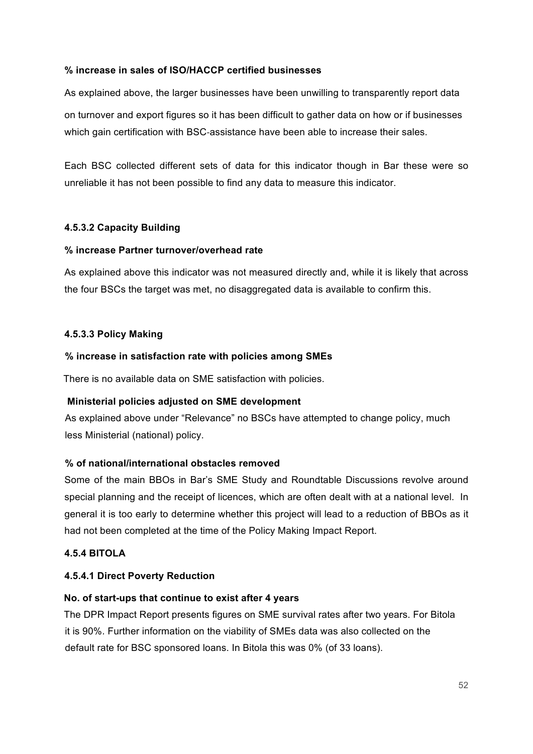**% increase in sales of ISO/HACCP certified businesses**

As explained above, the larger businesses have been unwilling to transparently report data on turnover and export figures so it has been difficult to gather data on how or if businesses which gain certification with BSC-assistance have been able to increase their sales.

Each BSC collected different sets of data for this indicator though in Bar these were so unreliable it has not been possible to find any data to measure this indicator.

#### 4.5.3.2 Capacity Building

**% increase Partner turnover/overhead rate**

As explained above this indicator was not measured directly and, while it is likely that across the four BSCs the target was met, no disaggregated data is available to confirm this.

#### 4.5.3.3 Policy Making

**% increase in satisfaction rate with policies among SMEs**

There is no available data on SME satisfaction with policies.

**Ministerial policies adjusted on SME development**

As explained above under "Relevance" no BSCs have attempted to change policy, much less Ministerial (national) policy.

**% of national/international obstacles removed**

Some of the main BBOs in Bar's SME Study and Roundtable Discussions revolve around special planning and the receipt of licences, which are often dealt with at a national level. In general it is too early to determine whether this project will lead to a reduction of BBOs as it had not been completed at the time of the Policy Making Impact Report.

### 4.5.4 BITOLA

#### 4.5.4.1 Direct Poverty Reduction

**No. of start-ups that continue to exist after 4 years**

The DPR Impact Report presents figures on SME survival rates after two years. For Bitola it is 90%. Further information on the viability of SMEs data was also collected on the default rate for BSC sponsored loans. In Bitola this was 0% (of 33 loans).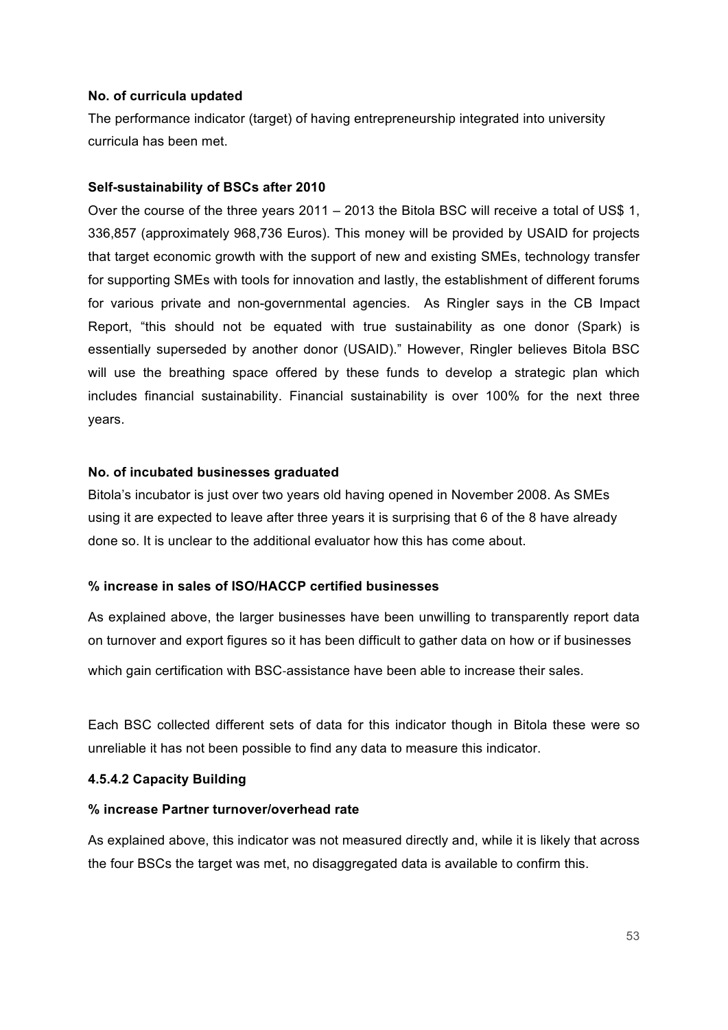**No. of curricula updated**

The performance indicator (target) of having entrepreneurship integrated into university curricula has been met.

**Self-sustainability of BSCs after 2010**

Over the course of the three years 2011 – 2013 the Bitola BSC will receive a total of US$ 1, 336,857 (approximately 968,736 Euros). This money will be provided by USAID for projects that target economic growth with the support of new and existing SMEs, technology transfer for supporting SMEs with tools for innovation and lastly, the establishment of different forums for various private and non-governmental agencies. As Ringler says in the CB Impact Report, "this should not be equated with true sustainability as one donor (Spark) is essentially superseded by another donor (USAID)." However, Ringler believes Bitola BSC will use the breathing space offered by these funds to develop a strategic plan which includes financial sustainability. Financial sustainability is over 100% for the next three years.

**No. of incubated businesses graduated**

Bitola's incubator is just over two years old having opened in November 2008. As SMEs using it are expected to leave after three years it is surprising that 6 of the 8 have already done so. It is unclear to the additional evaluator how this has come about.

**% increase in sales of ISO/HACCP certified businesses**

As explained above, the larger businesses have been unwilling to transparently report data on turnover and export figures so it has been difficult to gather data on how or if businesses which gain certification with BSC-assistance have been able to increase their sales.

Each BSC collected different sets of data for this indicator though in Bitola these were so unreliable it has not been possible to find any data to measure this indicator.

#### 4.5.4.2 Capacity Building

**% increase Partner turnover/overhead rate**

As explained above, this indicator was not measured directly and, while it is likely that across the four BSCs the target was met, no disaggregated data is available to confirm this.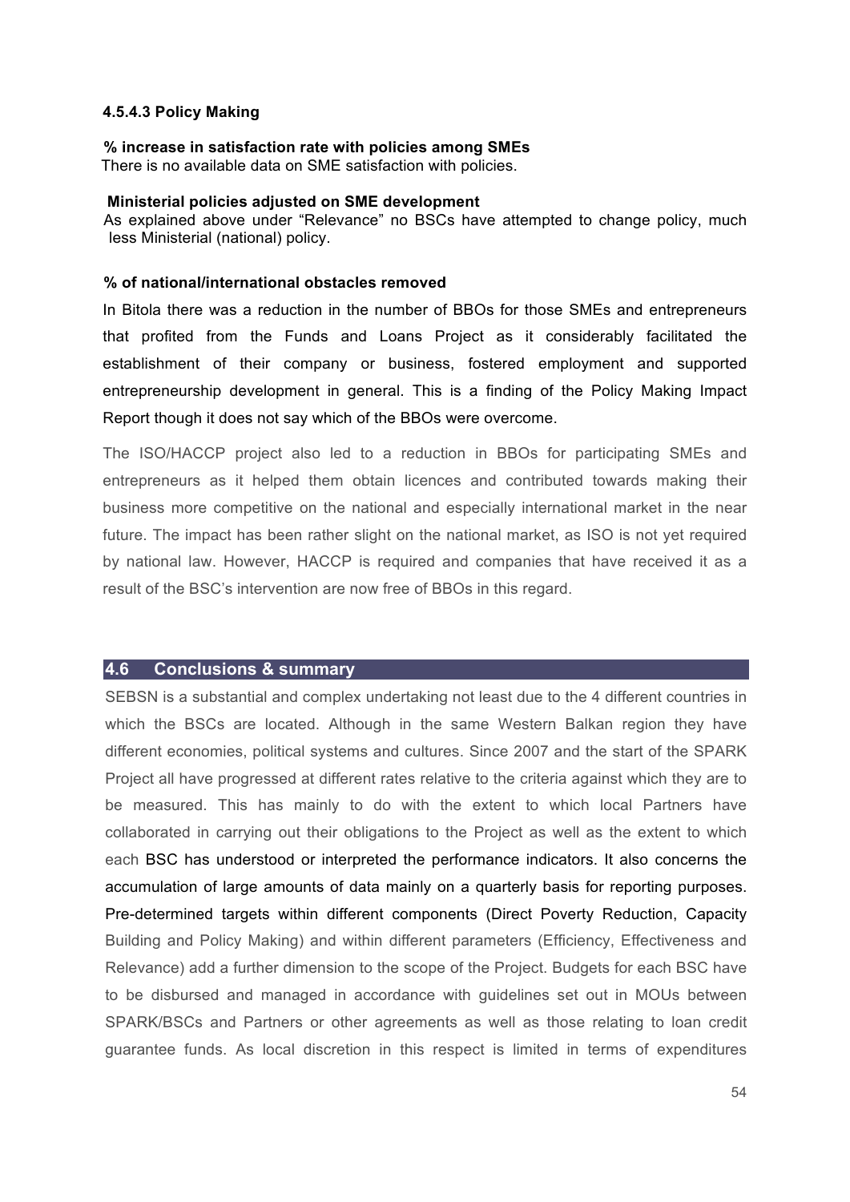#### 4.5.4.3 Policy Making

**% increase in satisfaction rate with policies among SMEs**
There is no available data on SME satisfaction with policies.

**Ministerial policies adjusted on SME development**
As explained above under "Relevance" no BSCs have attempted to change policy, much less Ministerial (national) policy.

**% of national/international obstacles removed**

In Bitola there was a reduction in the number of BBOs for those SMEs and entrepreneurs that profited from the Funds and Loans Project as it considerably facilitated the establishment of their company or business, fostered employment and supported entrepreneurship development in general. This is a finding of the Policy Making Impact Report though it does not say which of the BBOs were overcome.

The ISO/HACCP project also led to a reduction in BBOs for participating SMEs and entrepreneurs as it helped them obtain licences and contributed towards making their business more competitive on the national and especially international market in the near future. The impact has been rather slight on the national market, as ISO is not yet required by national law. However, HACCP is required and companies that have received it as a result of the BSC's intervention are now free of BBOs in this regard.

## 4.6 Conclusions & summary

SEBSN is a substantial and complex undertaking not least due to the 4 different countries in which the BSCs are located. Although in the same Western Balkan region they have different economies, political systems and cultures. Since 2007 and the start of the SPARK Project all have progressed at different rates relative to the criteria against which they are to be measured. This has mainly to do with the extent to which local Partners have collaborated in carrying out their obligations to the Project as well as the extent to which each BSC has understood or interpreted the performance indicators. It also concerns the accumulation of large amounts of data mainly on a quarterly basis for reporting purposes. Pre-determined targets within different components (Direct Poverty Reduction, Capacity Building and Policy Making) and within different parameters (Efficiency, Effectiveness and Relevance) add a further dimension to the scope of the Project. Budgets for each BSC have to be disbursed and managed in accordance with guidelines set out in MOUs between SPARK/BSCs and Partners or other agreements as well as those relating to loan credit guarantee funds. As local discretion in this respect is limited in terms of expenditures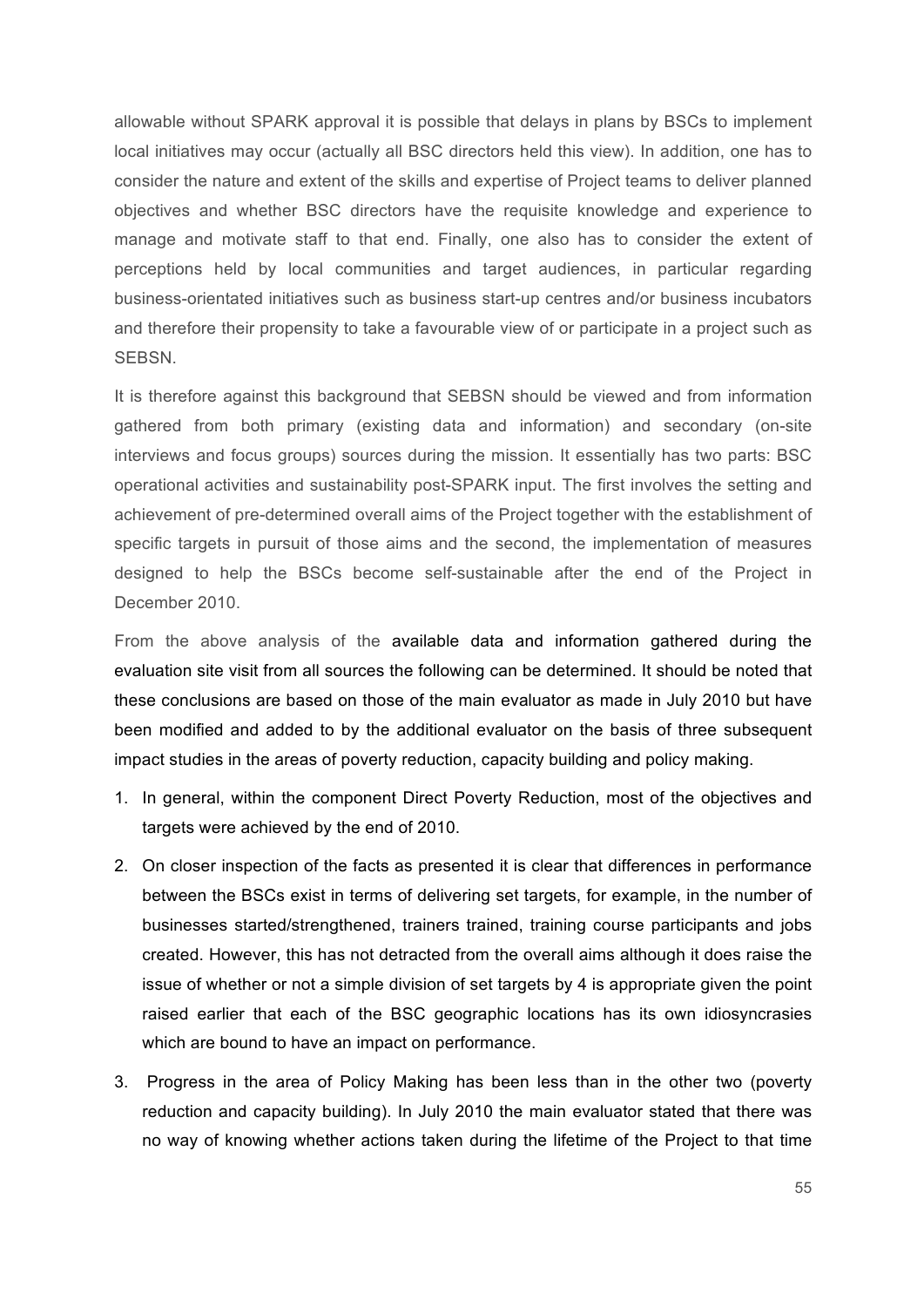allowable without SPARK approval it is possible that delays in plans by BSCs to implement local initiatives may occur (actually all BSC directors held this view). In addition, one has to consider the nature and extent of the skills and expertise of Project teams to deliver planned objectives and whether BSC directors have the requisite knowledge and experience to manage and motivate staff to that end. Finally, one also has to consider the extent of perceptions held by local communities and target audiences, in particular regarding business-orientated initiatives such as business start-up centres and/or business incubators and therefore their propensity to take a favourable view of or participate in a project such as SEBSN.

It is therefore against this background that SEBSN should be viewed and from information gathered from both primary (existing data and information) and secondary (on-site interviews and focus groups) sources during the mission. It essentially has two parts: BSC operational activities and sustainability post-SPARK input. The first involves the setting and achievement of pre-determined overall aims of the Project together with the establishment of specific targets in pursuit of those aims and the second, the implementation of measures designed to help the BSCs become self-sustainable after the end of the Project in December 2010.

From the above analysis of the available data and information gathered during the evaluation site visit from all sources the following can be determined. It should be noted that these conclusions are based on those of the main evaluator as made in July 2010 but have been modified and added to by the additional evaluator on the basis of three subsequent impact studies in the areas of poverty reduction, capacity building and policy making.

1. In general, within the component Direct Poverty Reduction, most of the objectives and targets were achieved by the end of 2010.
2. On closer inspection of the facts as presented it is clear that differences in performance between the BSCs exist in terms of delivering set targets, for example, in the number of businesses started/strengthened, trainers trained, training course participants and jobs created. However, this has not detracted from the overall aims although it does raise the issue of whether or not a simple division of set targets by 4 is appropriate given the point raised earlier that each of the BSC geographic locations has its own idiosyncrasies which are bound to have an impact on performance.
3. Progress in the area of Policy Making has been less than in the other two (poverty reduction and capacity building). In July 2010 the main evaluator stated that there was no way of knowing whether actions taken during the lifetime of the Project to that time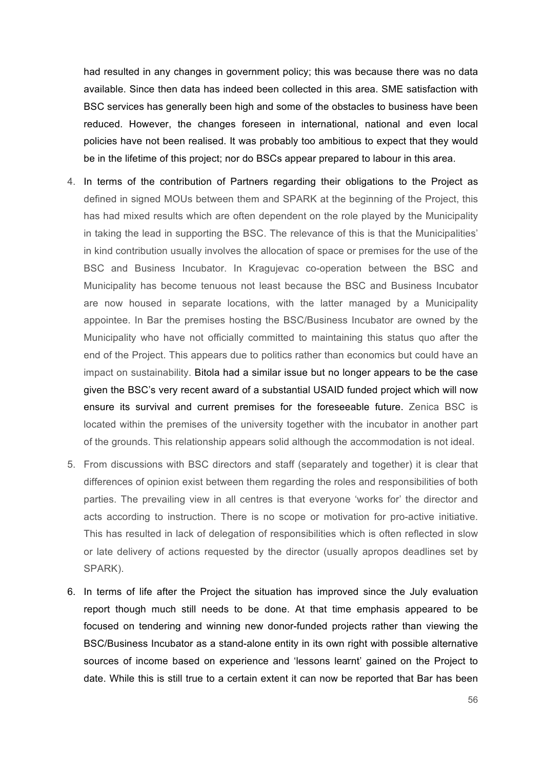had resulted in any changes in government policy; this was because there was no data available. Since then data has indeed been collected in this area. SME satisfaction with BSC services has generally been high and some of the obstacles to business have been reduced. However, the changes foreseen in international, national and even local policies have not been realised. It was probably too ambitious to expect that they would be in the lifetime of this project; nor do BSCs appear prepared to labour in this area.

4. In terms of the contribution of Partners regarding their obligations to the Project as defined in signed MOUs between them and SPARK at the beginning of the Project, this has had mixed results which are often dependent on the role played by the Municipality in taking the lead in supporting the BSC. The relevance of this is that the Municipalities' in kind contribution usually involves the allocation of space or premises for the use of the BSC and Business Incubator. In Kragujevac co-operation between the BSC and Municipality has become tenuous not least because the BSC and Business Incubator are now housed in separate locations, with the latter managed by a Municipality appointee. In Bar the premises hosting the BSC/Business Incubator are owned by the Municipality who have not officially committed to maintaining this status quo after the end of the Project. This appears due to politics rather than economics but could have an impact on sustainability. Bitola had a similar issue but no longer appears to be the case given the BSC's very recent award of a substantial USAID funded project which will now ensure its survival and current premises for the foreseeable future. Zenica BSC is located within the premises of the university together with the incubator in another part of the grounds. This relationship appears solid although the accommodation is not ideal.

5. From discussions with BSC directors and staff (separately and together) it is clear that differences of opinion exist between them regarding the roles and responsibilities of both parties. The prevailing view in all centres is that everyone 'works for' the director and acts according to instruction. There is no scope or motivation for pro-active initiative. This has resulted in lack of delegation of responsibilities which is often reflected in slow or late delivery of actions requested by the director (usually apropos deadlines set by SPARK).

6. In terms of life after the Project the situation has improved since the July evaluation report though much still needs to be done. At that time emphasis appeared to be focused on tendering and winning new donor-funded projects rather than viewing the BSC/Business Incubator as a stand-alone entity in its own right with possible alternative sources of income based on experience and 'lessons learnt' gained on the Project to date. While this is still true to a certain extent it can now be reported that Bar has been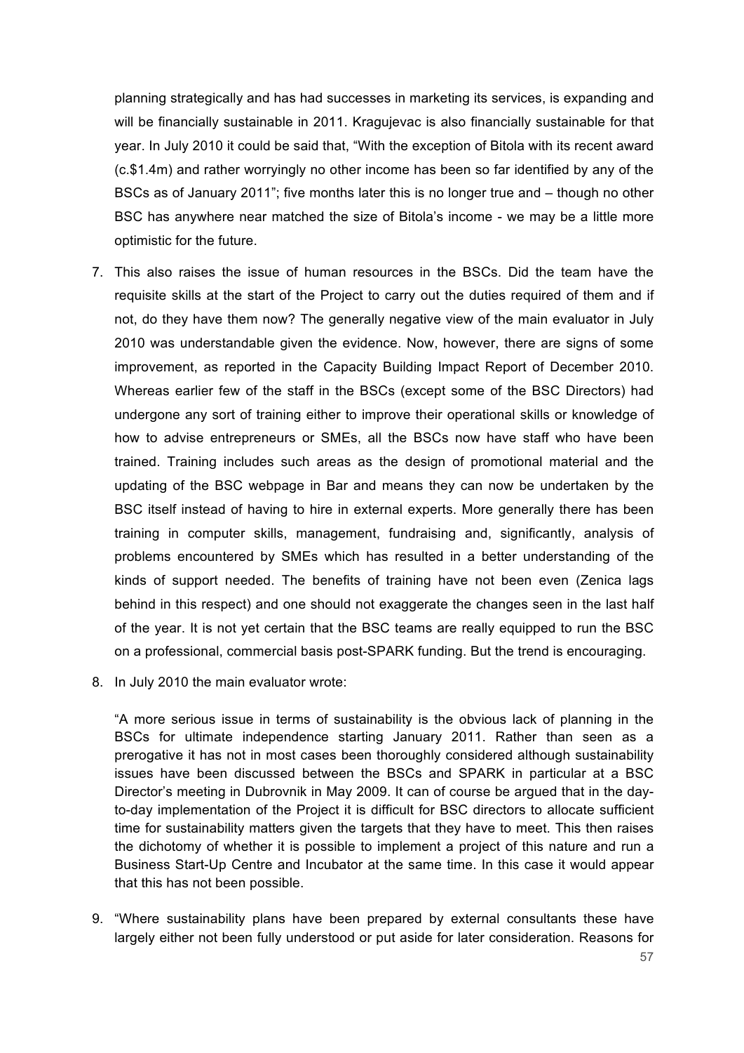planning strategically and has had successes in marketing its services, is expanding and will be financially sustainable in 2011. Kragujevac is also financially sustainable for that year. In July 2010 it could be said that, "With the exception of Bitola with its recent award (c.$1.4m) and rather worryingly no other income has been so far identified by any of the BSCs as of January 2011"; five months later this is no longer true and – though no other BSC has anywhere near matched the size of Bitola's income - we may be a little more optimistic for the future.

7. This also raises the issue of human resources in the BSCs. Did the team have the requisite skills at the start of the Project to carry out the duties required of them and if not, do they have them now? The generally negative view of the main evaluator in July 2010 was understandable given the evidence. Now, however, there are signs of some improvement, as reported in the Capacity Building Impact Report of December 2010. Whereas earlier few of the staff in the BSCs (except some of the BSC Directors) had undergone any sort of training either to improve their operational skills or knowledge of how to advise entrepreneurs or SMEs, all the BSCs now have staff who have been trained. Training includes such areas as the design of promotional material and the updating of the BSC webpage in Bar and means they can now be undertaken by the BSC itself instead of having to hire in external experts. More generally there has been training in computer skills, management, fundraising and, significantly, analysis of problems encountered by SMEs which has resulted in a better understanding of the kinds of support needed. The benefits of training have not been even (Zenica lags behind in this respect) and one should not exaggerate the changes seen in the last half of the year. It is not yet certain that the BSC teams are really equipped to run the BSC on a professional, commercial basis post-SPARK funding. But the trend is encouraging.

8. In July 2010 the main evaluator wrote:

   "A more serious issue in terms of sustainability is the obvious lack of planning in the BSCs for ultimate independence starting January 2011. Rather than seen as a prerogative it has not in most cases been thoroughly considered although sustainability issues have been discussed between the BSCs and SPARK in particular at a BSC Director's meeting in Dubrovnik in May 2009. It can of course be argued that in the day-to-day implementation of the Project it is difficult for BSC directors to allocate sufficient time for sustainability matters given the targets that they have to meet. This then raises the dichotomy of whether it is possible to implement a project of this nature and run a Business Start-Up Centre and Incubator at the same time. In this case it would appear that this has not been possible.

9. "Where sustainability plans have been prepared by external consultants these have largely either not been fully understood or put aside for later consideration. Reasons for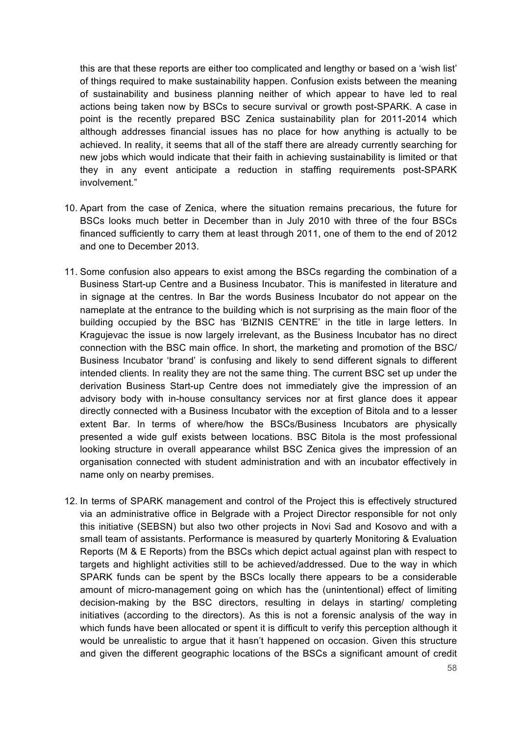this are that these reports are either too complicated and lengthy or based on a 'wish list' of things required to make sustainability happen. Confusion exists between the meaning of sustainability and business planning neither of which appear to have led to real actions being taken now by BSCs to secure survival or growth post-SPARK. A case in point is the recently prepared BSC Zenica sustainability plan for 2011-2014 which although addresses financial issues has no place for how anything is actually to be achieved. In reality, it seems that all of the staff there are already currently searching for new jobs which would indicate that their faith in achieving sustainability is limited or that they in any event anticipate a reduction in staffing requirements post-SPARK involvement."

10. Apart from the case of Zenica, where the situation remains precarious, the future for BSCs looks much better in December than in July 2010 with three of the four BSCs financed sufficiently to carry them at least through 2011, one of them to the end of 2012 and one to December 2013.

11. Some confusion also appears to exist among the BSCs regarding the combination of a Business Start-up Centre and a Business Incubator. This is manifested in literature and in signage at the centres. In Bar the words Business Incubator do not appear on the nameplate at the entrance to the building which is not surprising as the main floor of the building occupied by the BSC has 'BIZNIS CENTRE' in the title in large letters. In Kragujevac the issue is now largely irrelevant, as the Business Incubator has no direct connection with the BSC main office. In short, the marketing and promotion of the BSC/ Business Incubator 'brand' is confusing and likely to send different signals to different intended clients. In reality they are not the same thing. The current BSC set up under the derivation Business Start-up Centre does not immediately give the impression of an advisory body with in-house consultancy services nor at first glance does it appear directly connected with a Business Incubator with the exception of Bitola and to a lesser extent Bar. In terms of where/how the BSCs/Business Incubators are physically presented a wide gulf exists between locations. BSC Bitola is the most professional looking structure in overall appearance whilst BSC Zenica gives the impression of an organisation connected with student administration and with an incubator effectively in name only on nearby premises.

12. In terms of SPARK management and control of the Project this is effectively structured via an administrative office in Belgrade with a Project Director responsible for not only this initiative (SEBSN) but also two other projects in Novi Sad and Kosovo and with a small team of assistants. Performance is measured by quarterly Monitoring & Evaluation Reports (M & E Reports) from the BSCs which depict actual against plan with respect to targets and highlight activities still to be achieved/addressed. Due to the way in which SPARK funds can be spent by the BSCs locally there appears to be a considerable amount of micro-management going on which has the (unintentional) effect of limiting decision-making by the BSC directors, resulting in delays in starting/ completing initiatives (according to the directors). As this is not a forensic analysis of the way in which funds have been allocated or spent it is difficult to verify this perception although it would be unrealistic to argue that it hasn't happened on occasion. Given this structure and given the different geographic locations of the BSCs a significant amount of credit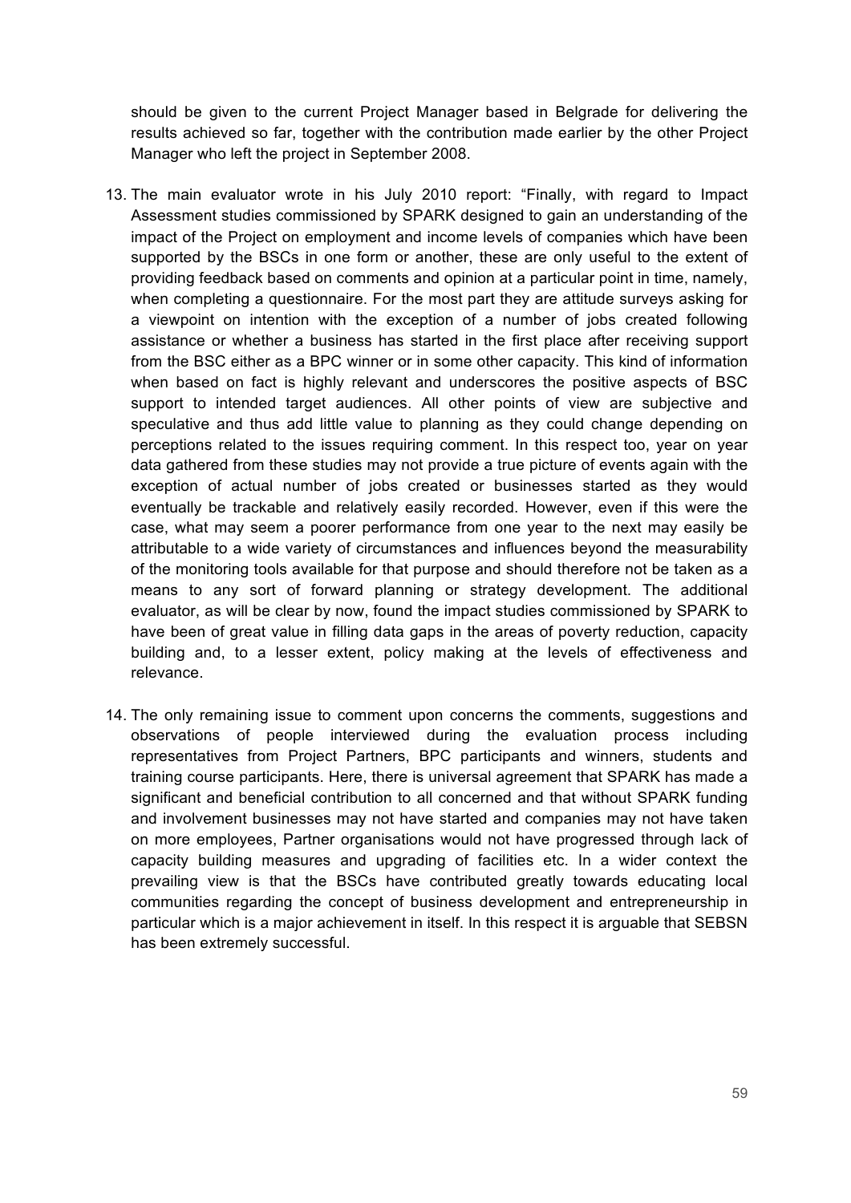should be given to the current Project Manager based in Belgrade for delivering the results achieved so far, together with the contribution made earlier by the other Project Manager who left the project in September 2008.

13. The main evaluator wrote in his July 2010 report: "Finally, with regard to Impact Assessment studies commissioned by SPARK designed to gain an understanding of the impact of the Project on employment and income levels of companies which have been supported by the BSCs in one form or another, these are only useful to the extent of providing feedback based on comments and opinion at a particular point in time, namely, when completing a questionnaire. For the most part they are attitude surveys asking for a viewpoint on intention with the exception of a number of jobs created following assistance or whether a business has started in the first place after receiving support from the BSC either as a BPC winner or in some other capacity. This kind of information when based on fact is highly relevant and underscores the positive aspects of BSC support to intended target audiences. All other points of view are subjective and speculative and thus add little value to planning as they could change depending on perceptions related to the issues requiring comment. In this respect too, year on year data gathered from these studies may not provide a true picture of events again with the exception of actual number of jobs created or businesses started as they would eventually be trackable and relatively easily recorded. However, even if this were the case, what may seem a poorer performance from one year to the next may easily be attributable to a wide variety of circumstances and influences beyond the measurability of the monitoring tools available for that purpose and should therefore not be taken as a means to any sort of forward planning or strategy development. The additional evaluator, as will be clear by now, found the impact studies commissioned by SPARK to have been of great value in filling data gaps in the areas of poverty reduction, capacity building and, to a lesser extent, policy making at the levels of effectiveness and relevance.

14. The only remaining issue to comment upon concerns the comments, suggestions and observations of people interviewed during the evaluation process including representatives from Project Partners, BPC participants and winners, students and training course participants. Here, there is universal agreement that SPARK has made a significant and beneficial contribution to all concerned and that without SPARK funding and involvement businesses may not have started and companies may not have taken on more employees, Partner organisations would not have progressed through lack of capacity building measures and upgrading of facilities etc. In a wider context the prevailing view is that the BSCs have contributed greatly towards educating local communities regarding the concept of business development and entrepreneurship in particular which is a major achievement in itself. In this respect it is arguable that SEBSN has been extremely successful.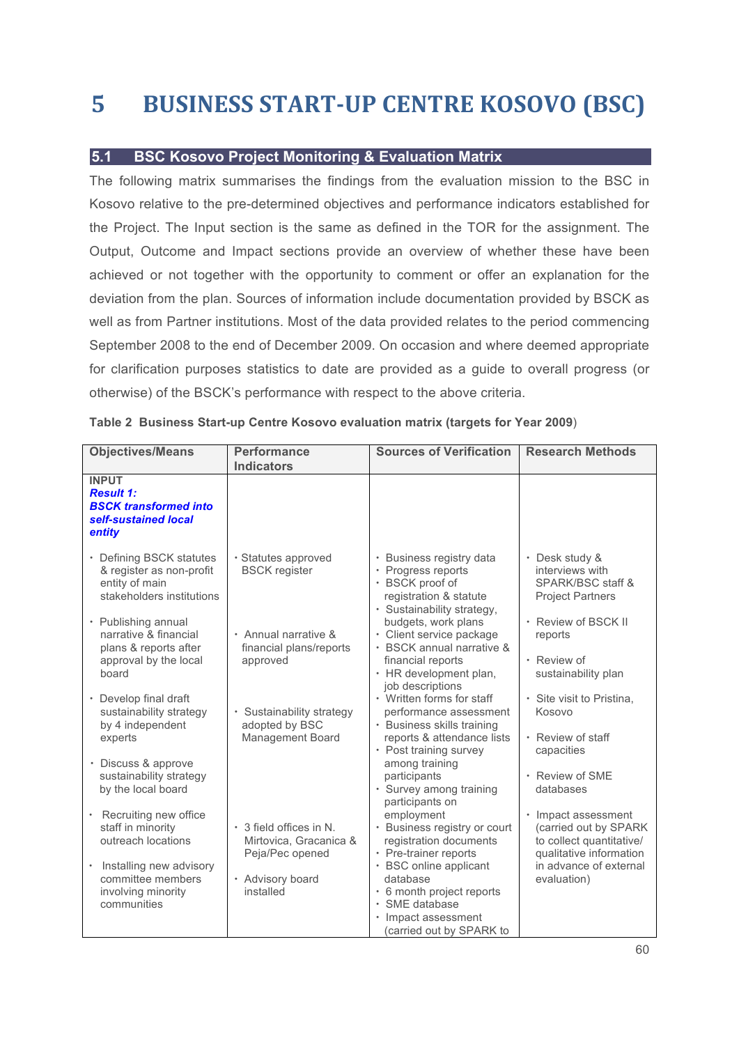# 5 BUSINESS START-UP CENTRE KOSOVO (BSC)

## 5.1 BSC Kosovo Project Monitoring & Evaluation Matrix

The following matrix summarises the findings from the evaluation mission to the BSC in Kosovo relative to the pre-determined objectives and performance indicators established for the Project. The Input section is the same as defined in the TOR for the assignment. The Output, Outcome and Impact sections provide an overview of whether these have been achieved or not together with the opportunity to comment or offer an explanation for the deviation from the plan. Sources of information include documentation provided by BSCK as well as from Partner institutions. Most of the data provided relates to the period commencing September 2008 to the end of December 2009. On occasion and where deemed appropriate for clarification purposes statistics to date are provided as a guide to overall progress (or otherwise) of the BSCK's performance with respect to the above criteria.

**Table 2 Business Start-up Centre Kosovo evaluation matrix (targets for Year 2009)**

| Objectives/Means | Performance Indicators | Sources of Verification | Research Methods |
|---|---|---|---|
| **INPUT**<br>***Result 1: BSCK transformed into self-sustained local entity*** | | | |
| • Defining BSCK statutes & register as non-profit entity of main stakeholders institutions<br><br>• Publishing annual narrative & financial plans & reports after approval by the local board<br><br>• Develop final draft sustainability strategy by 4 independent experts<br><br>• Discuss & approve sustainability strategy by the local board<br><br>• Recruiting new office staff in minority outreach locations<br><br>• Installing new advisory committee members involving minority communities | • Statutes approved BSCK register<br><br>• Annual narrative & financial plans/reports approved<br><br>• Sustainability strategy adopted by BSC Management Board<br><br>• 3 field offices in N. Mirtovica, Gracanica & Peja/Pec opened<br><br>• Advisory board installed | • Business registry data<br>• Progress reports<br>• BSCK proof of registration & statute<br>• Sustainability strategy, budgets, work plans<br>• Client service package<br>• BSCK annual narrative & financial reports<br>• HR development plan, job descriptions<br>• Written forms for staff performance assessment<br>• Business skills training reports & attendance lists<br>• Post training survey among training participants<br>• Survey among training participants on employment<br>• Business registry or court registration documents<br>• Pre-trainer reports<br>• BSC online applicant database<br>• 6 month project reports<br>• SME database<br>• Impact assessment (carried out by SPARK to | • Desk study & interviews with SPARK/BSC staff & Project Partners<br><br>• Review of BSCK II reports<br><br>• Review of sustainability plan<br><br>• Site visit to Pristina, Kosovo<br><br>• Review of staff capacities<br><br>• Review of SME databases<br><br>• Impact assessment (carried out by SPARK to collect quantitative/ qualitative information in advance of external evaluation) |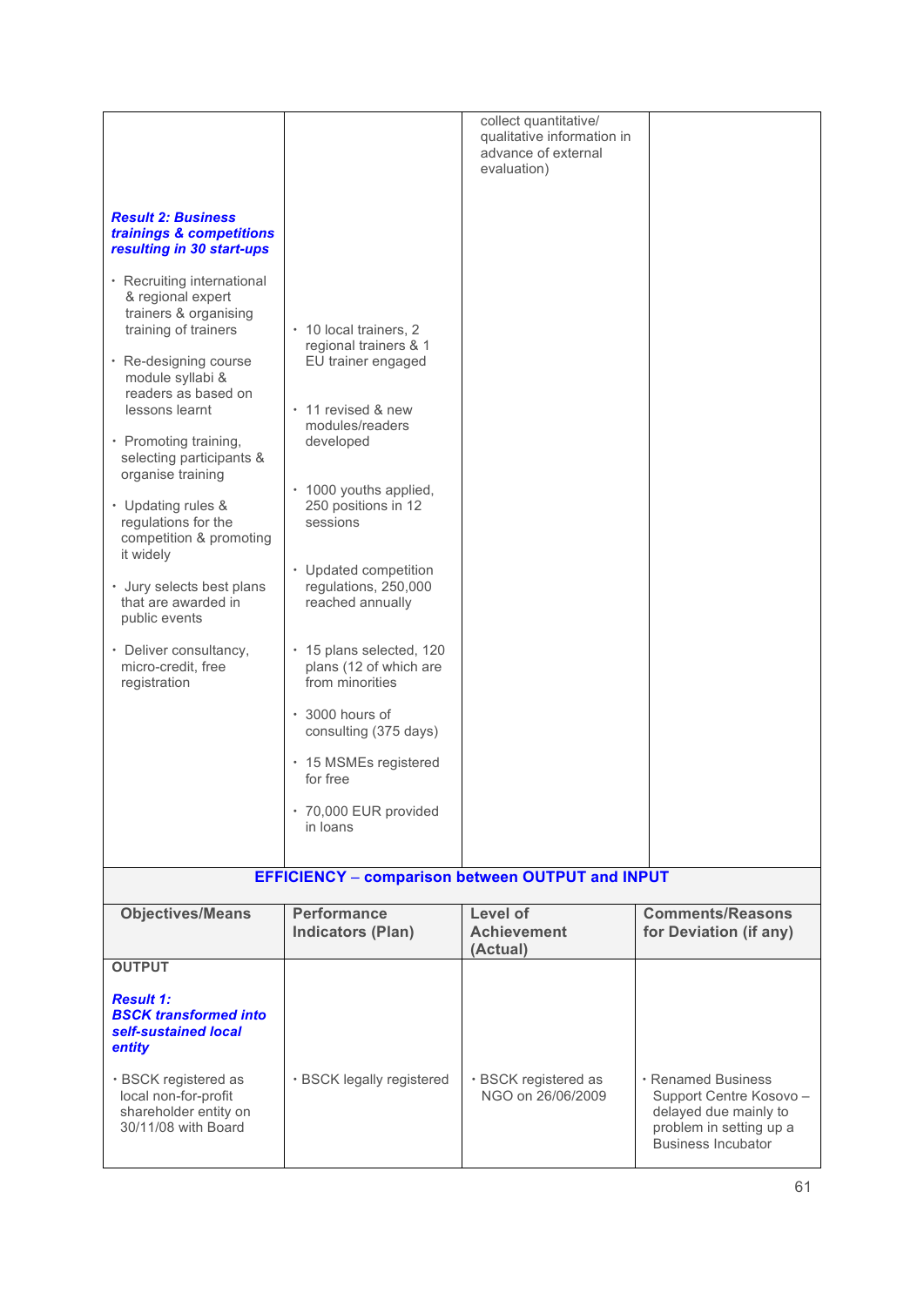| | | | |
|---|---|---|---|
| | | collect quantitative/ qualitative information in advance of external evaluation) | |
| ***Result 2: Business trainings & competitions resulting in 30 start-ups*** | | | |
| • Recruiting international & regional expert trainers & organising training of trainers | • 10 local trainers, 2 regional trainers & 1 EU trainer engaged | | |
| • Re-designing course module syllabi & readers as based on lessons learnt | • 11 revised & new modules/readers developed | | |
| • Promoting training, selecting participants & organise training | • 1000 youths applied, 250 positions in 12 sessions | | |
| • Updating rules & regulations for the competition & promoting it widely | • Updated competition regulations, 250,000 reached annually | | |
| • Jury selects best plans that are awarded in public events | • 15 plans selected, 120 plans (12 of which are from minorities | | |
| • Deliver consultancy, micro-credit, free registration | • 3000 hours of consulting (375 days)<br>• 15 MSMEs registered for free<br>• 70,000 EUR provided in loans | | |

**EFFICIENCY – comparison between OUTPUT and INPUT**

| Objectives/Means | Performance Indicators (Plan) | Level of Achievement (Actual) | Comments/Reasons for Deviation (if any) |
|---|---|---|---|
| **OUTPUT**<br><br>***Result 1: BSCK transformed into self-sustained local entity*** | | | |
| • BSCK registered as local non-for-profit shareholder entity on 30/11/08 with Board | • BSCK legally registered | • BSCK registered as NGO on 26/06/2009 | • Renamed Business Support Centre Kosovo – delayed due mainly to problem in setting up a Business Incubator |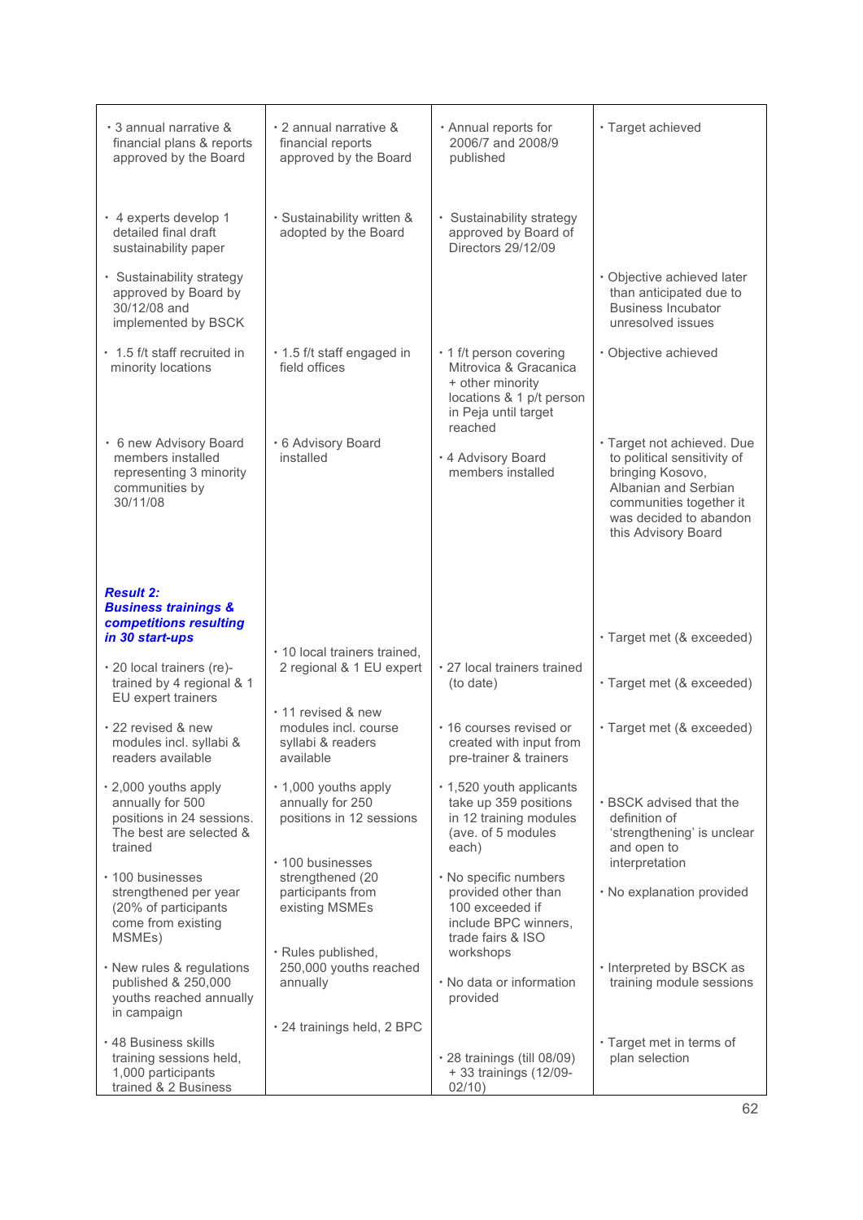| | | | |
|---|---|---|---|
| • 3 annual narrative & financial plans & reports approved by the Board | • 2 annual narrative & financial reports approved by the Board | • Annual reports for 2006/7 and 2008/9 published | • Target achieved |
| • 4 experts develop 1 detailed final draft sustainability paper | • Sustainability written & adopted by the Board | • Sustainability strategy approved by Board of Directors 29/12/09 | |
| • Sustainability strategy approved by Board by 30/12/08 and implemented by BSCK | | | • Objective achieved later than anticipated due to Business Incubator unresolved issues |
| • 1.5 f/t staff recruited in minority locations | • 1.5 f/t staff engaged in field offices | • 1 f/t person covering Mitrovica & Gracanica + other minority locations & 1 p/t person in Peja until target reached | • Objective achieved |
| • 6 new Advisory Board members installed representing 3 minority communities by 30/11/08 | • 6 Advisory Board installed | • 4 Advisory Board members installed | • Target not achieved. Due to political sensitivity of bringing Kosovo, Albanian and Serbian communities together it was decided to abandon this Advisory Board |
| ***Result 2: Business trainings & competitions resulting in 30 start-ups*** | | | • Target met (& exceeded) |
| • 20 local trainers (re)-trained by 4 regional & 1 EU expert trainers | • 10 local trainers trained, 2 regional & 1 EU expert | • 27 local trainers trained (to date) | • Target met (& exceeded) |
| • 22 revised & new modules incl. syllabi & readers available | • 11 revised & new modules incl. course syllabi & readers available | • 16 courses revised or created with input from pre-trainer & trainers | • Target met (& exceeded) |
| • 2,000 youths apply annually for 500 positions in 24 sessions. The best are selected & trained | • 1,000 youths apply annually for 250 positions in 12 sessions | • 1,520 youth applicants take up 359 positions in 12 training modules (ave. of 5 modules each) | • BSCK advised that the definition of 'strengthening' is unclear and open to interpretation |
| • 100 businesses strengthened per year (20% of participants come from existing MSMEs) | • 100 businesses strengthened (20 participants from existing MSMEs | • No specific numbers provided other than 100 exceeded if include BPC winners, trade fairs & ISO workshops | • No explanation provided |
| • New rules & regulations published & 250,000 youths reached annually in campaign | • Rules published, 250,000 youths reached annually | • No data or information provided | • Interpreted by BSCK as training module sessions |
| • 48 Business skills training sessions held, 1,000 participants trained & 2 Business | • 24 trainings held, 2 BPC | • 28 trainings (till 08/09) + 33 trainings (12/09-02/10) | • Target met in terms of plan selection |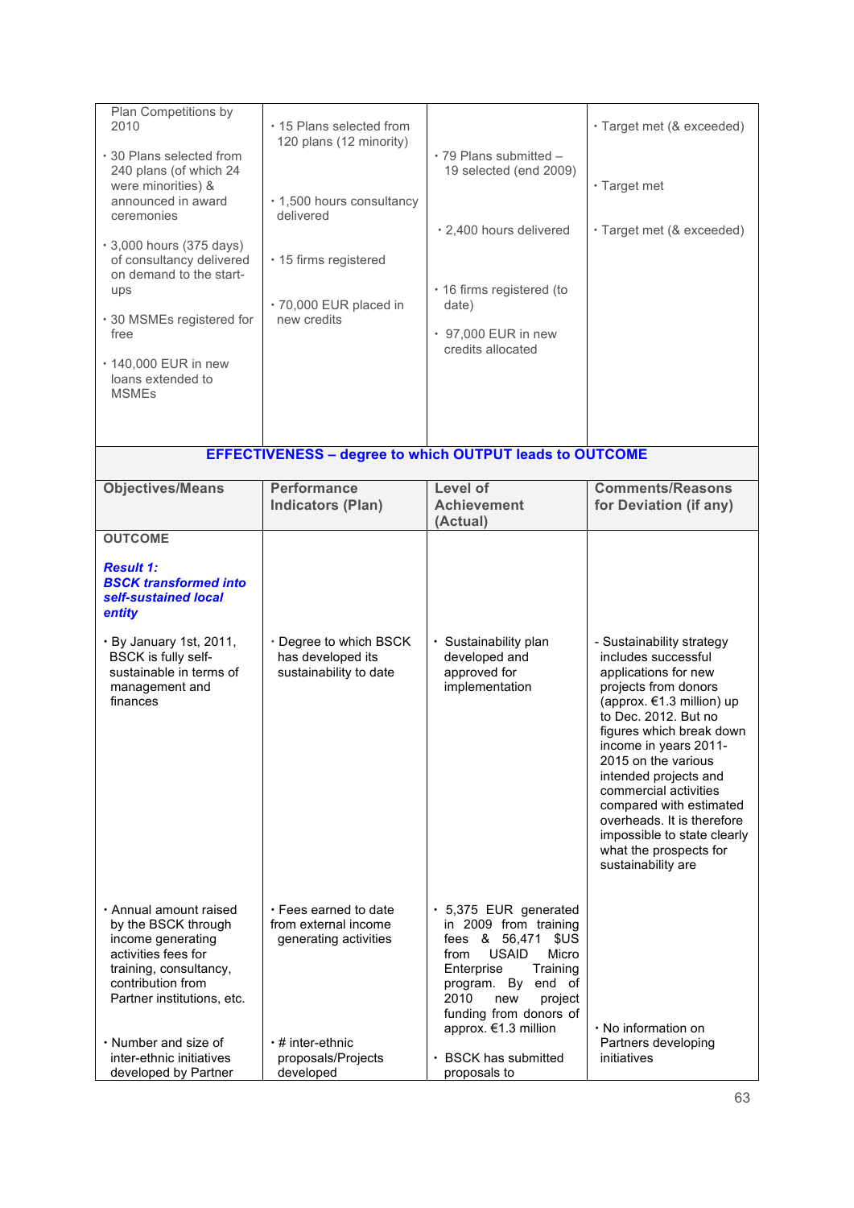| Plan Competitions by 2010<br><br>• 30 Plans selected from 240 plans (of which 24 were minorities) & announced in award ceremonies<br><br>• 3,000 hours (375 days) of consultancy delivered on demand to the start-ups<br><br>• 30 MSMEs registered for free<br><br>• 140,000 EUR in new loans extended to MSMEs | • 15 Plans selected from 120 plans (12 minority)<br><br>• 1,500 hours consultancy delivered<br><br>• 15 firms registered<br><br>• 70,000 EUR placed in new credits | • 79 Plans submitted – 19 selected (end 2009)<br><br>• 2,400 hours delivered<br><br>• 16 firms registered (to date)<br><br>• 97,000 EUR in new credits allocated | • Target met (& exceeded)<br><br>• Target met<br><br>• Target met (& exceeded) |
|---|---|---|---|
| **EFFECTIVENESS – degree to which OUTPUT leads to OUTCOME** | | | |
| **Objectives/Means** | **Performance Indicators (Plan)** | **Level of Achievement (Actual)** | **Comments/Reasons for Deviation (if any)** |
| **OUTCOME**<br><br>***Result 1: BSCK transformed into self-sustained local entity***<br><br>• By January 1st, 2011, BSCK is fully self-sustainable in terms of management and finances | • Degree to which BSCK has developed its sustainability to date | • Sustainability plan developed and approved for implementation | - Sustainability strategy includes successful applications for new projects from donors (approx. €1.3 million) up to Dec. 2012. But no figures which break down income in years 2011-2015 on the various intended projects and commercial activities compared with estimated overheads. It is therefore impossible to state clearly what the prospects for sustainability are |
| • Annual amount raised by the BSCK through income generating activities fees for training, consultancy, contribution from Partner institutions, etc. | • Fees earned to date from external income generating activities | • 5,375 EUR generated in 2009 from training fees & 56,471 $US from USAID Micro Enterprise Training program. By end of 2010 new project funding from donors of approx. €1.3 million | |
| • Number and size of inter-ethnic initiatives developed by Partner | • # inter-ethnic proposals/Projects developed | • BSCK has submitted proposals to | • No information on Partners developing initiatives |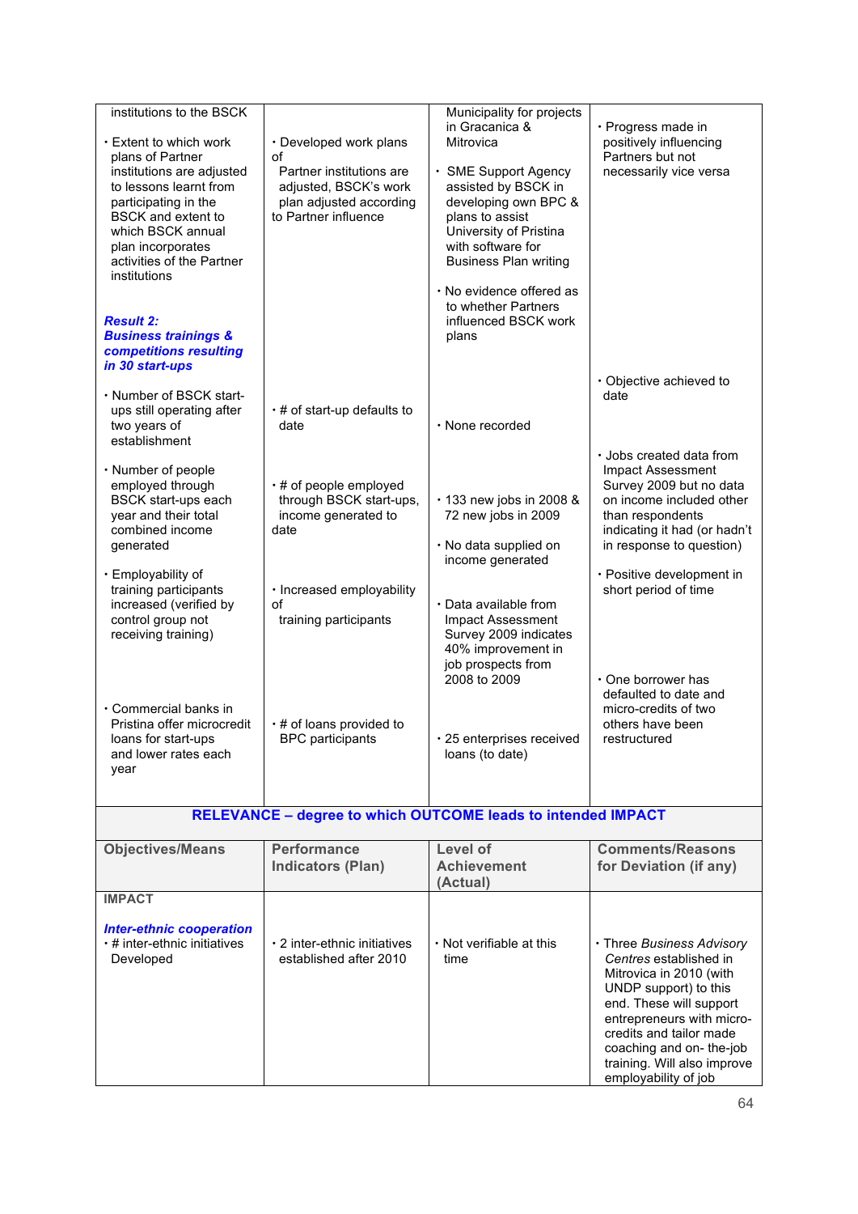| | | | |
|---|---|---|---|
| institutions to the BSCK | | Municipality for projects in Gracanica & Mitrovica | |
| • Extent to which work plans of Partner institutions are adjusted to lessons learnt from participating in the BSCK and extent to which BSCK annual plan incorporates activities of the Partner institutions | • Developed work plans of Partner institutions are adjusted, BSCK's work plan adjusted according to Partner influence | • SME Support Agency assisted by BSCK in developing own BPC & plans to assist University of Pristina with software for Business Plan writing<br><br>• No evidence offered as to whether Partners influenced BSCK work plans | • Progress made in positively influencing Partners but not necessarily vice versa |
| ***Result 2: Business trainings & competitions resulting in 30 start-ups*** | | | • Objective achieved to date |
| • Number of BSCK start-ups still operating after two years of establishment | • # of start-up defaults to date | • None recorded | |
| • Number of people employed through BSCK start-ups each year and their total combined income generated | • # of people employed through BSCK start-ups, income generated to date | • 133 new jobs in 2008 & 72 new jobs in 2009<br><br>• No data supplied on income generated | • Jobs created data from Impact Assessment Survey 2009 but no data on income included other than respondents indicating it had (or hadn't in response to question) |
| • Employability of training participants increased (verified by control group not receiving training) | • Increased employability of training participants | • Data available from Impact Assessment Survey 2009 indicates 40% improvement in job prospects from 2008 to 2009 | • Positive development in short period of time |
| • Commercial banks in Pristina offer microcredit loans for start-ups and lower rates each year | • # of loans provided to BPC participants | • 25 enterprises received loans (to date) | • One borrower has defaulted to date and micro-credits of two others have been restructured |
| **RELEVANCE – degree to which OUTCOME leads to intended IMPACT** | | | |
| **Objectives/Means** | **Performance Indicators (Plan)** | **Level of Achievement (Actual)** | **Comments/Reasons for Deviation (if any)** |
| **IMPACT**<br><br>***Inter-ethnic cooperation***<br>• # inter-ethnic initiatives Developed | • 2 inter-ethnic initiatives established after 2010 | • Not verifiable at this time | • Three *Business Advisory Centres* established in Mitrovica in 2010 (with UNDP support) to this end. These will support entrepreneurs with micro-credits and tailor made coaching and on- the-job training. Will also improve employability of job |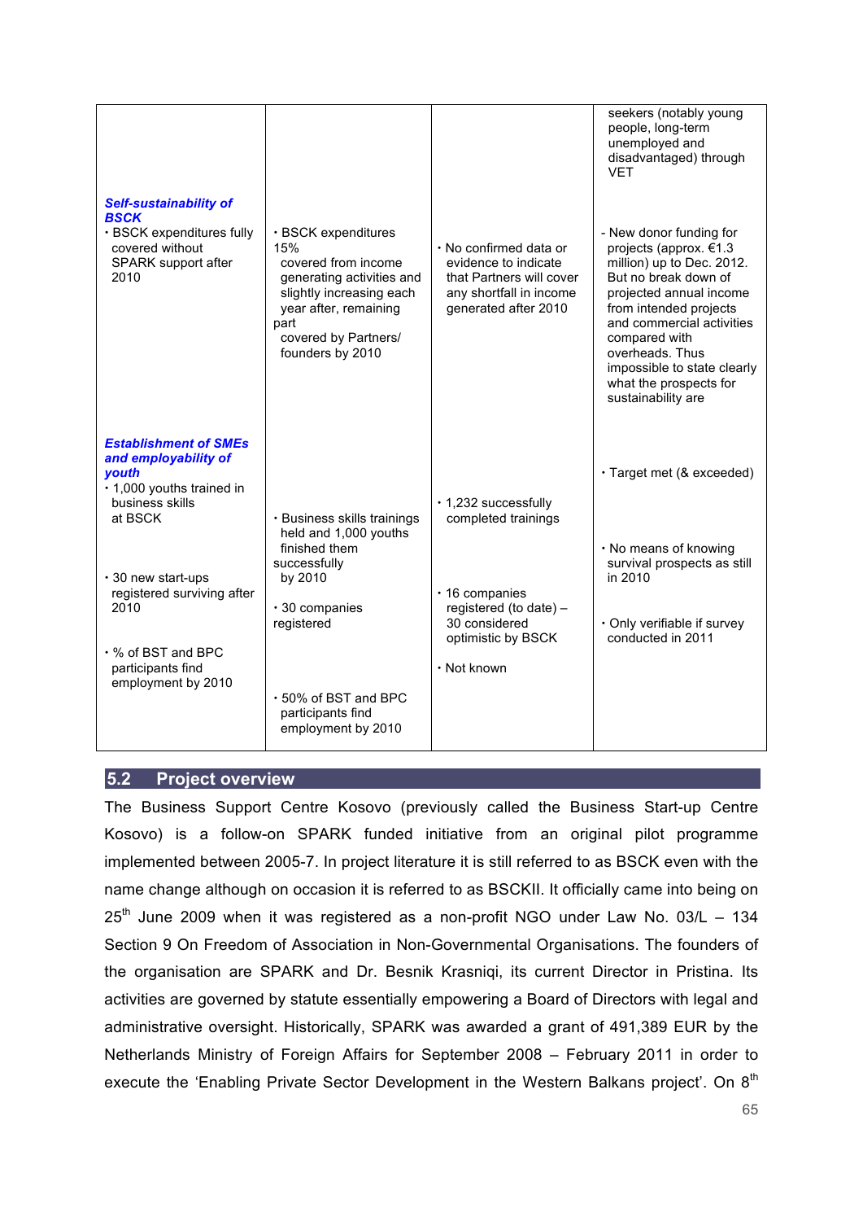| | | | |
|---|---|---|---|
| | | | seekers (notably young people, long-term unemployed and disadvantaged) through VET |
| ***Self-sustainability of BSCK*** <br> • BSCK expenditures fully covered without SPARK support after 2010 | • BSCK expenditures 15% covered from income generating activities and slightly increasing each year after, remaining part covered by Partners/ founders by 2010 | • No confirmed data or evidence to indicate that Partners will cover any shortfall in income generated after 2010 | - New donor funding for projects (approx. €1.3 million) up to Dec. 2012. But no break down of projected annual income from intended projects and commercial activities compared with overheads. Thus impossible to state clearly what the prospects for sustainability are |
| ***Establishment of SMEs and employability of youth*** <br> • 1,000 youths trained in business skills at BSCK | • Business skills trainings held and 1,000 youths finished them successfully by 2010 | • 1,232 successfully completed trainings | • Target met (& exceeded) |
| • 30 new start-ups registered surviving after 2010 | • 30 companies registered | • 16 companies registered (to date) – 30 considered optimistic by BSCK | • No means of knowing survival prospects as still in 2010 |
| • % of BST and BPC participants find employment by 2010 | • 50% of BST and BPC participants find employment by 2010 | • Not known | • Only verifiable if survey conducted in 2011 |

## 5.2 Project overview

The Business Support Centre Kosovo (previously called the Business Start-up Centre Kosovo) is a follow-on SPARK funded initiative from an original pilot programme implemented between 2005-7. In project literature it is still referred to as BSCK even with the name change although on occasion it is referred to as BSCKII. It officially came into being on 25th June 2009 when it was registered as a non-profit NGO under Law No. 03/L – 134 Section 9 On Freedom of Association in Non-Governmental Organisations. The founders of the organisation are SPARK and Dr. Besnik Krasniqi, its current Director in Pristina. Its activities are governed by statute essentially empowering a Board of Directors with legal and administrative oversight. Historically, SPARK was awarded a grant of 491,389 EUR by the Netherlands Ministry of Foreign Affairs for September 2008 – February 2011 in order to execute the 'Enabling Private Sector Development in the Western Balkans project'. On 8th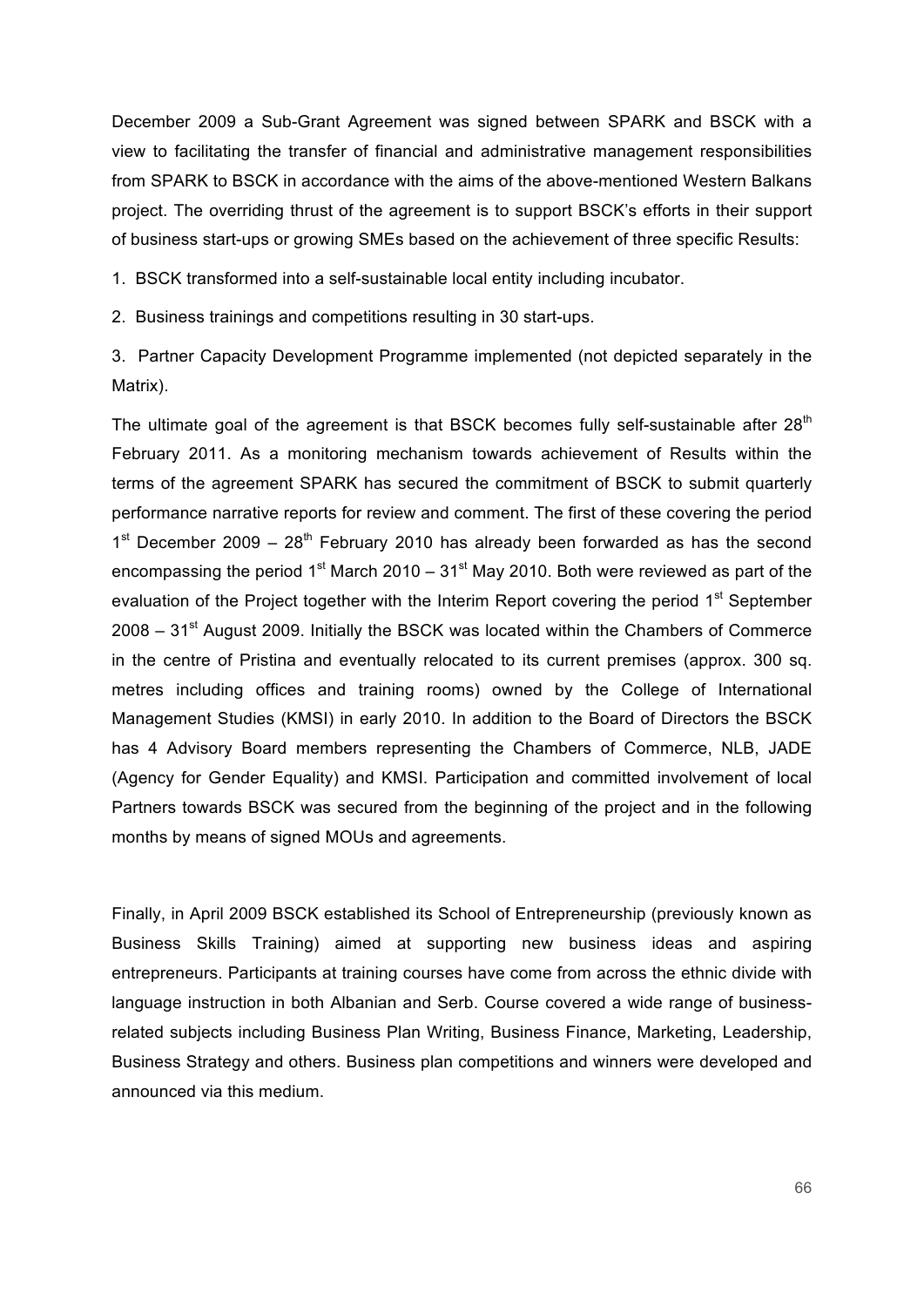December 2009 a Sub-Grant Agreement was signed between SPARK and BSCK with a view to facilitating the transfer of financial and administrative management responsibilities from SPARK to BSCK in accordance with the aims of the above-mentioned Western Balkans project. The overriding thrust of the agreement is to support BSCK's efforts in their support of business start-ups or growing SMEs based on the achievement of three specific Results:

1. BSCK transformed into a self-sustainable local entity including incubator.
2. Business trainings and competitions resulting in 30 start-ups.
3. Partner Capacity Development Programme implemented (not depicted separately in the Matrix).

The ultimate goal of the agreement is that BSCK becomes fully self-sustainable after 28th February 2011. As a monitoring mechanism towards achievement of Results within the terms of the agreement SPARK has secured the commitment of BSCK to submit quarterly performance narrative reports for review and comment. The first of these covering the period 1st December 2009 – 28th February 2010 has already been forwarded as has the second encompassing the period 1st March 2010 – 31st May 2010. Both were reviewed as part of the evaluation of the Project together with the Interim Report covering the period 1st September 2008 – 31st August 2009. Initially the BSCK was located within the Chambers of Commerce in the centre of Pristina and eventually relocated to its current premises (approx. 300 sq. metres including offices and training rooms) owned by the College of International Management Studies (KMSI) in early 2010. In addition to the Board of Directors the BSCK has 4 Advisory Board members representing the Chambers of Commerce, NLB, JADE (Agency for Gender Equality) and KMSI. Participation and committed involvement of local Partners towards BSCK was secured from the beginning of the project and in the following months by means of signed MOUs and agreements.

Finally, in April 2009 BSCK established its School of Entrepreneurship (previously known as Business Skills Training) aimed at supporting new business ideas and aspiring entrepreneurs. Participants at training courses have come from across the ethnic divide with language instruction in both Albanian and Serb. Course covered a wide range of business-related subjects including Business Plan Writing, Business Finance, Marketing, Leadership, Business Strategy and others. Business plan competitions and winners were developed and announced via this medium.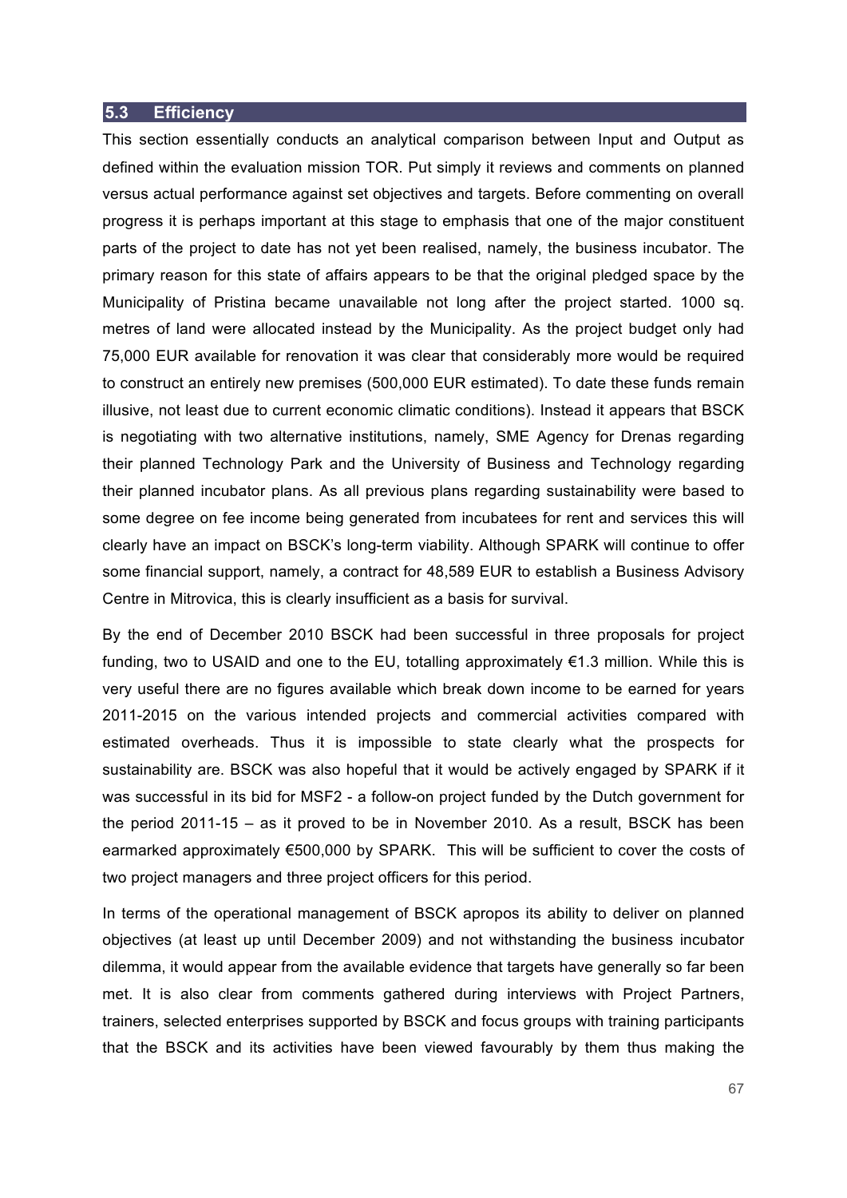## 5.3 Efficiency

This section essentially conducts an analytical comparison between Input and Output as defined within the evaluation mission TOR. Put simply it reviews and comments on planned versus actual performance against set objectives and targets. Before commenting on overall progress it is perhaps important at this stage to emphasis that one of the major constituent parts of the project to date has not yet been realised, namely, the business incubator. The primary reason for this state of affairs appears to be that the original pledged space by the Municipality of Pristina became unavailable not long after the project started. 1000 sq. metres of land were allocated instead by the Municipality. As the project budget only had 75,000 EUR available for renovation it was clear that considerably more would be required to construct an entirely new premises (500,000 EUR estimated). To date these funds remain illusive, not least due to current economic climatic conditions). Instead it appears that BSCK is negotiating with two alternative institutions, namely, SME Agency for Drenas regarding their planned Technology Park and the University of Business and Technology regarding their planned incubator plans. As all previous plans regarding sustainability were based to some degree on fee income being generated from incubatees for rent and services this will clearly have an impact on BSCK's long-term viability. Although SPARK will continue to offer some financial support, namely, a contract for 48,589 EUR to establish a Business Advisory Centre in Mitrovica, this is clearly insufficient as a basis for survival.

By the end of December 2010 BSCK had been successful in three proposals for project funding, two to USAID and one to the EU, totalling approximately €1.3 million. While this is very useful there are no figures available which break down income to be earned for years 2011-2015 on the various intended projects and commercial activities compared with estimated overheads. Thus it is impossible to state clearly what the prospects for sustainability are. BSCK was also hopeful that it would be actively engaged by SPARK if it was successful in its bid for MSF2 - a follow-on project funded by the Dutch government for the period 2011-15 – as it proved to be in November 2010. As a result, BSCK has been earmarked approximately €500,000 by SPARK. This will be sufficient to cover the costs of two project managers and three project officers for this period.

In terms of the operational management of BSCK apropos its ability to deliver on planned objectives (at least up until December 2009) and not withstanding the business incubator dilemma, it would appear from the available evidence that targets have generally so far been met. It is also clear from comments gathered during interviews with Project Partners, trainers, selected enterprises supported by BSCK and focus groups with training participants that the BSCK and its activities have been viewed favourably by them thus making the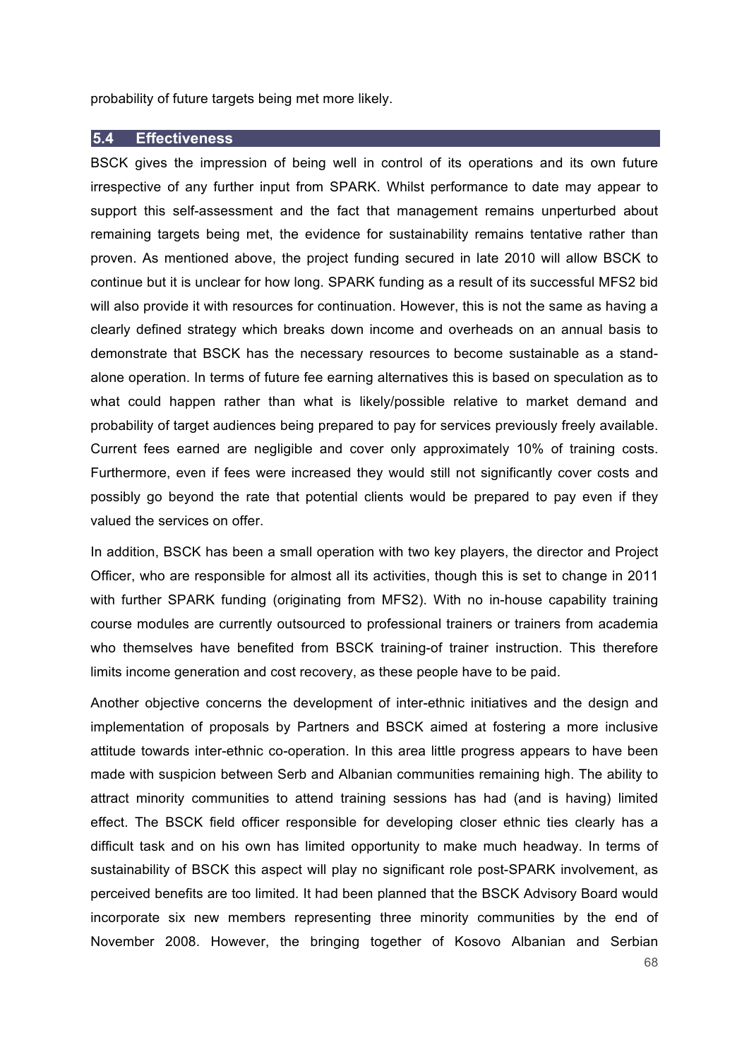probability of future targets being met more likely.

## 5.4 Effectiveness

BSCK gives the impression of being well in control of its operations and its own future irrespective of any further input from SPARK. Whilst performance to date may appear to support this self-assessment and the fact that management remains unperturbed about remaining targets being met, the evidence for sustainability remains tentative rather than proven. As mentioned above, the project funding secured in late 2010 will allow BSCK to continue but it is unclear for how long. SPARK funding as a result of its successful MFS2 bid will also provide it with resources for continuation. However, this is not the same as having a clearly defined strategy which breaks down income and overheads on an annual basis to demonstrate that BSCK has the necessary resources to become sustainable as a stand-alone operation. In terms of future fee earning alternatives this is based on speculation as to what could happen rather than what is likely/possible relative to market demand and probability of target audiences being prepared to pay for services previously freely available. Current fees earned are negligible and cover only approximately 10% of training costs. Furthermore, even if fees were increased they would still not significantly cover costs and possibly go beyond the rate that potential clients would be prepared to pay even if they valued the services on offer.

In addition, BSCK has been a small operation with two key players, the director and Project Officer, who are responsible for almost all its activities, though this is set to change in 2011 with further SPARK funding (originating from MFS2). With no in-house capability training course modules are currently outsourced to professional trainers or trainers from academia who themselves have benefited from BSCK training-of trainer instruction. This therefore limits income generation and cost recovery, as these people have to be paid.

Another objective concerns the development of inter-ethnic initiatives and the design and implementation of proposals by Partners and BSCK aimed at fostering a more inclusive attitude towards inter-ethnic co-operation. In this area little progress appears to have been made with suspicion between Serb and Albanian communities remaining high. The ability to attract minority communities to attend training sessions has had (and is having) limited effect. The BSCK field officer responsible for developing closer ethnic ties clearly has a difficult task and on his own has limited opportunity to make much headway. In terms of sustainability of BSCK this aspect will play no significant role post-SPARK involvement, as perceived benefits are too limited. It had been planned that the BSCK Advisory Board would incorporate six new members representing three minority communities by the end of November 2008. However, the bringing together of Kosovo Albanian and Serbian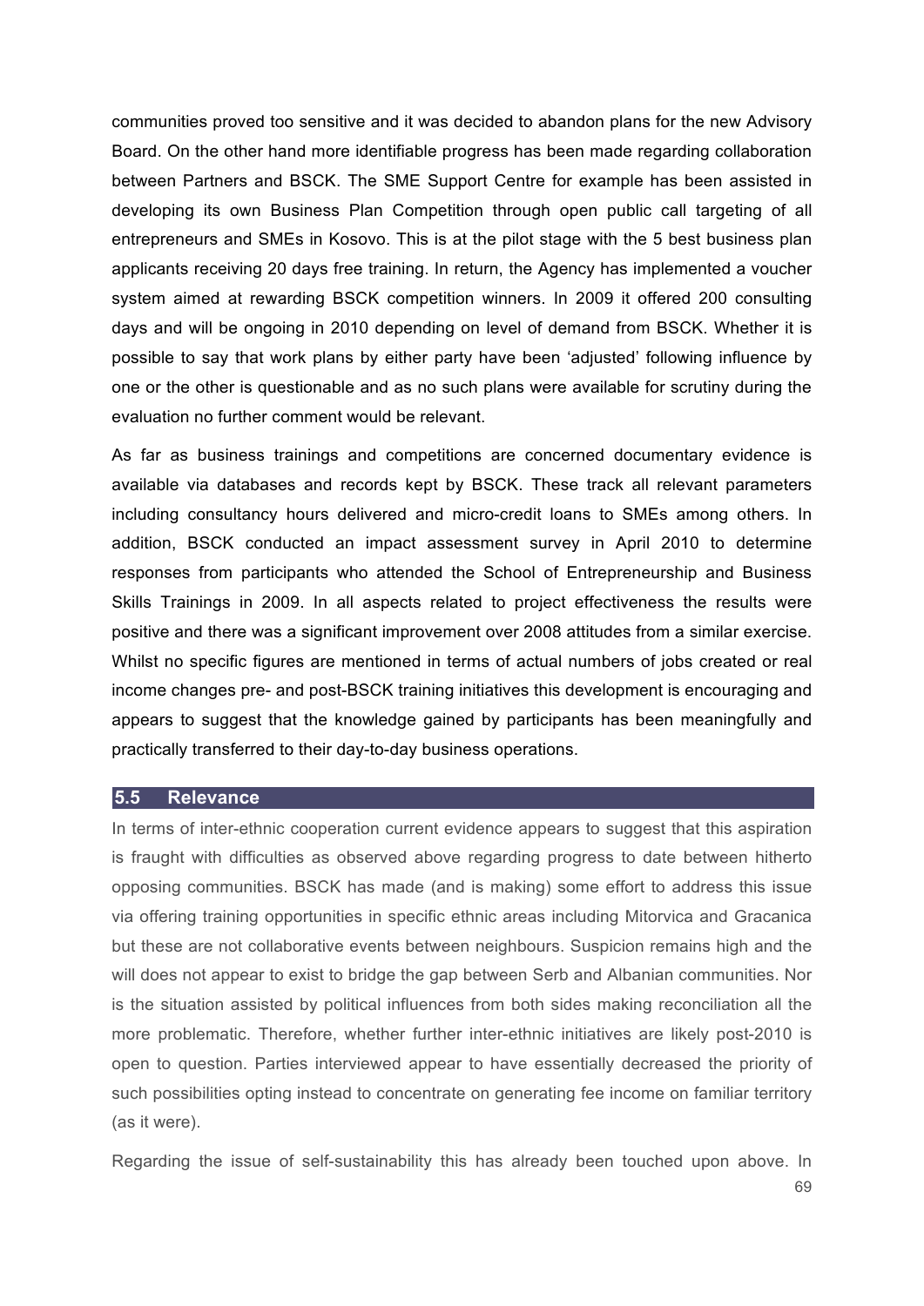communities proved too sensitive and it was decided to abandon plans for the new Advisory Board. On the other hand more identifiable progress has been made regarding collaboration between Partners and BSCK. The SME Support Centre for example has been assisted in developing its own Business Plan Competition through open public call targeting of all entrepreneurs and SMEs in Kosovo. This is at the pilot stage with the 5 best business plan applicants receiving 20 days free training. In return, the Agency has implemented a voucher system aimed at rewarding BSCK competition winners. In 2009 it offered 200 consulting days and will be ongoing in 2010 depending on level of demand from BSCK. Whether it is possible to say that work plans by either party have been 'adjusted' following influence by one or the other is questionable and as no such plans were available for scrutiny during the evaluation no further comment would be relevant.

As far as business trainings and competitions are concerned documentary evidence is available via databases and records kept by BSCK. These track all relevant parameters including consultancy hours delivered and micro-credit loans to SMEs among others. In addition, BSCK conducted an impact assessment survey in April 2010 to determine responses from participants who attended the School of Entrepreneurship and Business Skills Trainings in 2009. In all aspects related to project effectiveness the results were positive and there was a significant improvement over 2008 attitudes from a similar exercise. Whilst no specific figures are mentioned in terms of actual numbers of jobs created or real income changes pre- and post-BSCK training initiatives this development is encouraging and appears to suggest that the knowledge gained by participants has been meaningfully and practically transferred to their day-to-day business operations.

## 5.5 Relevance

In terms of inter-ethnic cooperation current evidence appears to suggest that this aspiration is fraught with difficulties as observed above regarding progress to date between hitherto opposing communities. BSCK has made (and is making) some effort to address this issue via offering training opportunities in specific ethnic areas including Mitorvica and Gracanica but these are not collaborative events between neighbours. Suspicion remains high and the will does not appear to exist to bridge the gap between Serb and Albanian communities. Nor is the situation assisted by political influences from both sides making reconciliation all the more problematic. Therefore, whether further inter-ethnic initiatives are likely post-2010 is open to question. Parties interviewed appear to have essentially decreased the priority of such possibilities opting instead to concentrate on generating fee income on familiar territory (as it were).

Regarding the issue of self-sustainability this has already been touched upon above. In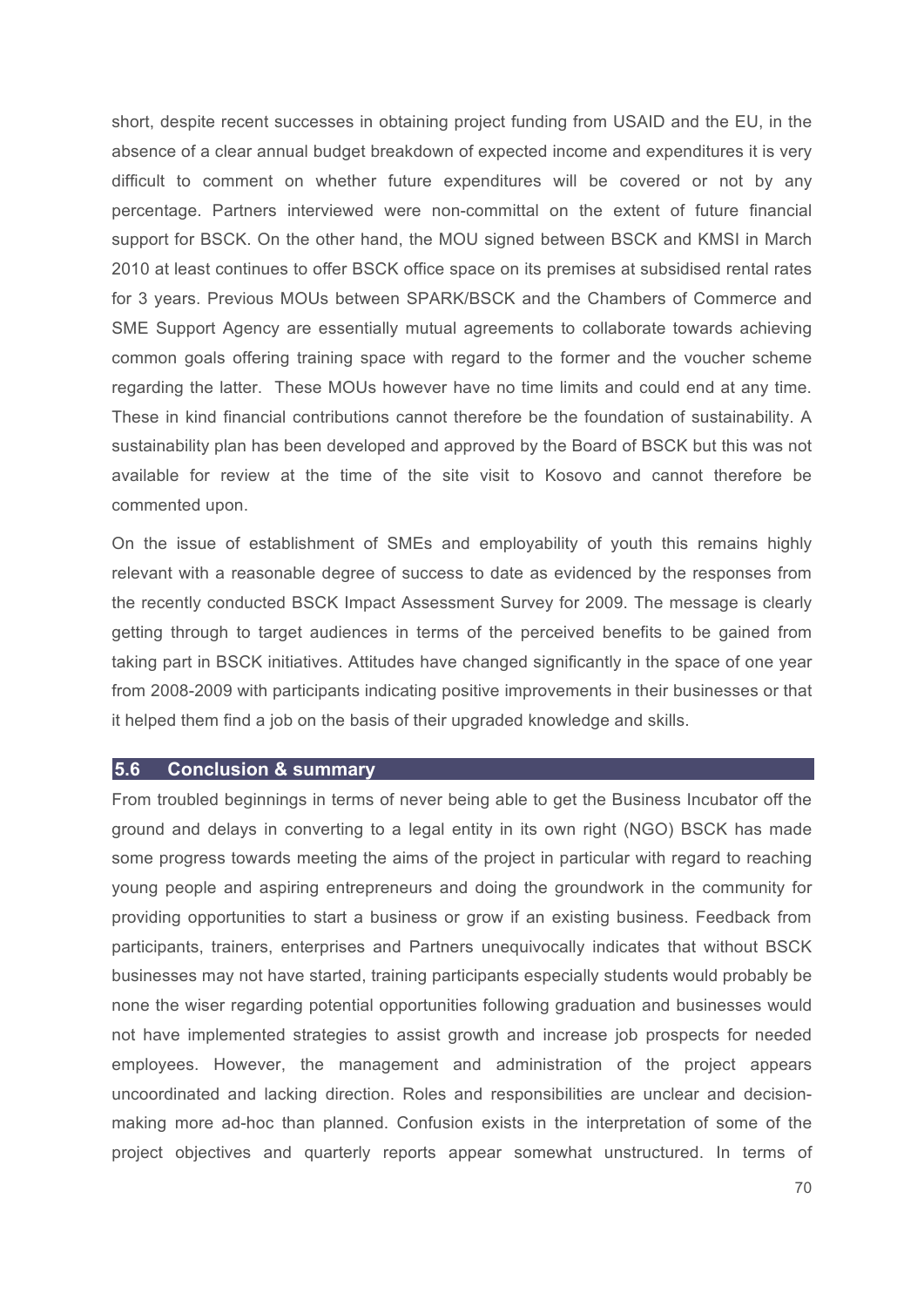short, despite recent successes in obtaining project funding from USAID and the EU, in the absence of a clear annual budget breakdown of expected income and expenditures it is very difficult to comment on whether future expenditures will be covered or not by any percentage. Partners interviewed were non-committal on the extent of future financial support for BSCK. On the other hand, the MOU signed between BSCK and KMSI in March 2010 at least continues to offer BSCK office space on its premises at subsidised rental rates for 3 years. Previous MOUs between SPARK/BSCK and the Chambers of Commerce and SME Support Agency are essentially mutual agreements to collaborate towards achieving common goals offering training space with regard to the former and the voucher scheme regarding the latter. These MOUs however have no time limits and could end at any time. These in kind financial contributions cannot therefore be the foundation of sustainability. A sustainability plan has been developed and approved by the Board of BSCK but this was not available for review at the time of the site visit to Kosovo and cannot therefore be commented upon.

On the issue of establishment of SMEs and employability of youth this remains highly relevant with a reasonable degree of success to date as evidenced by the responses from the recently conducted BSCK Impact Assessment Survey for 2009. The message is clearly getting through to target audiences in terms of the perceived benefits to be gained from taking part in BSCK initiatives. Attitudes have changed significantly in the space of one year from 2008-2009 with participants indicating positive improvements in their businesses or that it helped them find a job on the basis of their upgraded knowledge and skills.

## 5.6 Conclusion & summary

From troubled beginnings in terms of never being able to get the Business Incubator off the ground and delays in converting to a legal entity in its own right (NGO) BSCK has made some progress towards meeting the aims of the project in particular with regard to reaching young people and aspiring entrepreneurs and doing the groundwork in the community for providing opportunities to start a business or grow if an existing business. Feedback from participants, trainers, enterprises and Partners unequivocally indicates that without BSCK businesses may not have started, training participants especially students would probably be none the wiser regarding potential opportunities following graduation and businesses would not have implemented strategies to assist growth and increase job prospects for needed employees. However, the management and administration of the project appears uncoordinated and lacking direction. Roles and responsibilities are unclear and decision-making more ad-hoc than planned. Confusion exists in the interpretation of some of the project objectives and quarterly reports appear somewhat unstructured. In terms of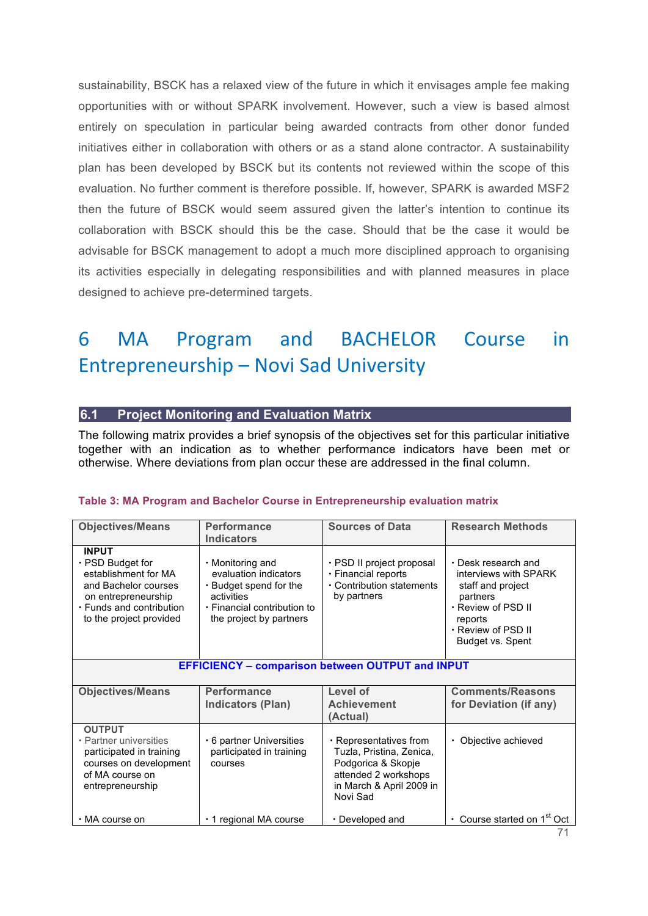sustainability, BSCK has a relaxed view of the future in which it envisages ample fee making opportunities with or without SPARK involvement. However, such a view is based almost entirely on speculation in particular being awarded contracts from other donor funded initiatives either in collaboration with others or as a stand alone contractor. A sustainability plan has been developed by BSCK but its contents not reviewed within the scope of this evaluation. No further comment is therefore possible. If, however, SPARK is awarded MSF2 then the future of BSCK would seem assured given the latter's intention to continue its collaboration with BSCK should this be the case. Should that be the case it would be advisable for BSCK management to adopt a much more disciplined approach to organising its activities especially in delegating responsibilities and with planned measures in place designed to achieve pre-determined targets.

# 6 MA Program and BACHELOR Course in Entrepreneurship – Novi Sad University

## 6.1 Project Monitoring and Evaluation Matrix

The following matrix provides a brief synopsis of the objectives set for this particular initiative together with an indication as to whether performance indicators have been met or otherwise. Where deviations from plan occur these are addressed in the final column.

**Table 3: MA Program and Bachelor Course in Entrepreneurship evaluation matrix**

| Objectives/Means | Performance Indicators | Sources of Data | Research Methods |
|---|---|---|---|
| **INPUT**<br>• PSD Budget for establishment for MA and Bachelor courses on entrepreneurship<br>• Funds and contribution to the project provided | • Monitoring and evaluation indicators<br>• Budget spend for the activities<br>• Financial contribution to the project by partners | • PSD II project proposal<br>• Financial reports<br>• Contribution statements by partners | • Desk research and interviews with SPARK staff and project partners<br>• Review of PSD II reports<br>• Review of PSD II Budget vs. Spent |
| **EFFICIENCY – comparison between OUTPUT and INPUT** | | | |
| **Objectives/Means** | **Performance Indicators (Plan)** | **Level of Achievement (Actual)** | **Comments/Reasons for Deviation (if any)** |
| **OUTPUT**<br>• Partner universities participated in training courses on development of MA course on entrepreneurship | • 6 partner Universities participated in training courses | • Representatives from Tuzla, Pristina, Zenica, Podgorica & Skopje attended 2 workshops in March & April 2009 in Novi Sad | • Objective achieved |
| • MA course on | • 1 regional MA course | • Developed and | • Course started on 1st Oct |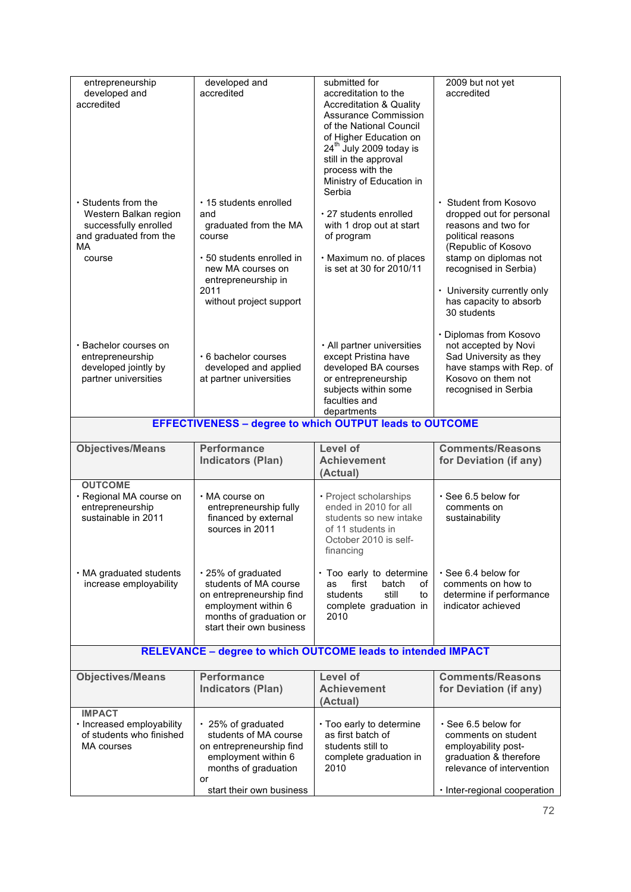| | | | |
|---|---|---|---|
| entrepreneurship developed and accredited | developed and accredited | submitted for accreditation to the Accreditation & Quality Assurance Commission of the National Council of Higher Education on 24th July 2009 today is still in the approval process with the Ministry of Education in Serbia | 2009 but not yet accredited |
| • Students from the Western Balkan region successfully enrolled and graduated from the MA course | • 15 students enrolled and graduated from the MA course<br>• 50 students enrolled in new MA courses on entrepreneurship in 2011 without project support | • 27 students enrolled with 1 drop out at start of program<br>• Maximum no. of places is set at 30 for 2010/11 | • Student from Kosovo dropped out for personal reasons and two for political reasons (Republic of Kosovo stamp on diplomas not recognised in Serbia)<br>• University currently only has capacity to absorb 30 students |
| • Bachelor courses on entrepreneurship developed jointly by partner universities | • 6 bachelor courses developed and applied at partner universities | • All partner universities except Pristina have developed BA courses or entrepreneurship subjects within some faculties and departments | • Diplomas from Kosovo not accepted by Novi Sad University as they have stamps with Rep. of Kosovo on them not recognised in Serbia |
| **EFFECTIVENESS – degree to which OUTPUT leads to OUTCOME** | | | |
| **Objectives/Means** | **Performance Indicators (Plan)** | **Level of Achievement (Actual)** | **Comments/Reasons for Deviation (if any)** |
| **OUTCOME**<br>• Regional MA course on entrepreneurship sustainable in 2011 | • MA course on entrepreneurship fully financed by external sources in 2011 | • Project scholarships ended in 2010 for all students so new intake of 11 students in October 2010 is self-financing | • See 6.5 below for comments on sustainability |
| • MA graduated students increase employability | • 25% of graduated students of MA course on entrepreneurship find employment within 6 months of graduation or start their own business | • Too early to determine as first batch of students still to complete graduation in 2010 | • See 6.4 below for comments on how to determine if performance indicator achieved |
| **RELEVANCE – degree to which OUTCOME leads to intended IMPACT** | | | |
| **Objectives/Means** | **Performance Indicators (Plan)** | **Level of Achievement (Actual)** | **Comments/Reasons for Deviation (if any)** |
| **IMPACT**<br>• Increased employability of students who finished MA courses | • 25% of graduated students of MA course on entrepreneurship find employment within 6 months of graduation or start their own business | • Too early to determine as first batch of students still to complete graduation in 2010 | • See 6.5 below for comments on student employability post-graduation & therefore relevance of intervention<br>• Inter-regional cooperation |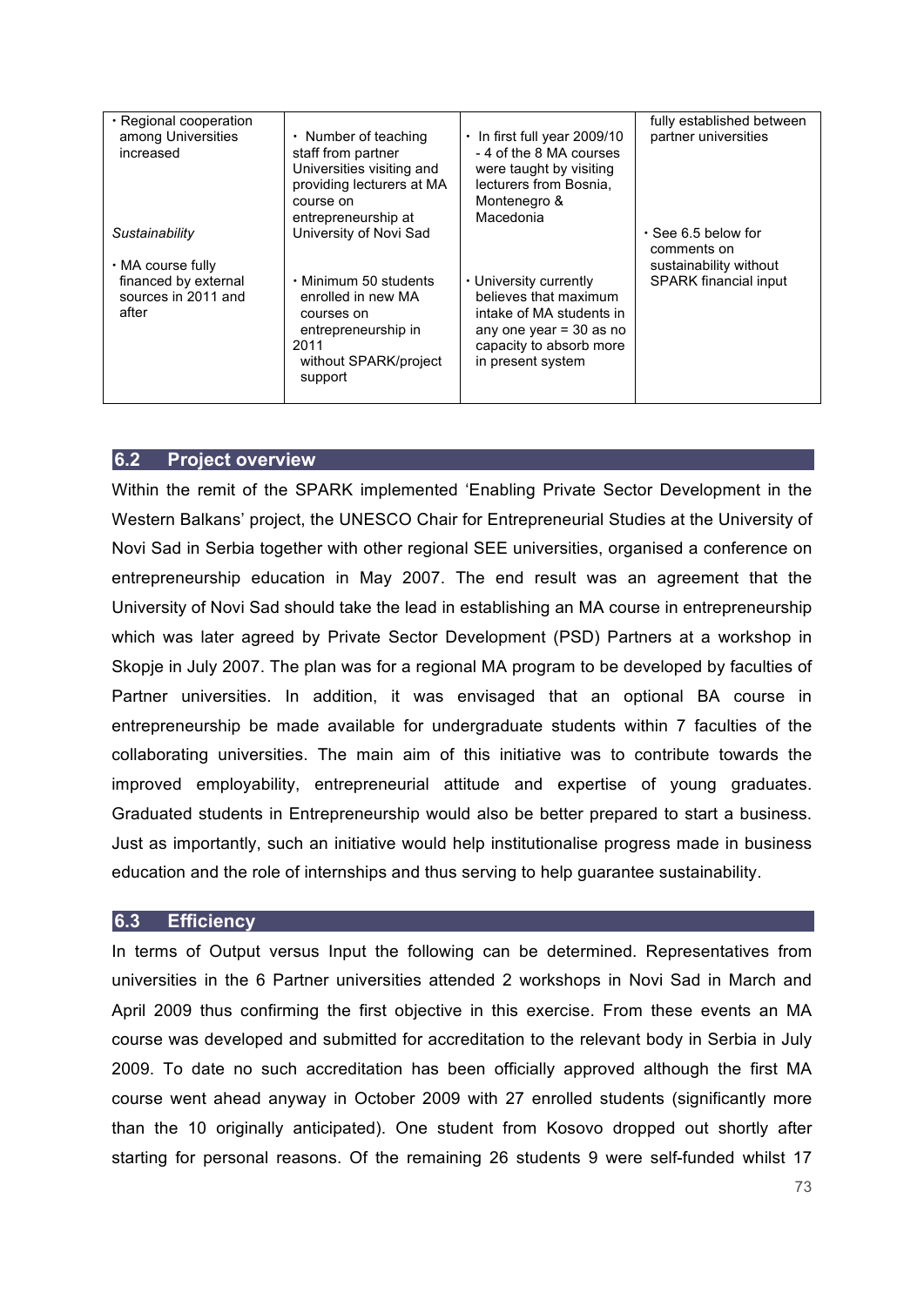| | | | |
|---|---|---|---|
| • Regional cooperation among Universities increased | • Number of teaching staff from partner Universities visiting and providing lecturers at MA course on entrepreneurship at University of Novi Sad | • In first full year 2009/10 - 4 of the 8 MA courses were taught by visiting lecturers from Bosnia, Montenegro & Macedonia | fully established between partner universities |
| *Sustainability* | | | • See 6.5 below for comments on sustainability without SPARK financial input |
| • MA course fully financed by external sources in 2011 and after | • Minimum 50 students enrolled in new MA courses on entrepreneurship in 2011 without SPARK/project support | • University currently believes that maximum intake of MA students in any one year = 30 as no capacity to absorb more in present system | |

## 6.2 Project overview

Within the remit of the SPARK implemented 'Enabling Private Sector Development in the Western Balkans' project, the UNESCO Chair for Entrepreneurial Studies at the University of Novi Sad in Serbia together with other regional SEE universities, organised a conference on entrepreneurship education in May 2007. The end result was an agreement that the University of Novi Sad should take the lead in establishing an MA course in entrepreneurship which was later agreed by Private Sector Development (PSD) Partners at a workshop in Skopje in July 2007. The plan was for a regional MA program to be developed by faculties of Partner universities. In addition, it was envisaged that an optional BA course in entrepreneurship be made available for undergraduate students within 7 faculties of the collaborating universities. The main aim of this initiative was to contribute towards the improved employability, entrepreneurial attitude and expertise of young graduates. Graduated students in Entrepreneurship would also be better prepared to start a business. Just as importantly, such an initiative would help institutionalise progress made in business education and the role of internships and thus serving to help guarantee sustainability.

## 6.3 Efficiency

In terms of Output versus Input the following can be determined. Representatives from universities in the 6 Partner universities attended 2 workshops in Novi Sad in March and April 2009 thus confirming the first objective in this exercise. From these events an MA course was developed and submitted for accreditation to the relevant body in Serbia in July 2009. To date no such accreditation has been officially approved although the first MA course went ahead anyway in October 2009 with 27 enrolled students (significantly more than the 10 originally anticipated). One student from Kosovo dropped out shortly after starting for personal reasons. Of the remaining 26 students 9 were self-funded whilst 17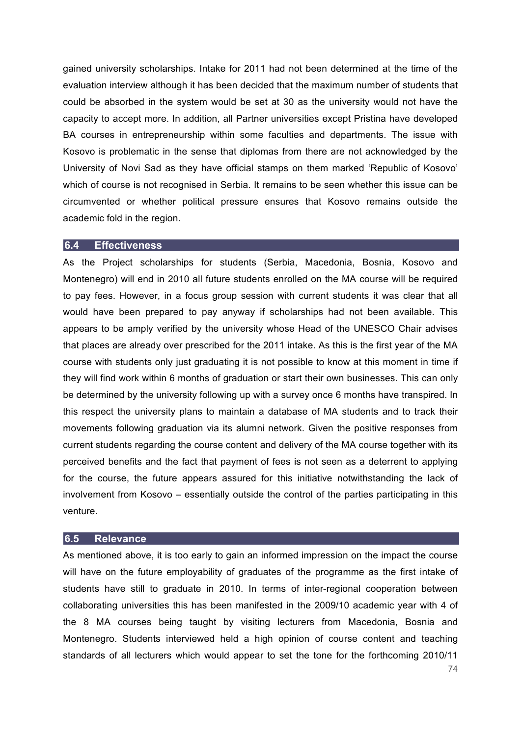gained university scholarships. Intake for 2011 had not been determined at the time of the evaluation interview although it has been decided that the maximum number of students that could be absorbed in the system would be set at 30 as the university would not have the capacity to accept more. In addition, all Partner universities except Pristina have developed BA courses in entrepreneurship within some faculties and departments. The issue with Kosovo is problematic in the sense that diplomas from there are not acknowledged by the University of Novi Sad as they have official stamps on them marked 'Republic of Kosovo' which of course is not recognised in Serbia. It remains to be seen whether this issue can be circumvented or whether political pressure ensures that Kosovo remains outside the academic fold in the region.

## 6.4 Effectiveness

As the Project scholarships for students (Serbia, Macedonia, Bosnia, Kosovo and Montenegro) will end in 2010 all future students enrolled on the MA course will be required to pay fees. However, in a focus group session with current students it was clear that all would have been prepared to pay anyway if scholarships had not been available. This appears to be amply verified by the university whose Head of the UNESCO Chair advises that places are already over prescribed for the 2011 intake. As this is the first year of the MA course with students only just graduating it is not possible to know at this moment in time if they will find work within 6 months of graduation or start their own businesses. This can only be determined by the university following up with a survey once 6 months have transpired. In this respect the university plans to maintain a database of MA students and to track their movements following graduation via its alumni network. Given the positive responses from current students regarding the course content and delivery of the MA course together with its perceived benefits and the fact that payment of fees is not seen as a deterrent to applying for the course, the future appears assured for this initiative notwithstanding the lack of involvement from Kosovo – essentially outside the control of the parties participating in this venture.

## 6.5 Relevance

As mentioned above, it is too early to gain an informed impression on the impact the course will have on the future employability of graduates of the programme as the first intake of students have still to graduate in 2010. In terms of inter-regional cooperation between collaborating universities this has been manifested in the 2009/10 academic year with 4 of the 8 MA courses being taught by visiting lecturers from Macedonia, Bosnia and Montenegro. Students interviewed held a high opinion of course content and teaching standards of all lecturers which would appear to set the tone for the forthcoming 2010/11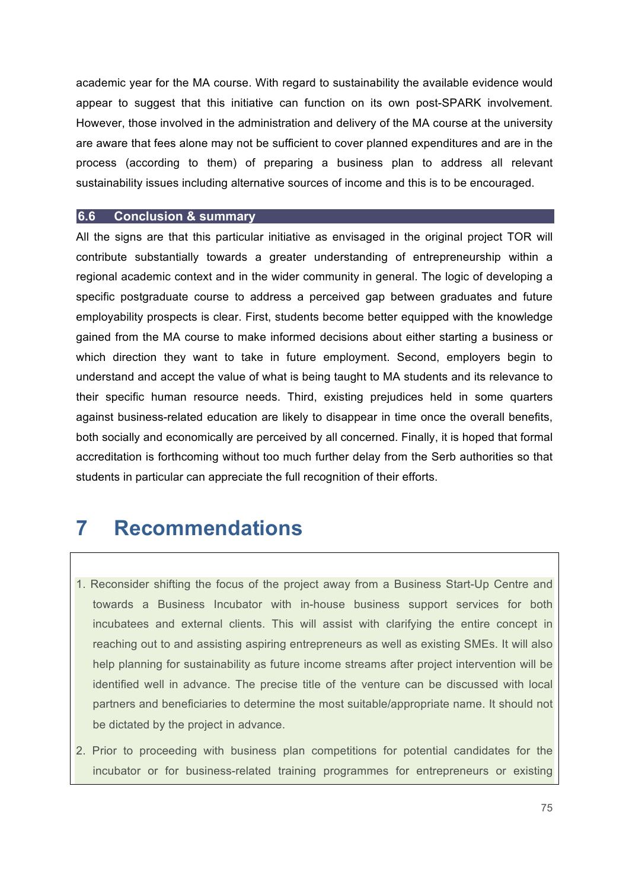academic year for the MA course. With regard to sustainability the available evidence would appear to suggest that this initiative can function on its own post-SPARK involvement. However, those involved in the administration and delivery of the MA course at the university are aware that fees alone may not be sufficient to cover planned expenditures and are in the process (according to them) of preparing a business plan to address all relevant sustainability issues including alternative sources of income and this is to be encouraged.

### 6.6 Conclusion & summary

All the signs are that this particular initiative as envisaged in the original project TOR will contribute substantially towards a greater understanding of entrepreneurship within a regional academic context and in the wider community in general. The logic of developing a specific postgraduate course to address a perceived gap between graduates and future employability prospects is clear. First, students become better equipped with the knowledge gained from the MA course to make informed decisions about either starting a business or which direction they want to take in future employment. Second, employers begin to understand and accept the value of what is being taught to MA students and its relevance to their specific human resource needs. Third, existing prejudices held in some quarters against business-related education are likely to disappear in time once the overall benefits, both socially and economically are perceived by all concerned. Finally, it is hoped that formal accreditation is forthcoming without too much further delay from the Serb authorities so that students in particular can appreciate the full recognition of their efforts.

# 7 Recommendations

1. Reconsider shifting the focus of the project away from a Business Start-Up Centre and towards a Business Incubator with in-house business support services for both incubatees and external clients. This will assist with clarifying the entire concept in reaching out to and assisting aspiring entrepreneurs as well as existing SMEs. It will also help planning for sustainability as future income streams after project intervention will be identified well in advance. The precise title of the venture can be discussed with local partners and beneficiaries to determine the most suitable/appropriate name. It should not be dictated by the project in advance.
2. Prior to proceeding with business plan competitions for potential candidates for the incubator or for business-related training programmes for entrepreneurs or existing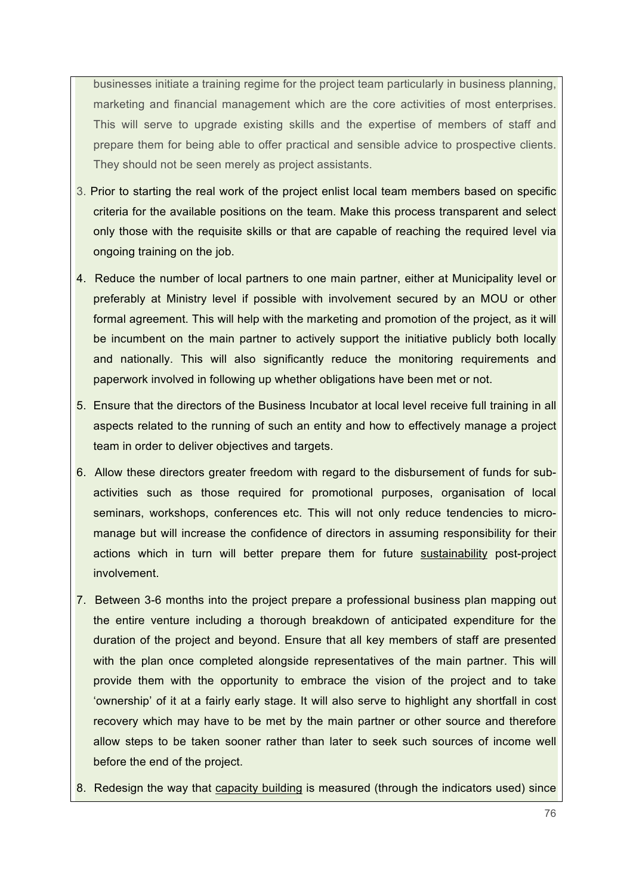businesses initiate a training regime for the project team particularly in business planning, marketing and financial management which are the core activities of most enterprises. This will serve to upgrade existing skills and the expertise of members of staff and prepare them for being able to offer practical and sensible advice to prospective clients. They should not be seen merely as project assistants.

3. Prior to starting the real work of the project enlist local team members based on specific criteria for the available positions on the team. Make this process transparent and select only those with the requisite skills or that are capable of reaching the required level via ongoing training on the job.
4. Reduce the number of local partners to one main partner, either at Municipality level or preferably at Ministry level if possible with involvement secured by an MOU or other formal agreement. This will help with the marketing and promotion of the project, as it will be incumbent on the main partner to actively support the initiative publicly both locally and nationally. This will also significantly reduce the monitoring requirements and paperwork involved in following up whether obligations have been met or not.
5. Ensure that the directors of the Business Incubator at local level receive full training in all aspects related to the running of such an entity and how to effectively manage a project team in order to deliver objectives and targets.
6. Allow these directors greater freedom with regard to the disbursement of funds for sub-activities such as those required for promotional purposes, organisation of local seminars, workshops, conferences etc. This will not only reduce tendencies to micro-manage but will increase the confidence of directors in assuming responsibility for their actions which in turn will better prepare them for future sustainability post-project involvement.
7. Between 3-6 months into the project prepare a professional business plan mapping out the entire venture including a thorough breakdown of anticipated expenditure for the duration of the project and beyond. Ensure that all key members of staff are presented with the plan once completed alongside representatives of the main partner. This will provide them with the opportunity to embrace the vision of the project and to take 'ownership' of it at a fairly early stage. It will also serve to highlight any shortfall in cost recovery which may have to be met by the main partner or other source and therefore allow steps to be taken sooner rather than later to seek such sources of income well before the end of the project.
8. Redesign the way that capacity building is measured (through the indicators used) since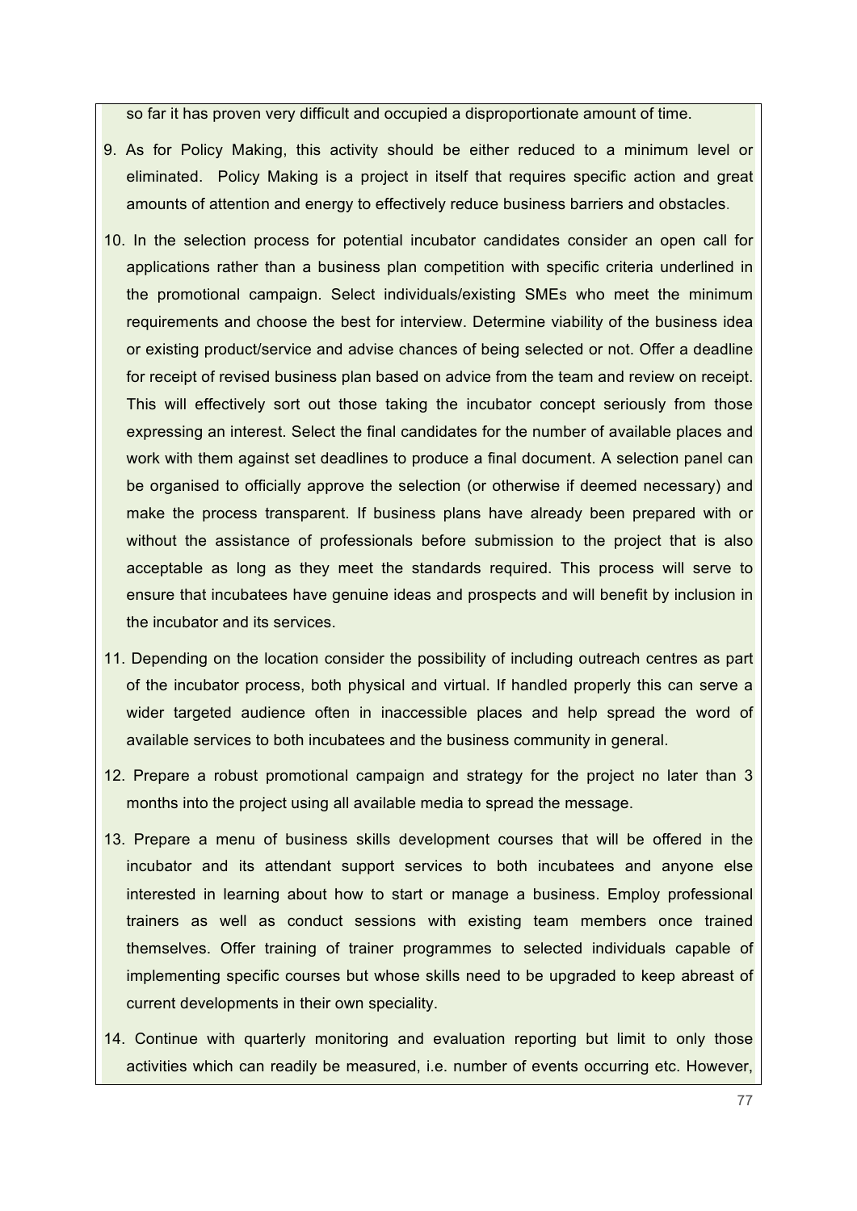so far it has proven very difficult and occupied a disproportionate amount of time.

9. As for Policy Making, this activity should be either reduced to a minimum level or eliminated. Policy Making is a project in itself that requires specific action and great amounts of attention and energy to effectively reduce business barriers and obstacles.

10. In the selection process for potential incubator candidates consider an open call for applications rather than a business plan competition with specific criteria underlined in the promotional campaign. Select individuals/existing SMEs who meet the minimum requirements and choose the best for interview. Determine viability of the business idea or existing product/service and advise chances of being selected or not. Offer a deadline for receipt of revised business plan based on advice from the team and review on receipt. This will effectively sort out those taking the incubator concept seriously from those expressing an interest. Select the final candidates for the number of available places and work with them against set deadlines to produce a final document. A selection panel can be organised to officially approve the selection (or otherwise if deemed necessary) and make the process transparent. If business plans have already been prepared with or without the assistance of professionals before submission to the project that is also acceptable as long as they meet the standards required. This process will serve to ensure that incubatees have genuine ideas and prospects and will benefit by inclusion in the incubator and its services.

11. Depending on the location consider the possibility of including outreach centres as part of the incubator process, both physical and virtual. If handled properly this can serve a wider targeted audience often in inaccessible places and help spread the word of available services to both incubatees and the business community in general.

12. Prepare a robust promotional campaign and strategy for the project no later than 3 months into the project using all available media to spread the message.

13. Prepare a menu of business skills development courses that will be offered in the incubator and its attendant support services to both incubatees and anyone else interested in learning about how to start or manage a business. Employ professional trainers as well as conduct sessions with existing team members once trained themselves. Offer training of trainer programmes to selected individuals capable of implementing specific courses but whose skills need to be upgraded to keep abreast of current developments in their own speciality.

14. Continue with quarterly monitoring and evaluation reporting but limit to only those activities which can readily be measured, i.e. number of events occurring etc. However,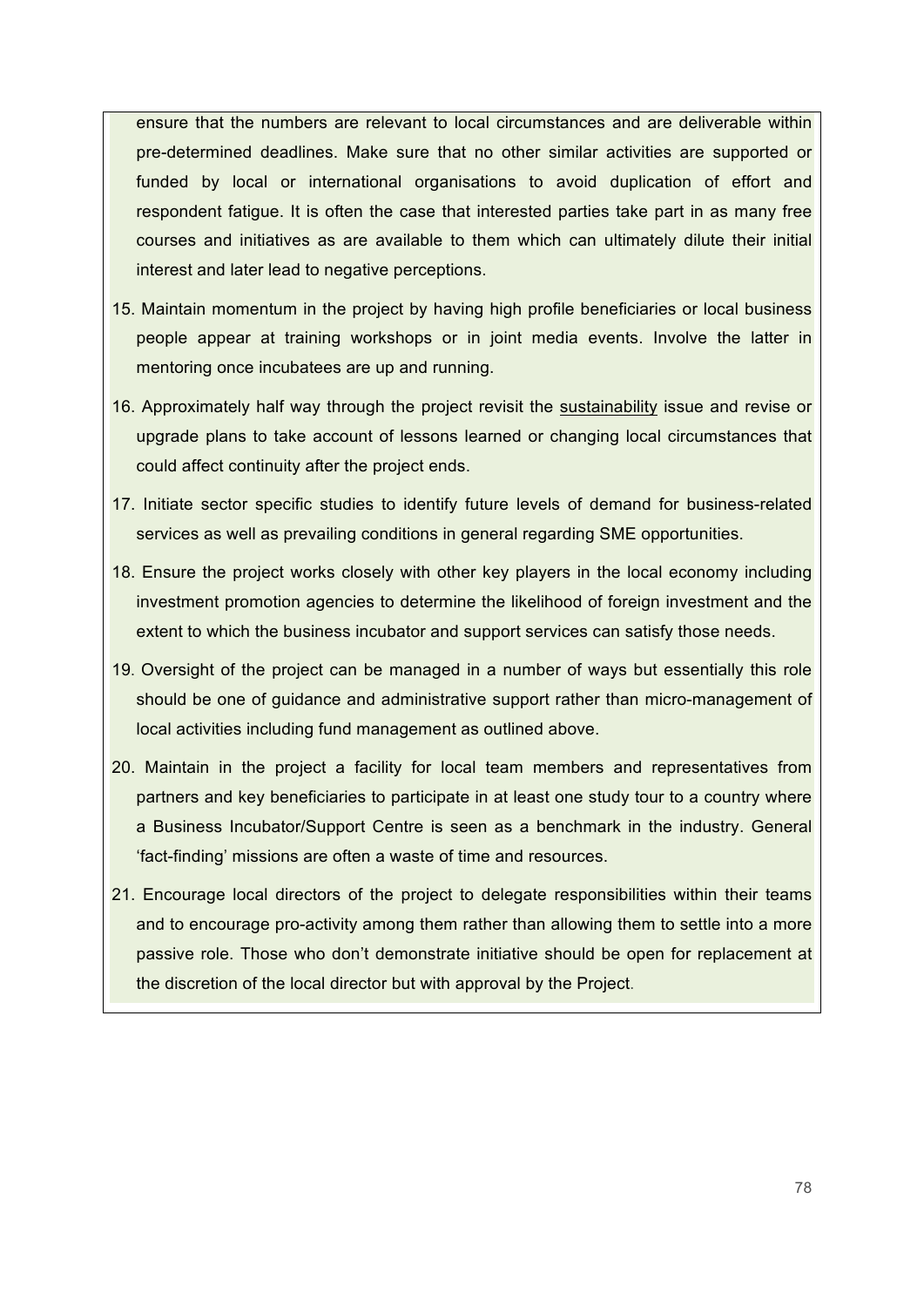ensure that the numbers are relevant to local circumstances and are deliverable within pre-determined deadlines. Make sure that no other similar activities are supported or funded by local or international organisations to avoid duplication of effort and respondent fatigue. It is often the case that interested parties take part in as many free courses and initiatives as are available to them which can ultimately dilute their initial interest and later lead to negative perceptions.

15. Maintain momentum in the project by having high profile beneficiaries or local business people appear at training workshops or in joint media events. Involve the latter in mentoring once incubatees are up and running.
16. Approximately half way through the project revisit the sustainability issue and revise or upgrade plans to take account of lessons learned or changing local circumstances that could affect continuity after the project ends.
17. Initiate sector specific studies to identify future levels of demand for business-related services as well as prevailing conditions in general regarding SME opportunities.
18. Ensure the project works closely with other key players in the local economy including investment promotion agencies to determine the likelihood of foreign investment and the extent to which the business incubator and support services can satisfy those needs.
19. Oversight of the project can be managed in a number of ways but essentially this role should be one of guidance and administrative support rather than micro-management of local activities including fund management as outlined above.
20. Maintain in the project a facility for local team members and representatives from partners and key beneficiaries to participate in at least one study tour to a country where a Business Incubator/Support Centre is seen as a benchmark in the industry. General 'fact-finding' missions are often a waste of time and resources.
21. Encourage local directors of the project to delegate responsibilities within their teams and to encourage pro-activity among them rather than allowing them to settle into a more passive role. Those who don't demonstrate initiative should be open for replacement at the discretion of the local director but with approval by the Project.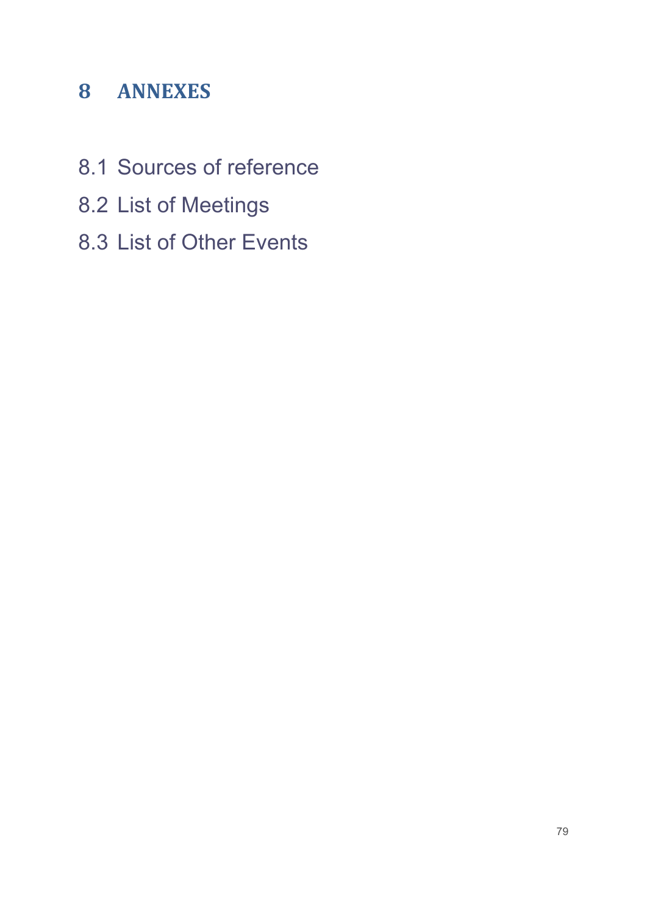# 8 ANNEXES

## 8.1 Sources of reference

## 8.2 List of Meetings

## 8.3 List of Other Events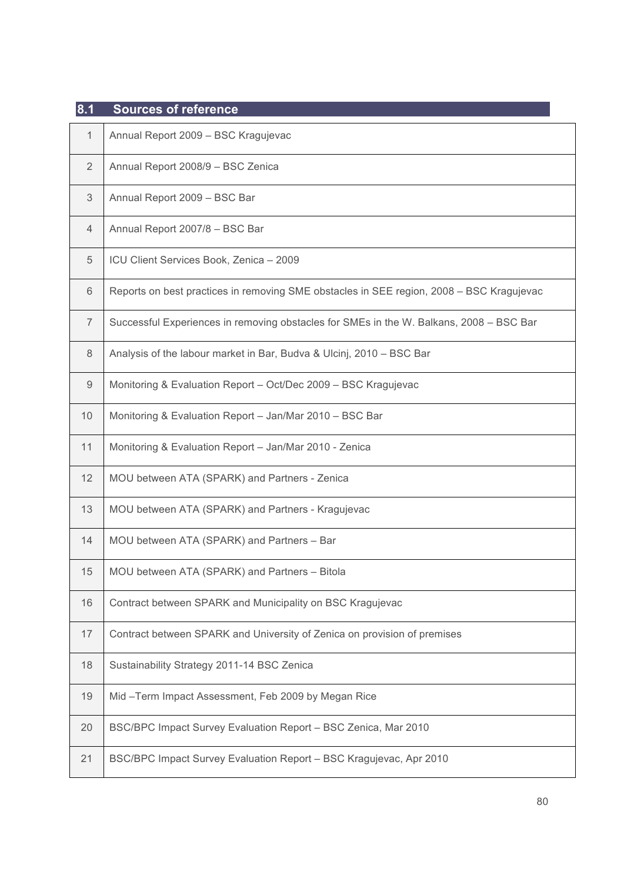## 8.1 Sources of reference

| | |
|---|---|
| 1 | Annual Report 2009 – BSC Kragujevac |
| 2 | Annual Report 2008/9 – BSC Zenica |
| 3 | Annual Report 2009 – BSC Bar |
| 4 | Annual Report 2007/8 – BSC Bar |
| 5 | ICU Client Services Book, Zenica – 2009 |
| 6 | Reports on best practices in removing SME obstacles in SEE region, 2008 – BSC Kragujevac |
| 7 | Successful Experiences in removing obstacles for SMEs in the W. Balkans, 2008 – BSC Bar |
| 8 | Analysis of the labour market in Bar, Budva & Ulcinj, 2010 – BSC Bar |
| 9 | Monitoring & Evaluation Report – Oct/Dec 2009 – BSC Kragujevac |
| 10 | Monitoring & Evaluation Report – Jan/Mar 2010 – BSC Bar |
| 11 | Monitoring & Evaluation Report – Jan/Mar 2010 - Zenica |
| 12 | MOU between ATA (SPARK) and Partners - Zenica |
| 13 | MOU between ATA (SPARK) and Partners - Kragujevac |
| 14 | MOU between ATA (SPARK) and Partners – Bar |
| 15 | MOU between ATA (SPARK) and Partners – Bitola |
| 16 | Contract between SPARK and Municipality on BSC Kragujevac |
| 17 | Contract between SPARK and University of Zenica on provision of premises |
| 18 | Sustainability Strategy 2011-14 BSC Zenica |
| 19 | Mid –Term Impact Assessment, Feb 2009 by Megan Rice |
| 20 | BSC/BPC Impact Survey Evaluation Report – BSC Zenica, Mar 2010 |
| 21 | BSC/BPC Impact Survey Evaluation Report – BSC Kragujevac, Apr 2010 |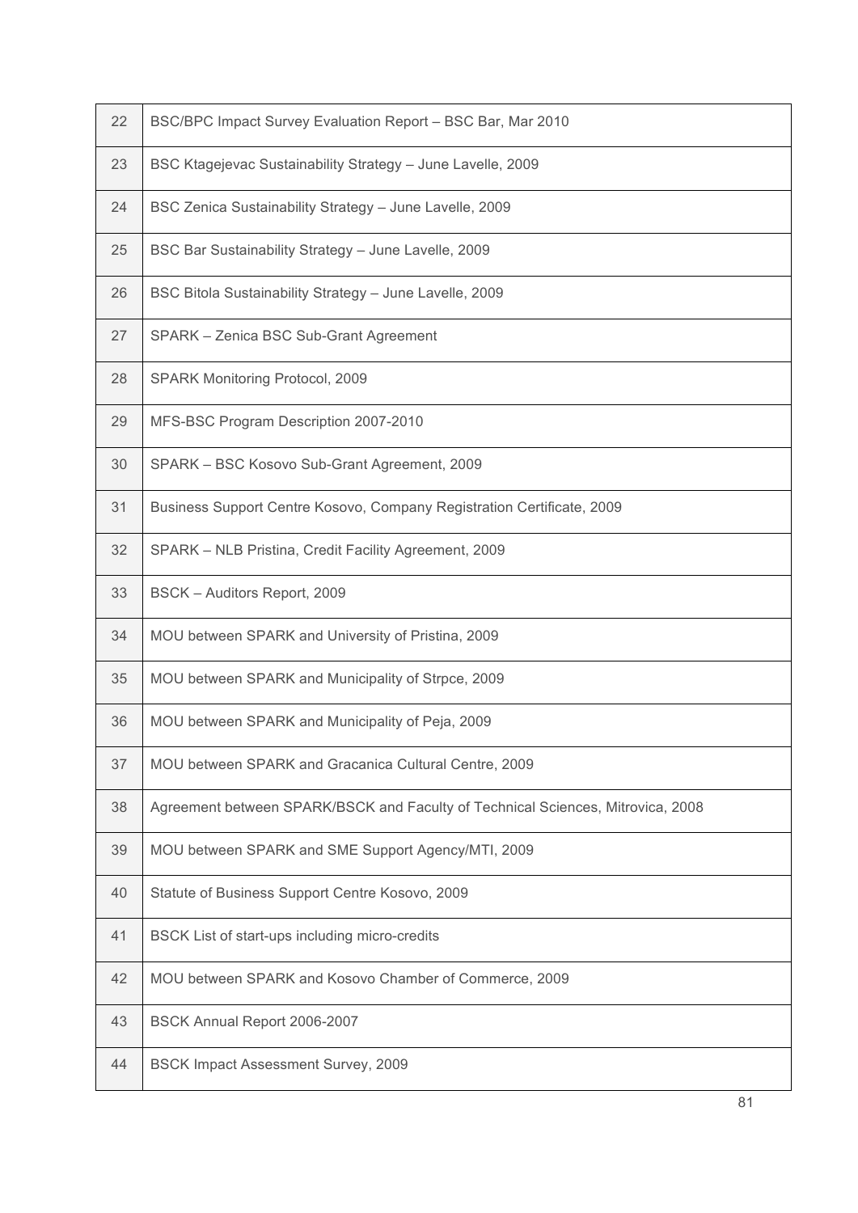| | |
|---|---|
| 22 | BSC/BPC Impact Survey Evaluation Report – BSC Bar, Mar 2010 |
| 23 | BSC Ktagejevac Sustainability Strategy – June Lavelle, 2009 |
| 24 | BSC Zenica Sustainability Strategy – June Lavelle, 2009 |
| 25 | BSC Bar Sustainability Strategy – June Lavelle, 2009 |
| 26 | BSC Bitola Sustainability Strategy – June Lavelle, 2009 |
| 27 | SPARK – Zenica BSC Sub-Grant Agreement |
| 28 | SPARK Monitoring Protocol, 2009 |
| 29 | MFS-BSC Program Description 2007-2010 |
| 30 | SPARK – BSC Kosovo Sub-Grant Agreement, 2009 |
| 31 | Business Support Centre Kosovo, Company Registration Certificate, 2009 |
| 32 | SPARK – NLB Pristina, Credit Facility Agreement, 2009 |
| 33 | BSCK – Auditors Report, 2009 |
| 34 | MOU between SPARK and University of Pristina, 2009 |
| 35 | MOU between SPARK and Municipality of Strpce, 2009 |
| 36 | MOU between SPARK and Municipality of Peja, 2009 |
| 37 | MOU between SPARK and Gracanica Cultural Centre, 2009 |
| 38 | Agreement between SPARK/BSCK and Faculty of Technical Sciences, Mitrovica, 2008 |
| 39 | MOU between SPARK and SME Support Agency/MTI, 2009 |
| 40 | Statute of Business Support Centre Kosovo, 2009 |
| 41 | BSCK List of start-ups including micro-credits |
| 42 | MOU between SPARK and Kosovo Chamber of Commerce, 2009 |
| 43 | BSCK Annual Report 2006-2007 |
| 44 | BSCK Impact Assessment Survey, 2009 |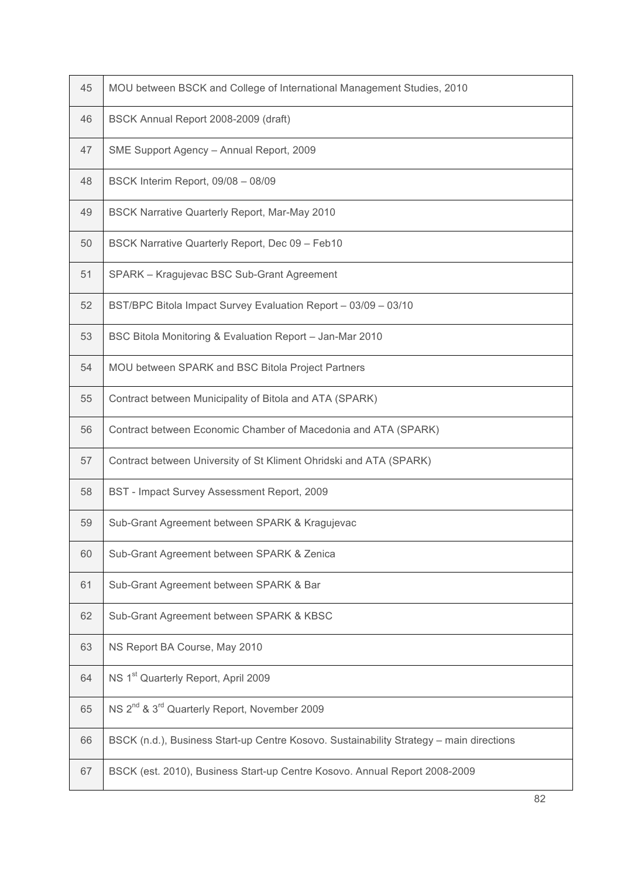| | |
|---|---|
| 45 | MOU between BSCK and College of International Management Studies, 2010 |
| 46 | BSCK Annual Report 2008-2009 (draft) |
| 47 | SME Support Agency – Annual Report, 2009 |
| 48 | BSCK Interim Report, 09/08 – 08/09 |
| 49 | BSCK Narrative Quarterly Report, Mar-May 2010 |
| 50 | BSCK Narrative Quarterly Report, Dec 09 – Feb10 |
| 51 | SPARK – Kragujevac BSC Sub-Grant Agreement |
| 52 | BST/BPC Bitola Impact Survey Evaluation Report – 03/09 – 03/10 |
| 53 | BSC Bitola Monitoring & Evaluation Report – Jan-Mar 2010 |
| 54 | MOU between SPARK and BSC Bitola Project Partners |
| 55 | Contract between Municipality of Bitola and ATA (SPARK) |
| 56 | Contract between Economic Chamber of Macedonia and ATA (SPARK) |
| 57 | Contract between University of St Kliment Ohridski and ATA (SPARK) |
| 58 | BST - Impact Survey Assessment Report, 2009 |
| 59 | Sub-Grant Agreement between SPARK & Kragujevac |
| 60 | Sub-Grant Agreement between SPARK & Zenica |
| 61 | Sub-Grant Agreement between SPARK & Bar |
| 62 | Sub-Grant Agreement between SPARK & KBSC |
| 63 | NS Report BA Course, May 2010 |
| 64 | NS 1st Quarterly Report, April 2009 |
| 65 | NS 2nd & 3rd Quarterly Report, November 2009 |
| 66 | BSCK (n.d.), Business Start-up Centre Kosovo. Sustainability Strategy – main directions |
| 67 | BSCK (est. 2010), Business Start-up Centre Kosovo. Annual Report 2008-2009 |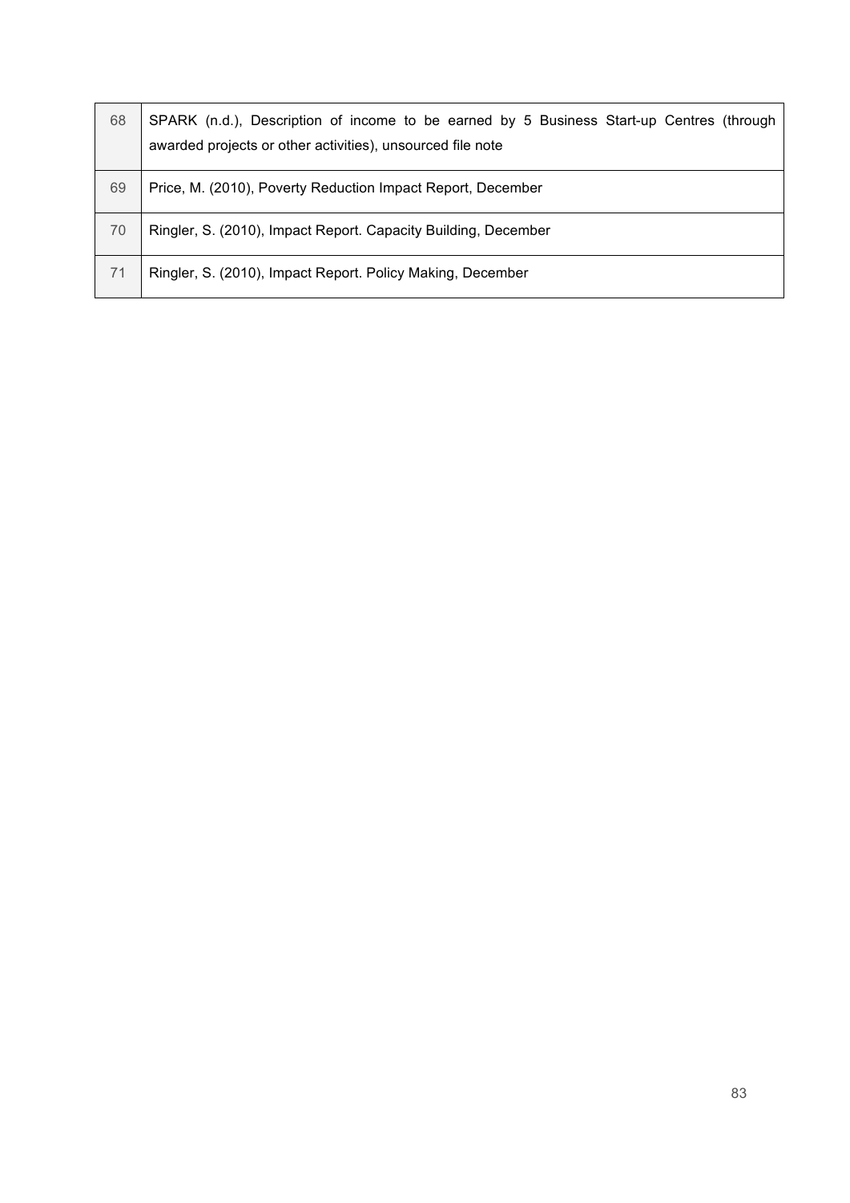| | |
|---|---|
| 68 | SPARK (n.d.), Description of income to be earned by 5 Business Start-up Centres (through awarded projects or other activities), unsourced file note |
| 69 | Price, M. (2010), Poverty Reduction Impact Report, December |
| 70 | Ringler, S. (2010), Impact Report. Capacity Building, December |
| 71 | Ringler, S. (2010), Impact Report. Policy Making, December |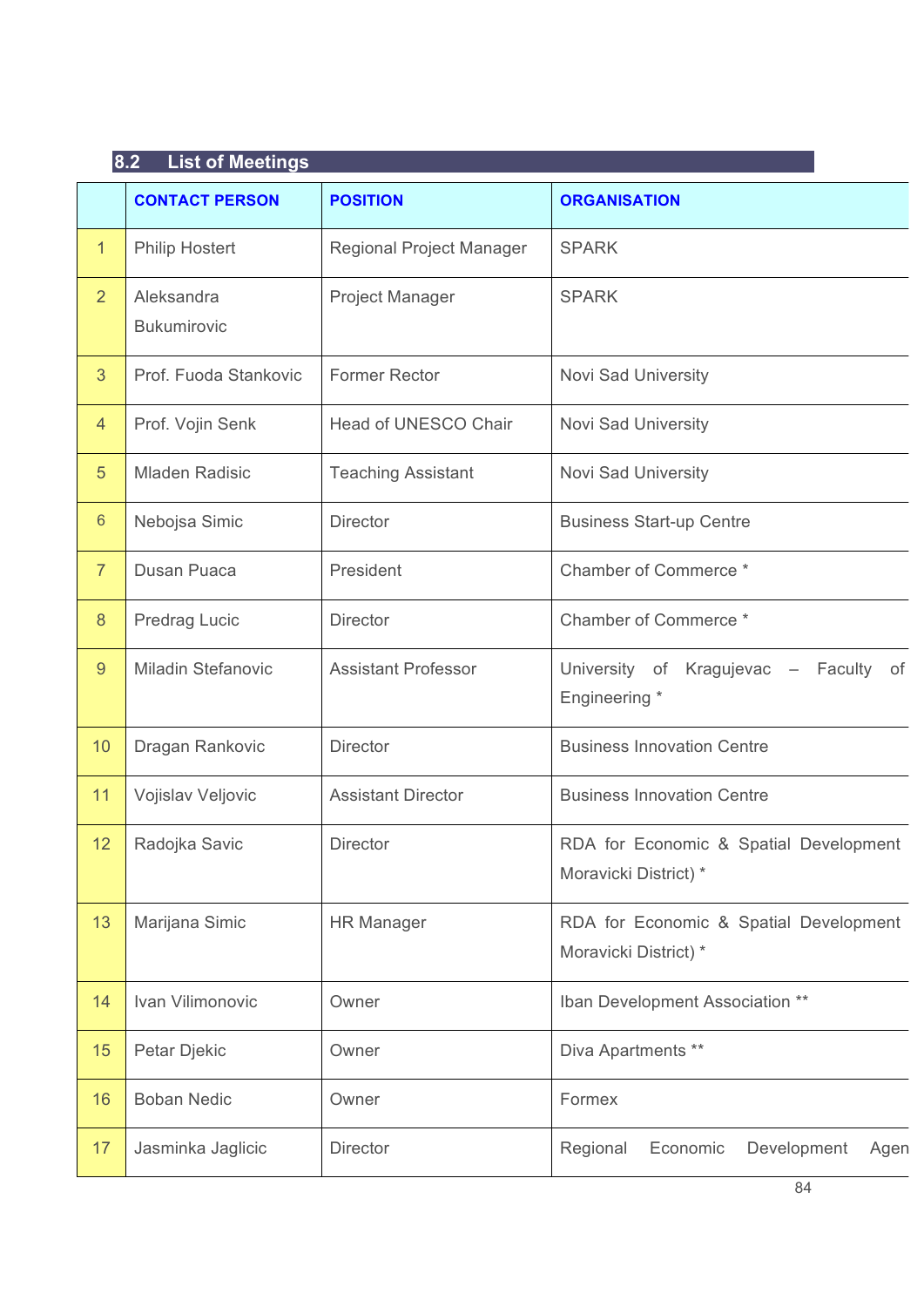## 8.2 List of Meetings

| | CONTACT PERSON | POSITION | ORGANISATION |
|---|---|---|---|
| 1 | Philip Hostert | Regional Project Manager | SPARK |
| 2 | Aleksandra Bukumirovic | Project Manager | SPARK |
| 3 | Prof. Fuoda Stankovic | Former Rector | Novi Sad University |
| 4 | Prof. Vojin Senk | Head of UNESCO Chair | Novi Sad University |
| 5 | Mladen Radisic | Teaching Assistant | Novi Sad University |
| 6 | Nebojsa Simic | Director | Business Start-up Centre |
| 7 | Dusan Puaca | President | Chamber of Commerce * |
| 8 | Predrag Lucic | Director | Chamber of Commerce * |
| 9 | Miladin Stefanovic | Assistant Professor | University of Kragujevac – Faculty of Engineering * |
| 10 | Dragan Rankovic | Director | Business Innovation Centre |
| 11 | Vojislav Veljovic | Assistant Director | Business Innovation Centre |
| 12 | Radojka Savic | Director | RDA for Economic & Spatial Development Moravicki District) * |
| 13 | Marijana Simic | HR Manager | RDA for Economic & Spatial Development Moravicki District) * |
| 14 | Ivan Vilimonovic | Owner | Iban Development Association ** |
| 15 | Petar Djekic | Owner | Diva Apartments ** |
| 16 | Boban Nedic | Owner | Formex |
| 17 | Jasminka Jaglicic | Director | Regional Economic Development Agen |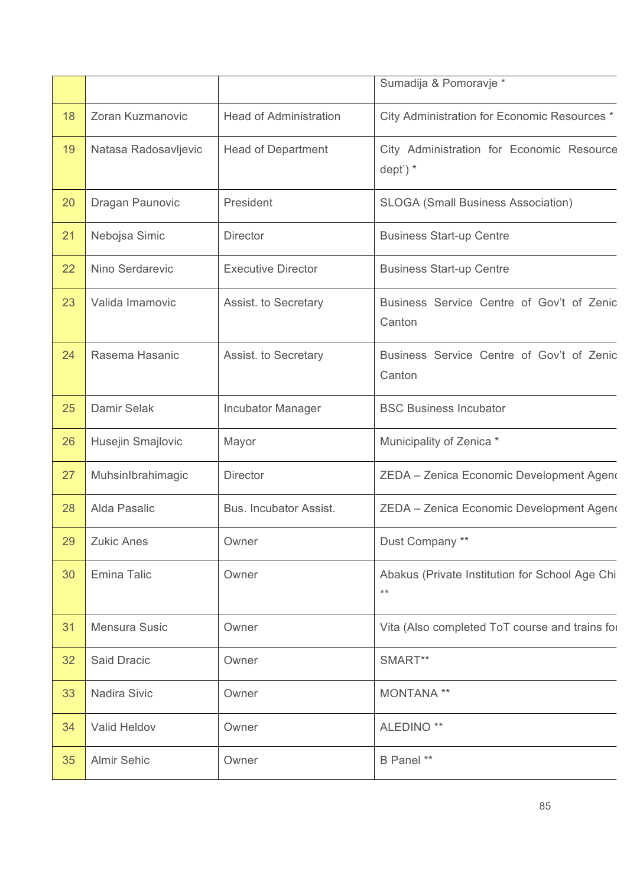|  |  |  | Sumadija & Pomoravje * |
|---|---|---|---|
| 18 | Zoran Kuzmanovic | Head of Administration | City Administration for Economic Resources * |
| 19 | Natasa Radosavljevic | Head of Department | City Administration for Economic Resource dept') * |
| 20 | Dragan Paunovic | President | SLOGA (Small Business Association) |
| 21 | Nebojsa Simic | Director | Business Start-up Centre |
| 22 | Nino Serdarevic | Executive Director | Business Start-up Centre |
| 23 | Valida Imamovic | Assist. to Secretary | Business Service Centre of Gov't of Zenic Canton |
| 24 | Rasema Hasanic | Assist. to Secretary | Business Service Centre of Gov't of Zenic Canton |
| 25 | Damir Selak | Incubator Manager | BSC Business Incubator |
| 26 | Husejin Smajlovic | Mayor | Municipality of Zenica * |
| 27 | MuhsinIbrahimagic | Director | ZEDA – Zenica Economic Development Agenc |
| 28 | Alda Pasalic | Bus. Incubator Assist. | ZEDA – Zenica Economic Development Agenc |
| 29 | Zukic Anes | Owner | Dust Company ** |
| 30 | Emina Talic | Owner | Abakus (Private Institution for School Age Chi ** |
| 31 | Mensura Susic | Owner | Vita (Also completed ToT course and trains fo |
| 32 | Said Dracic | Owner | SMART** |
| 33 | Nadira Sivic | Owner | MONTANA ** |
| 34 | Valid Heldov | Owner | ALEDINO ** |
| 35 | Almir Sehic | Owner | B Panel ** |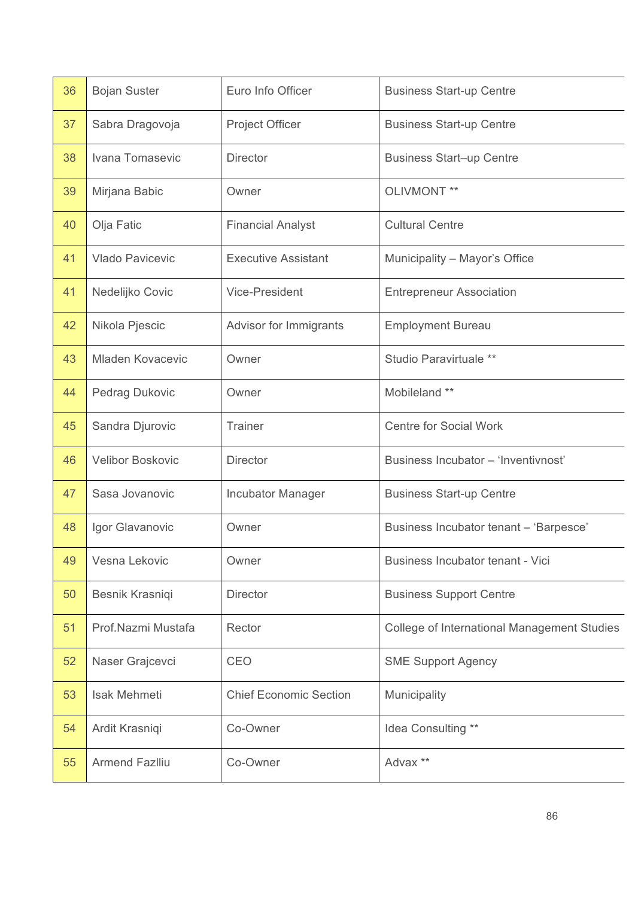| | | | |
|---|---|---|---|
| 36 | Bojan Suster | Euro Info Officer | Business Start-up Centre |
| 37 | Sabra Dragovoja | Project Officer | Business Start-up Centre |
| 38 | Ivana Tomasevic | Director | Business Start–up Centre |
| 39 | Mirjana Babic | Owner | OLIVMONT ** |
| 40 | Olja Fatic | Financial Analyst | Cultural Centre |
| 41 | Vlado Pavicevic | Executive Assistant | Municipality – Mayor’s Office |
| 41 | Nedelijko Covic | Vice-President | Entrepreneur Association |
| 42 | Nikola Pjescic | Advisor for Immigrants | Employment Bureau |
| 43 | Mladen Kovacevic | Owner | Studio Paravirtuale ** |
| 44 | Pedrag Dukovic | Owner | Mobileland ** |
| 45 | Sandra Djurovic | Trainer | Centre for Social Work |
| 46 | Velibor Boskovic | Director | Business Incubator – ‘Inventivnost’ |
| 47 | Sasa Jovanovic | Incubator Manager | Business Start-up Centre |
| 48 | Igor Glavanovic | Owner | Business Incubator tenant – ‘Barpesce’ |
| 49 | Vesna Lekovic | Owner | Business Incubator tenant - Vici |
| 50 | Besnik Krasniqi | Director | Business Support Centre |
| 51 | Prof.Nazmi Mustafa | Rector | College of International Management Studies |
| 52 | Naser Grajcevci | CEO | SME Support Agency |
| 53 | Isak Mehmeti | Chief Economic Section | Municipality |
| 54 | Ardit Krasniqi | Co-Owner | Idea Consulting ** |
| 55 | Armend Fazlliu | Co-Owner | Advax ** |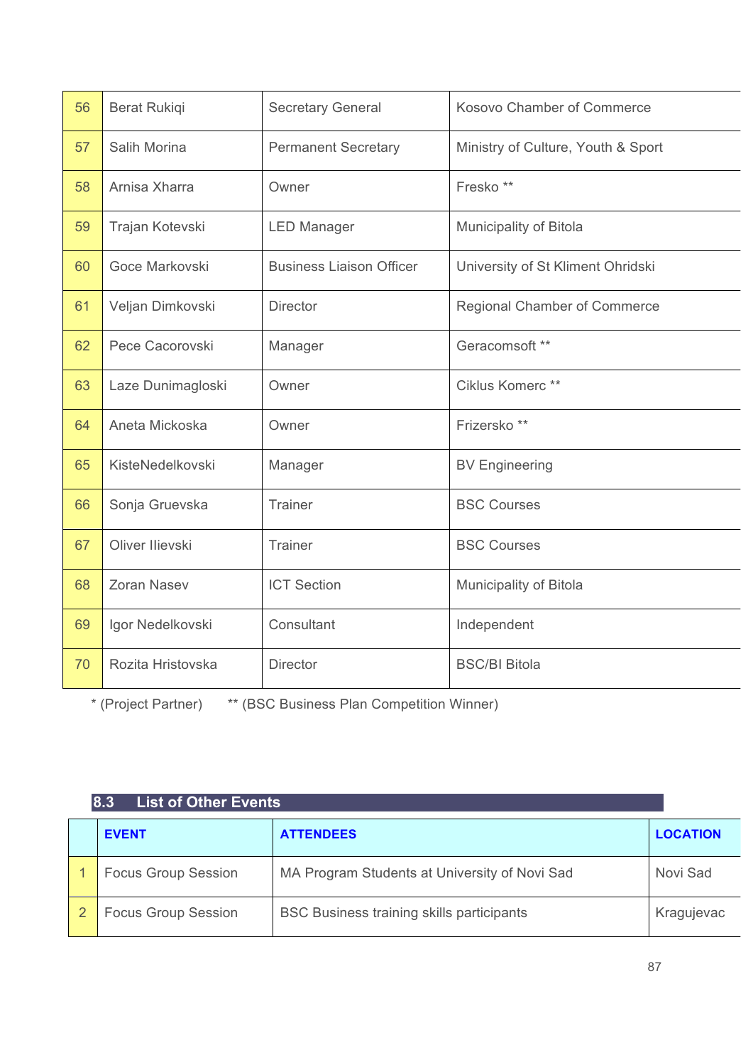| | | | |
|---|---|---|---|
| 56 | Berat Rukiqi | Secretary General | Kosovo Chamber of Commerce |
| 57 | Salih Morina | Permanent Secretary | Ministry of Culture, Youth & Sport |
| 58 | Arnisa Xharra | Owner | Fresko ** |
| 59 | Trajan Kotevski | LED Manager | Municipality of Bitola |
| 60 | Goce Markovski | Business Liaison Officer | University of St Kliment Ohridski |
| 61 | Veljan Dimkovski | Director | Regional Chamber of Commerce |
| 62 | Pece Cacorovski | Manager | Geracomsoft ** |
| 63 | Laze Dunimagloski | Owner | Ciklus Komerc ** |
| 64 | Aneta Mickoska | Owner | Frizersko ** |
| 65 | KisteNedelkovski | Manager | BV Engineering |
| 66 | Sonja Gruevska | Trainer | BSC Courses |
| 67 | Oliver Ilievski | Trainer | BSC Courses |
| 68 | Zoran Nasev | ICT Section | Municipality of Bitola |
| 69 | Igor Nedelkovski | Consultant | Independent |
| 70 | Rozita Hristovska | Director | BSC/BI Bitola |

* (Project Partner)   ** (BSC Business Plan Competition Winner)

## 8.3 List of Other Events

| | EVENT | ATTENDEES | LOCATION |
|---|---|---|---|
| 1 | Focus Group Session | MA Program Students at University of Novi Sad | Novi Sad |
| 2 | Focus Group Session | BSC Business training skills participants | Kragujevac |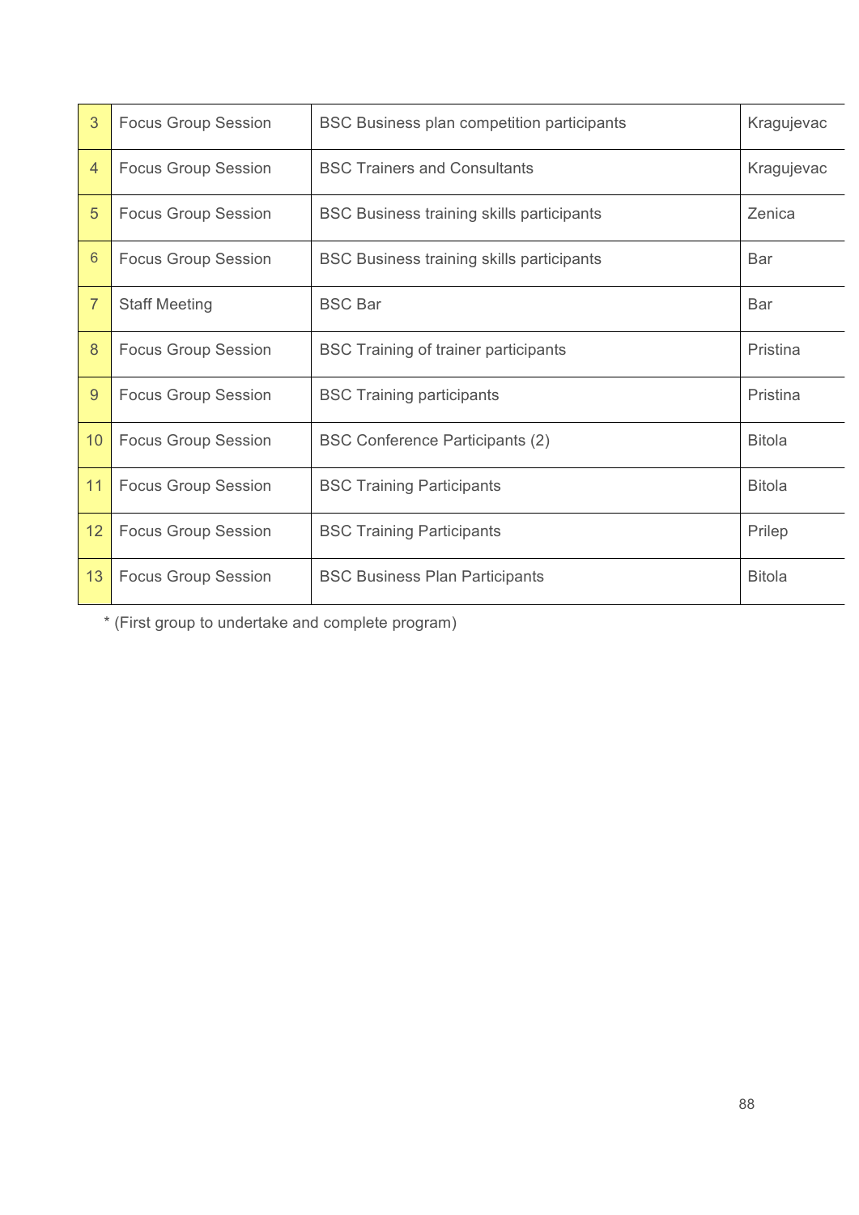| | | | |
|---|---|---|---|
| 3 | Focus Group Session | BSC Business plan competition participants | Kragujevac |
| 4 | Focus Group Session | BSC Trainers and Consultants | Kragujevac |
| 5 | Focus Group Session | BSC Business training skills participants | Zenica |
| 6 | Focus Group Session | BSC Business training skills participants | Bar |
| 7 | Staff Meeting | BSC Bar | Bar |
| 8 | Focus Group Session | BSC Training of trainer participants | Pristina |
| 9 | Focus Group Session | BSC Training participants | Pristina |
| 10 | Focus Group Session | BSC Conference Participants (2) | Bitola |
| 11 | Focus Group Session | BSC Training Participants | Bitola |
| 12 | Focus Group Session | BSC Training Participants | Prilep |
| 13 | Focus Group Session | BSC Business Plan Participants | Bitola |

* (First group to undertake and complete program)